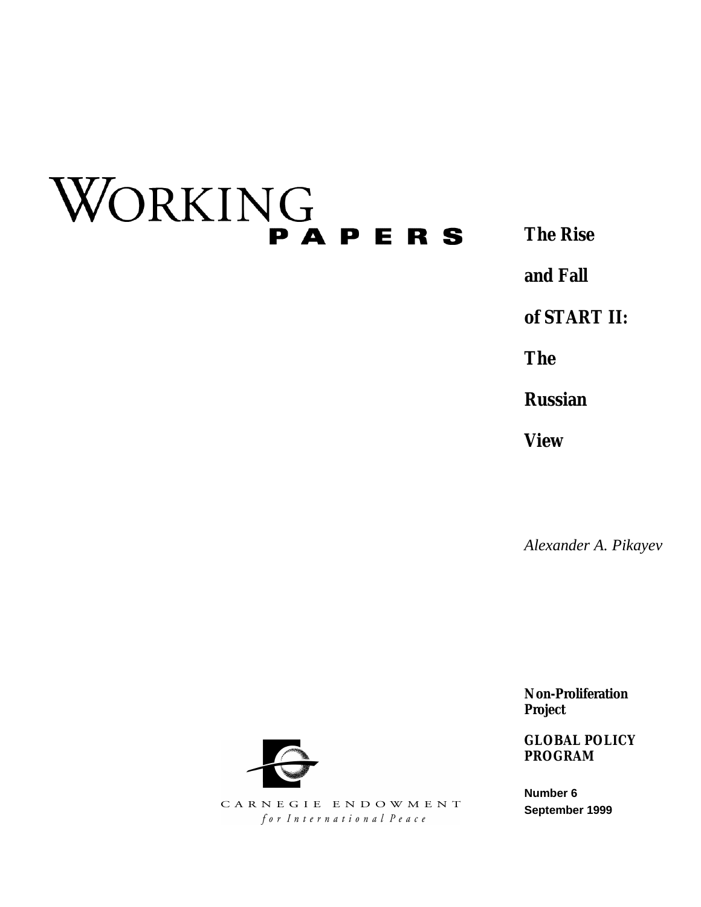WORKING PAPERS

# The Rise and Fall of START II: The Russian View

*Alexander A. Pikayev*

**Non-Proliferation Project**

**GLOBAL POLICY PROGRAM**

**Number 6**
**September 1999**

CARNEGIE ENDOWMENT
*for International Peace*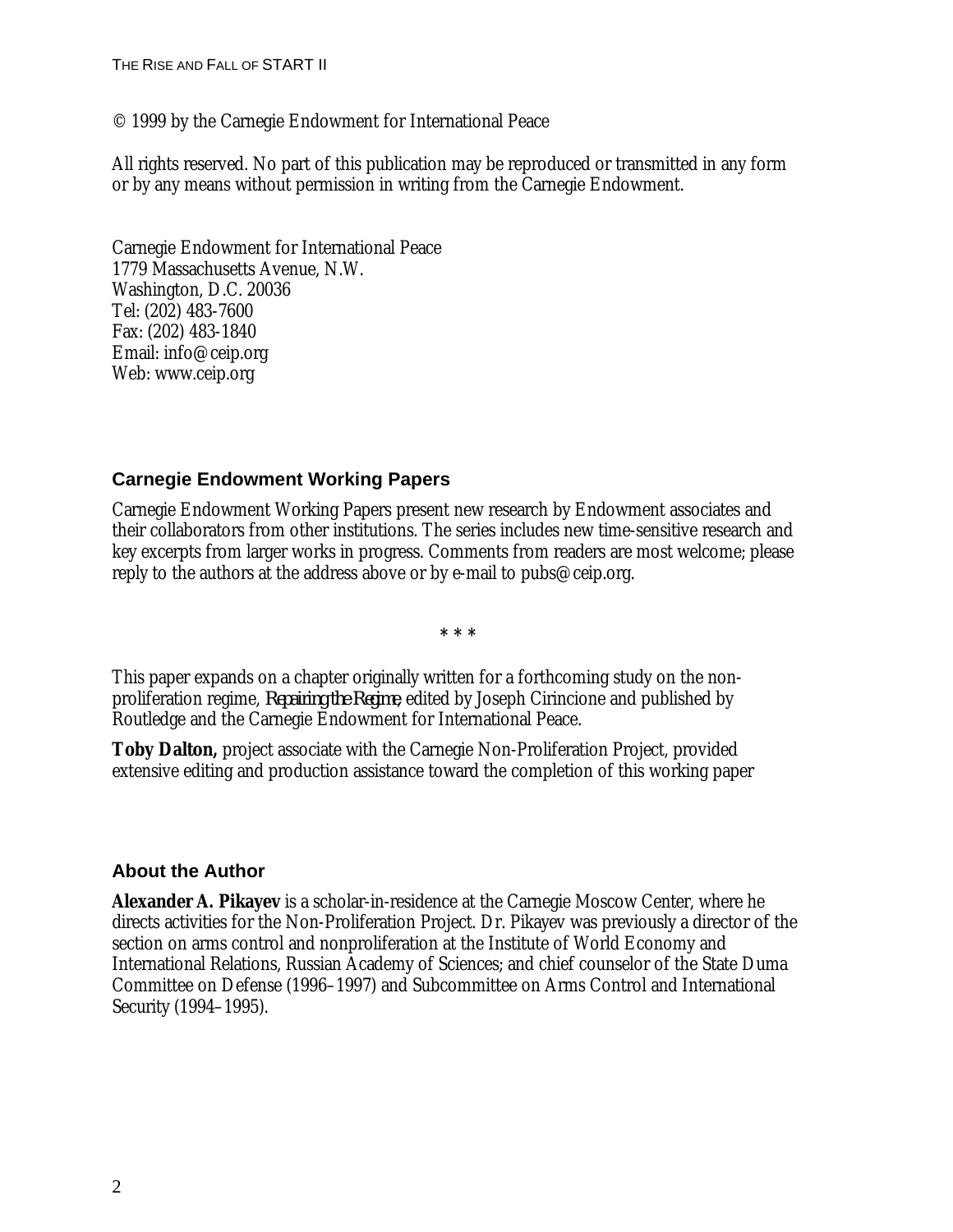© 1999 by the Carnegie Endowment for International Peace

All rights reserved. No part of this publication may be reproduced or transmitted in any form or by any means without permission in writing from the Carnegie Endowment.

Carnegie Endowment for International Peace
1779 Massachusetts Avenue, N.W.
Washington, D.C. 20036
Tel: (202) 483-7600
Fax: (202) 483-1840
Email: info@ceip.org
Web: www.ceip.org

## Carnegie Endowment Working Papers

Carnegie Endowment Working Papers present new research by Endowment associates and their collaborators from other institutions. The series includes new time-sensitive research and key excerpts from larger works in progress. Comments from readers are most welcome; please reply to the authors at the address above or by e-mail to pubs@ceip.org.

\* \* \*

This paper expands on a chapter originally written for a forthcoming study on the non-proliferation regime, *Repairing the Regime*, edited by Joseph Cirincione and published by Routledge and the Carnegie Endowment for International Peace.

**Toby Dalton,** project associate with the Carnegie Non-Proliferation Project, provided extensive editing and production assistance toward the completion of this working paper

## About the Author

**Alexander A. Pikayev** is a scholar-in-residence at the Carnegie Moscow Center, where he directs activities for the Non-Proliferation Project. Dr. Pikayev was previously a director of the section on arms control and nonproliferation at the Institute of World Economy and International Relations, Russian Academy of Sciences; and chief counselor of the State Duma Committee on Defense (1996–1997) and Subcommittee on Arms Control and International Security (1994–1995).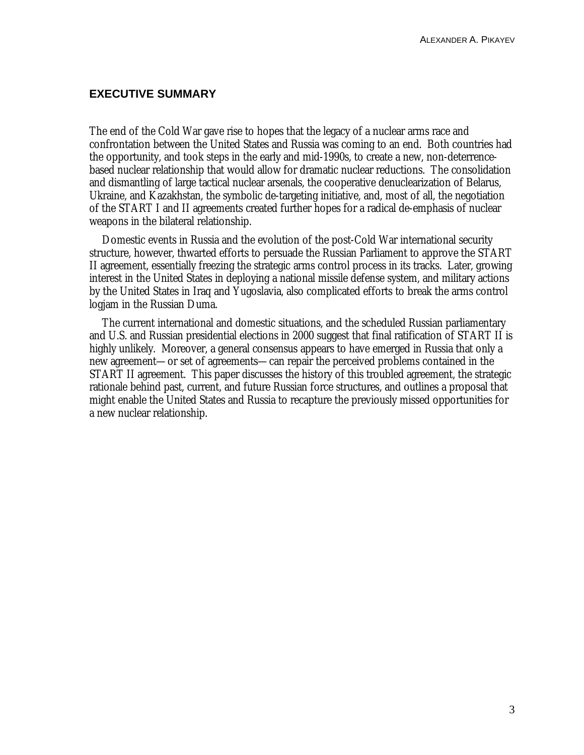## EXECUTIVE SUMMARY

The end of the Cold War gave rise to hopes that the legacy of a nuclear arms race and confrontation between the United States and Russia was coming to an end. Both countries had the opportunity, and took steps in the early and mid-1990s, to create a new, non-deterrence-based nuclear relationship that would allow for dramatic nuclear reductions. The consolidation and dismantling of large tactical nuclear arsenals, the cooperative denuclearization of Belarus, Ukraine, and Kazakhstan, the symbolic de-targeting initiative, and, most of all, the negotiation of the START I and II agreements created further hopes for a radical de-emphasis of nuclear weapons in the bilateral relationship.

Domestic events in Russia and the evolution of the post-Cold War international security structure, however, thwarted efforts to persuade the Russian Parliament to approve the START II agreement, essentially freezing the strategic arms control process in its tracks. Later, growing interest in the United States in deploying a national missile defense system, and military actions by the United States in Iraq and Yugoslavia, also complicated efforts to break the arms control logjam in the Russian Duma.

The current international and domestic situations, and the scheduled Russian parliamentary and U.S. and Russian presidential elections in 2000 suggest that final ratification of START II is highly unlikely. Moreover, a general consensus appears to have emerged in Russia that only a new agreement—or set of agreements—can repair the perceived problems contained in the START II agreement. This paper discusses the history of this troubled agreement, the strategic rationale behind past, current, and future Russian force structures, and outlines a proposal that might enable the United States and Russia to recapture the previously missed opportunities for a new nuclear relationship.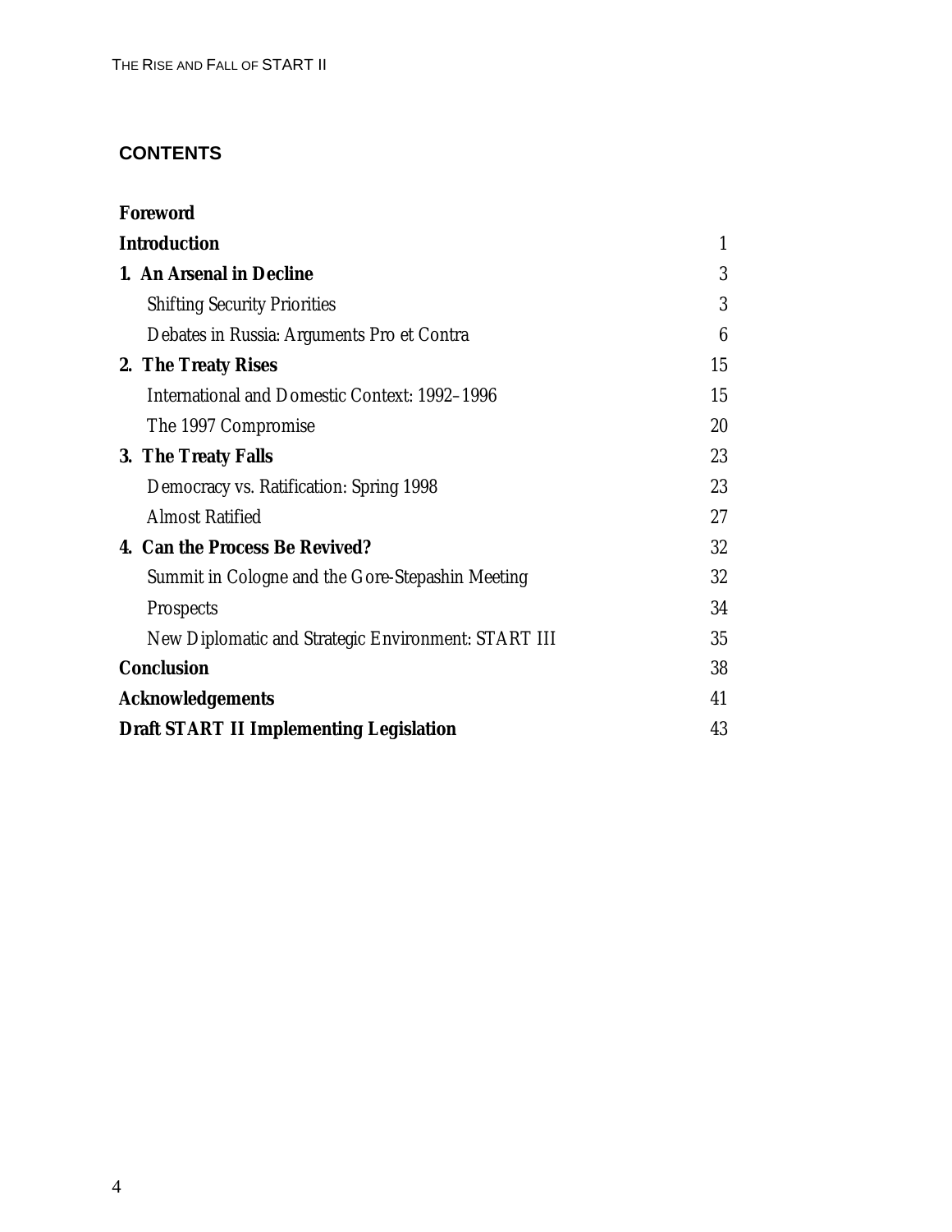## CONTENTS

**Foreword**

**Introduction** 1

**1. An Arsenal in Decline** 3

- Shifting Security Priorities 3
- Debates in Russia: Arguments Pro et Contra 6

**2. The Treaty Rises** 15

- International and Domestic Context: 1992–1996 15
- The 1997 Compromise 20

**3. The Treaty Falls** 23

- Democracy vs. Ratification: Spring 1998 23
- Almost Ratified 27

**4. Can the Process Be Revived?** 32

- Summit in Cologne and the Gore-Stepashin Meeting 32
- Prospects 34
- New Diplomatic and Strategic Environment: START III 35

**Conclusion** 38

**Acknowledgements** 41

**Draft START II Implementing Legislation** 43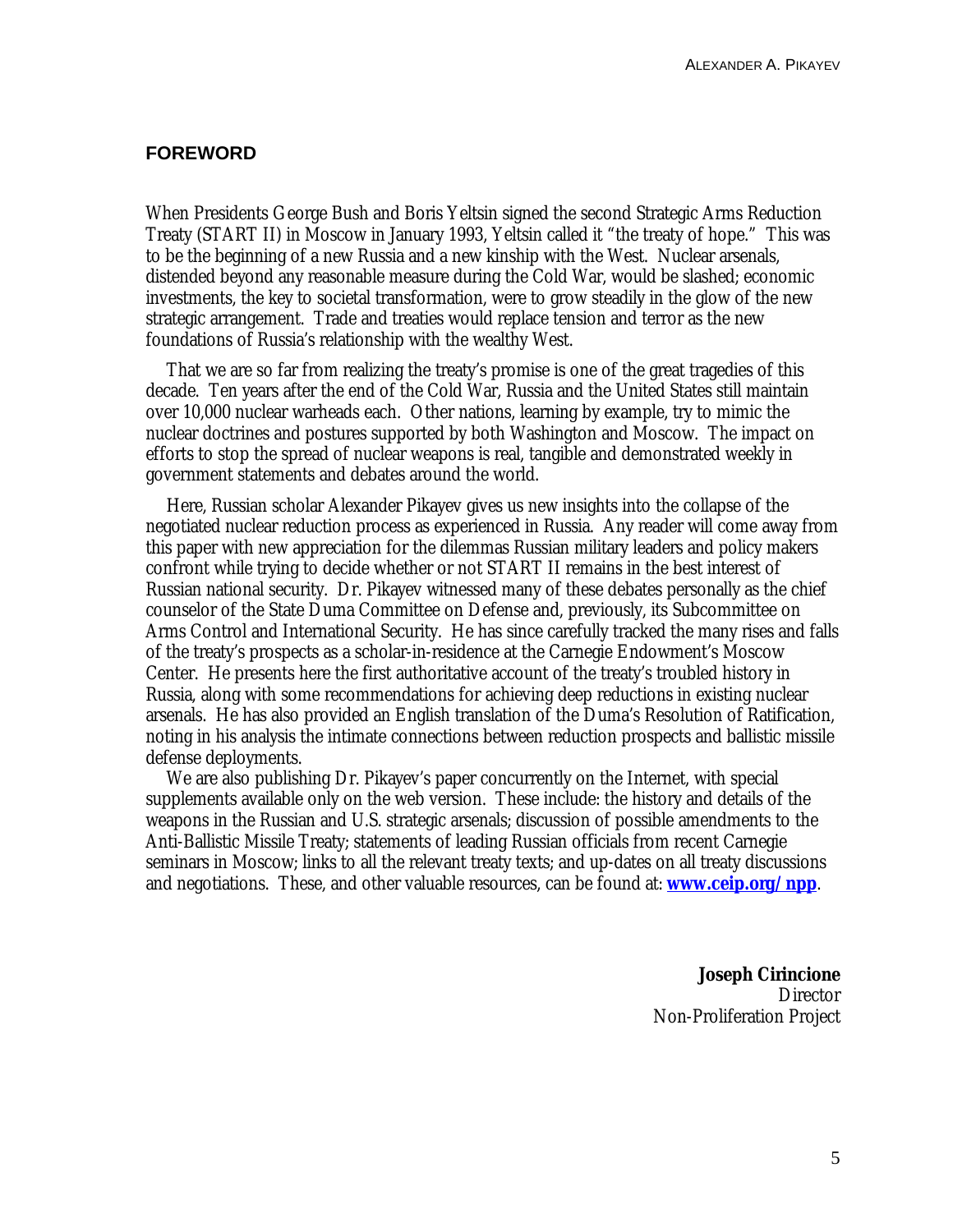## FOREWORD

When Presidents George Bush and Boris Yeltsin signed the second Strategic Arms Reduction Treaty (START II) in Moscow in January 1993, Yeltsin called it "the treaty of hope." This was to be the beginning of a new Russia and a new kinship with the West. Nuclear arsenals, distended beyond any reasonable measure during the Cold War, would be slashed; economic investments, the key to societal transformation, were to grow steadily in the glow of the new strategic arrangement. Trade and treaties would replace tension and terror as the new foundations of Russia's relationship with the wealthy West.

That we are so far from realizing the treaty's promise is one of the great tragedies of this decade. Ten years after the end of the Cold War, Russia and the United States still maintain over 10,000 nuclear warheads each. Other nations, learning by example, try to mimic the nuclear doctrines and postures supported by both Washington and Moscow. The impact on efforts to stop the spread of nuclear weapons is real, tangible and demonstrated weekly in government statements and debates around the world.

Here, Russian scholar Alexander Pikayev gives us new insights into the collapse of the negotiated nuclear reduction process as experienced in Russia. Any reader will come away from this paper with new appreciation for the dilemmas Russian military leaders and policy makers confront while trying to decide whether or not START II remains in the best interest of Russian national security. Dr. Pikayev witnessed many of these debates personally as the chief counselor of the State Duma Committee on Defense and, previously, its Subcommittee on Arms Control and International Security. He has since carefully tracked the many rises and falls of the treaty's prospects as a scholar-in-residence at the Carnegie Endowment's Moscow Center. He presents here the first authoritative account of the treaty's troubled history in Russia, along with some recommendations for achieving deep reductions in existing nuclear arsenals. He has also provided an English translation of the Duma's Resolution of Ratification, noting in his analysis the intimate connections between reduction prospects and ballistic missile defense deployments.

We are also publishing Dr. Pikayev's paper concurrently on the Internet, with special supplements available only on the web version. These include: the history and details of the weapons in the Russian and U.S. strategic arsenals; discussion of possible amendments to the Anti-Ballistic Missile Treaty; statements of leading Russian officials from recent Carnegie seminars in Moscow; links to all the relevant treaty texts; and up-dates on all treaty discussions and negotiations. These, and other valuable resources, can be found at: **www.ceip.org/npp**.

**Joseph Cirincione**
Director
Non-Proliferation Project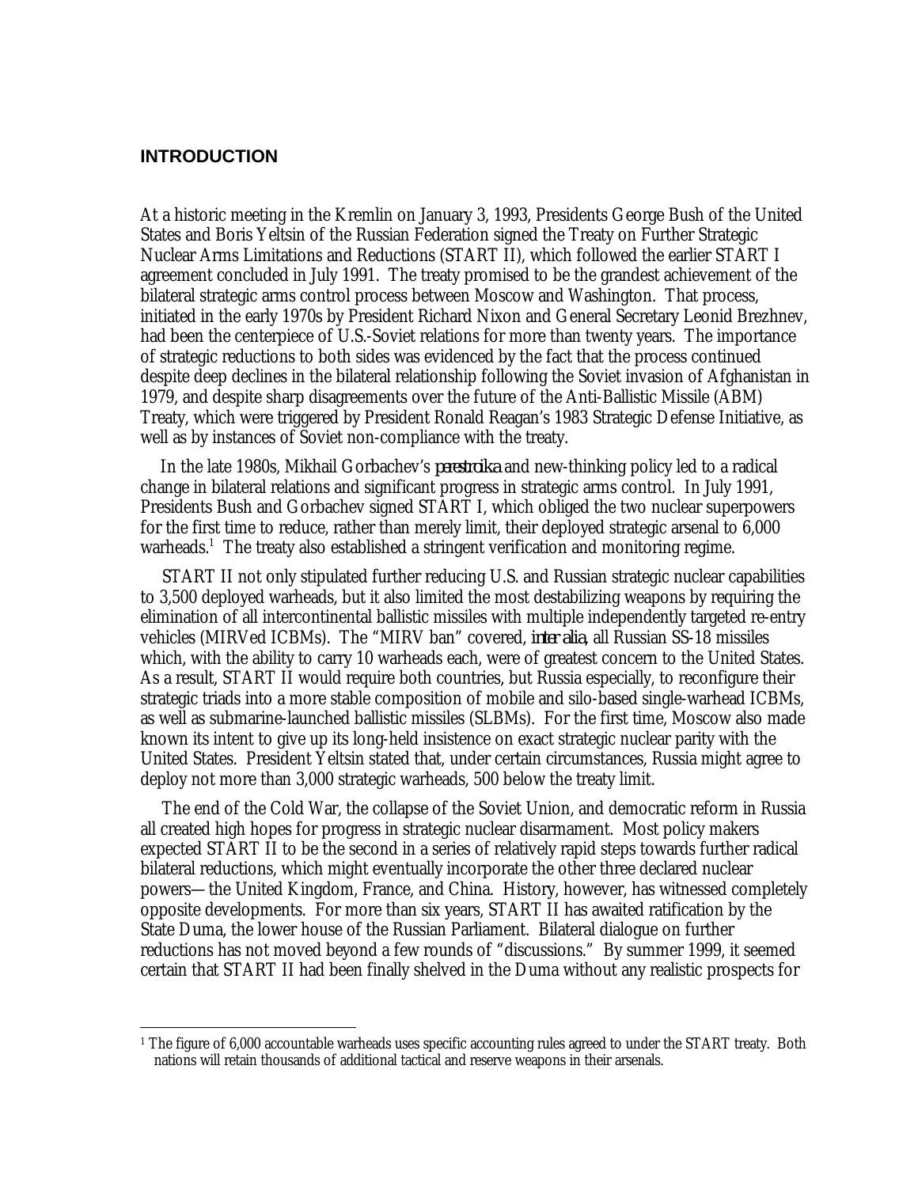## INTRODUCTION

At a historic meeting in the Kremlin on January 3, 1993, Presidents George Bush of the United States and Boris Yeltsin of the Russian Federation signed the Treaty on Further Strategic Nuclear Arms Limitations and Reductions (START II), which followed the earlier START I agreement concluded in July 1991. The treaty promised to be the grandest achievement of the bilateral strategic arms control process between Moscow and Washington. That process, initiated in the early 1970s by President Richard Nixon and General Secretary Leonid Brezhnev, had been the centerpiece of U.S.-Soviet relations for more than twenty years. The importance of strategic reductions to both sides was evidenced by the fact that the process continued despite deep declines in the bilateral relationship following the Soviet invasion of Afghanistan in 1979, and despite sharp disagreements over the future of the Anti-Ballistic Missile (ABM) Treaty, which were triggered by President Ronald Reagan's 1983 Strategic Defense Initiative, as well as by instances of Soviet non-compliance with the treaty.

In the late 1980s, Mikhail Gorbachev's *perestroika* and new-thinking policy led to a radical change in bilateral relations and significant progress in strategic arms control. In July 1991, Presidents Bush and Gorbachev signed START I, which obliged the two nuclear superpowers for the first time to reduce, rather than merely limit, their deployed strategic arsenal to 6,000 warheads.[1] The treaty also established a stringent verification and monitoring regime.

START II not only stipulated further reducing U.S. and Russian strategic nuclear capabilities to 3,500 deployed warheads, but it also limited the most destabilizing weapons by requiring the elimination of all intercontinental ballistic missiles with multiple independently targeted re-entry vehicles (MIRVed ICBMs). The "MIRV ban" covered, *inter alia*, all Russian SS-18 missiles which, with the ability to carry 10 warheads each, were of greatest concern to the United States. As a result, START II would require both countries, but Russia especially, to reconfigure their strategic triads into a more stable composition of mobile and silo-based single-warhead ICBMs, as well as submarine-launched ballistic missiles (SLBMs). For the first time, Moscow also made known its intent to give up its long-held insistence on exact strategic nuclear parity with the United States. President Yeltsin stated that, under certain circumstances, Russia might agree to deploy not more than 3,000 strategic warheads, 500 below the treaty limit.

The end of the Cold War, the collapse of the Soviet Union, and democratic reform in Russia all created high hopes for progress in strategic nuclear disarmament. Most policy makers expected START II to be the second in a series of relatively rapid steps towards further radical bilateral reductions, which might eventually incorporate the other three declared nuclear powers—the United Kingdom, France, and China. History, however, has witnessed completely opposite developments. For more than six years, START II has awaited ratification by the State Duma, the lower house of the Russian Parliament. Bilateral dialogue on further reductions has not moved beyond a few rounds of "discussions." By summer 1999, it seemed certain that START II had been finally shelved in the Duma without any realistic prospects for

[1] The figure of 6,000 accountable warheads uses specific accounting rules agreed to under the START treaty. Both nations will retain thousands of additional tactical and reserve weapons in their arsenals.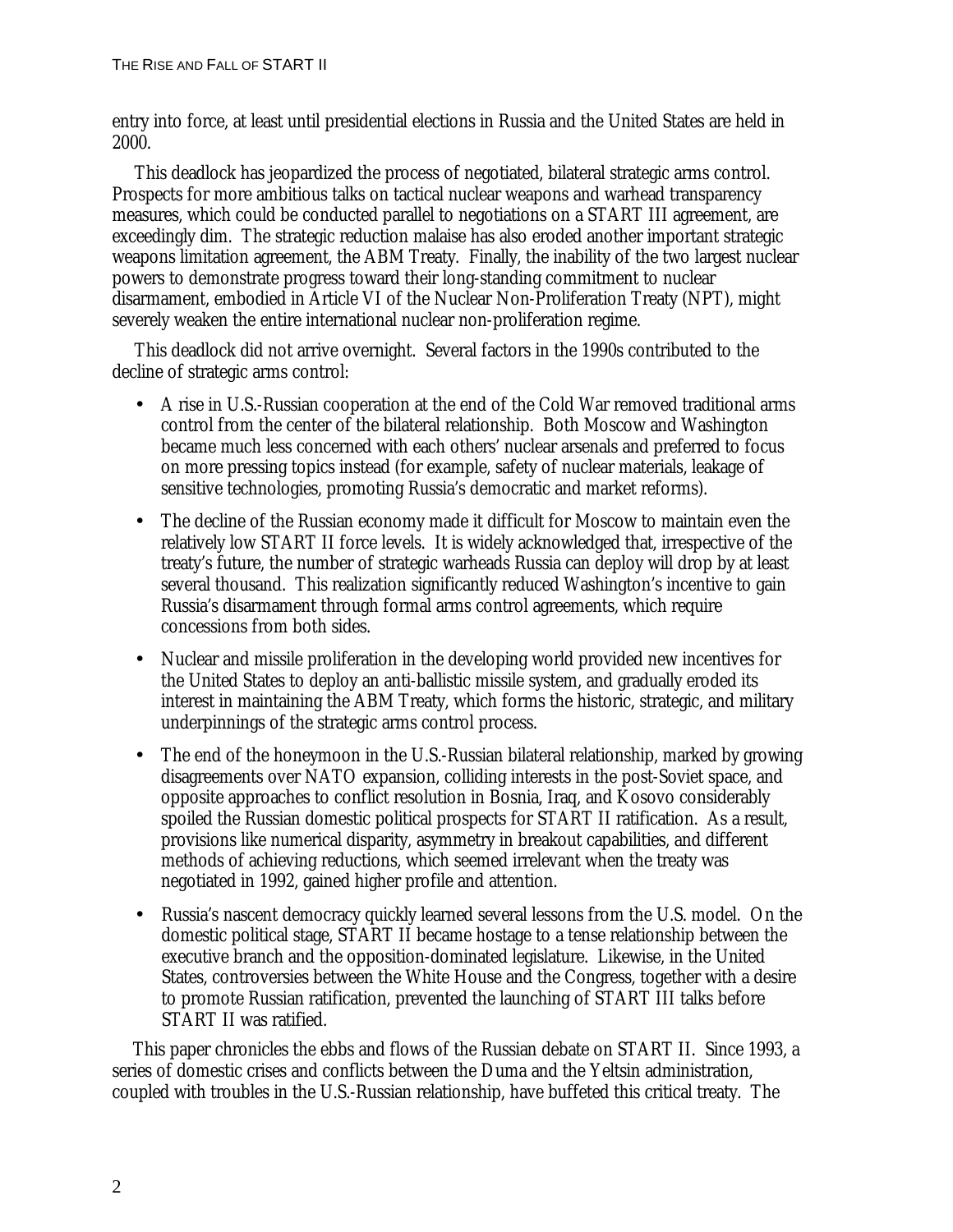entry into force, at least until presidential elections in Russia and the United States are held in 2000.

This deadlock has jeopardized the process of negotiated, bilateral strategic arms control. Prospects for more ambitious talks on tactical nuclear weapons and warhead transparency measures, which could be conducted parallel to negotiations on a START III agreement, are exceedingly dim. The strategic reduction malaise has also eroded another important strategic weapons limitation agreement, the ABM Treaty. Finally, the inability of the two largest nuclear powers to demonstrate progress toward their long-standing commitment to nuclear disarmament, embodied in Article VI of the Nuclear Non-Proliferation Treaty (NPT), might severely weaken the entire international nuclear non-proliferation regime.

This deadlock did not arrive overnight. Several factors in the 1990s contributed to the decline of strategic arms control:

- A rise in U.S.-Russian cooperation at the end of the Cold War removed traditional arms control from the center of the bilateral relationship. Both Moscow and Washington became much less concerned with each others' nuclear arsenals and preferred to focus on more pressing topics instead (for example, safety of nuclear materials, leakage of sensitive technologies, promoting Russia's democratic and market reforms).
- The decline of the Russian economy made it difficult for Moscow to maintain even the relatively low START II force levels. It is widely acknowledged that, irrespective of the treaty's future, the number of strategic warheads Russia can deploy will drop by at least several thousand. This realization significantly reduced Washington's incentive to gain Russia's disarmament through formal arms control agreements, which require concessions from both sides.
- Nuclear and missile proliferation in the developing world provided new incentives for the United States to deploy an anti-ballistic missile system, and gradually eroded its interest in maintaining the ABM Treaty, which forms the historic, strategic, and military underpinnings of the strategic arms control process.
- The end of the honeymoon in the U.S.-Russian bilateral relationship, marked by growing disagreements over NATO expansion, colliding interests in the post-Soviet space, and opposite approaches to conflict resolution in Bosnia, Iraq, and Kosovo considerably spoiled the Russian domestic political prospects for START II ratification. As a result, provisions like numerical disparity, asymmetry in breakout capabilities, and different methods of achieving reductions, which seemed irrelevant when the treaty was negotiated in 1992, gained higher profile and attention.
- Russia's nascent democracy quickly learned several lessons from the U.S. model. On the domestic political stage, START II became hostage to a tense relationship between the executive branch and the opposition-dominated legislature. Likewise, in the United States, controversies between the White House and the Congress, together with a desire to promote Russian ratification, prevented the launching of START III talks before START II was ratified.

This paper chronicles the ebbs and flows of the Russian debate on START II. Since 1993, a series of domestic crises and conflicts between the Duma and the Yeltsin administration, coupled with troubles in the U.S.-Russian relationship, have buffeted this critical treaty. The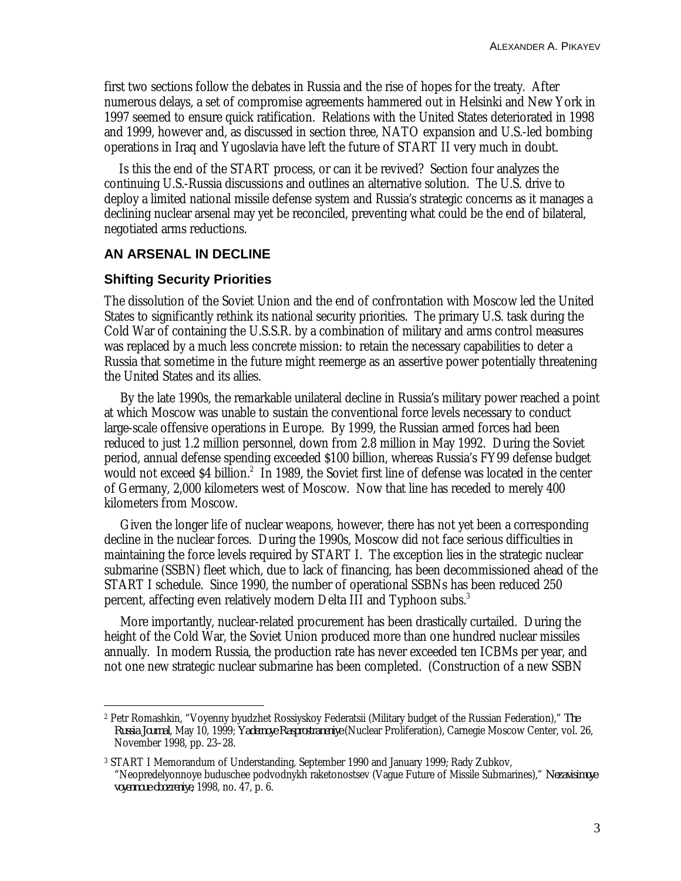first two sections follow the debates in Russia and the rise of hopes for the treaty. After numerous delays, a set of compromise agreements hammered out in Helsinki and New York in 1997 seemed to ensure quick ratification. Relations with the United States deteriorated in 1998 and 1999, however and, as discussed in section three, NATO expansion and U.S.-led bombing operations in Iraq and Yugoslavia have left the future of START II very much in doubt.

Is this the end of the START process, or can it be revived? Section four analyzes the continuing U.S.-Russia discussions and outlines an alternative solution. The U.S. drive to deploy a limited national missile defense system and Russia's strategic concerns as it manages a declining nuclear arsenal may yet be reconciled, preventing what could be the end of bilateral, negotiated arms reductions.

## AN ARSENAL IN DECLINE

### Shifting Security Priorities

The dissolution of the Soviet Union and the end of confrontation with Moscow led the United States to significantly rethink its national security priorities. The primary U.S. task during the Cold War of containing the U.S.S.R. by a combination of military and arms control measures was replaced by a much less concrete mission: to retain the necessary capabilities to deter a Russia that sometime in the future might reemerge as an assertive power potentially threatening the United States and its allies.

By the late 1990s, the remarkable unilateral decline in Russia's military power reached a point at which Moscow was unable to sustain the conventional force levels necessary to conduct large-scale offensive operations in Europe. By 1999, the Russian armed forces had been reduced to just 1.2 million personnel, down from 2.8 million in May 1992. During the Soviet period, annual defense spending exceeded \$100 billion, whereas Russia's FY99 defense budget would not exceed \$4 billion.[2] In 1989, the Soviet first line of defense was located in the center of Germany, 2,000 kilometers west of Moscow. Now that line has receded to merely 400 kilometers from Moscow.

Given the longer life of nuclear weapons, however, there has not yet been a corresponding decline in the nuclear forces. During the 1990s, Moscow did not face serious difficulties in maintaining the force levels required by START I. The exception lies in the strategic nuclear submarine (SSBN) fleet which, due to lack of financing, has been decommissioned ahead of the START I schedule. Since 1990, the number of operational SSBNs has been reduced 250 percent, affecting even relatively modern Delta III and Typhoon subs.[3]

More importantly, nuclear-related procurement has been drastically curtailed. During the height of the Cold War, the Soviet Union produced more than one hundred nuclear missiles annually. In modern Russia, the production rate has never exceeded ten ICBMs per year, and not one new strategic nuclear submarine has been completed. (Construction of a new SSBN

---

[2] Petr Romashkin, "Voyenny byudzhet Rossiyskoy Federatsii (Military budget of the Russian Federation)," *The Russia Journal*, May 10, 1999; *Yadernoye Rasprostraneniye* (Nuclear Proliferation), Carnegie Moscow Center, vol. 26, November 1998, pp. 23–28.

[3] START I Memorandum of Understanding, September 1990 and January 1999; Rady Zubkov, "Neopredelyonnoye buduschee podvodnykh raketonostsev (Vague Future of Missile Submarines)," *Nezavisimoye voyennoye obozreniye*, 1998, no. 47, p. 6.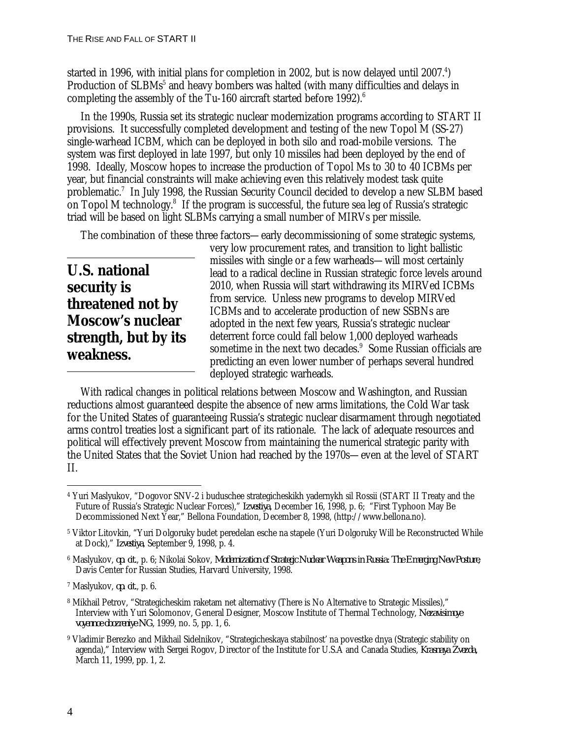started in 1996, with initial plans for completion in 2002, but is now delayed until 2007.[4]) Production of SLBMs[5] and heavy bombers was halted (with many difficulties and delays in completing the assembly of the Tu-160 aircraft started before 1992).[6]

In the 1990s, Russia set its strategic nuclear modernization programs according to START II provisions. It successfully completed development and testing of the new Topol M (SS-27) single-warhead ICBM, which can be deployed in both silo and road-mobile versions. The system was first deployed in late 1997, but only 10 missiles had been deployed by the end of 1998. Ideally, Moscow hopes to increase the production of Topol Ms to 30 to 40 ICBMs per year, but financial constraints will make achieving even this relatively modest task quite problematic.[7] In July 1998, the Russian Security Council decided to develop a new SLBM based on Topol M technology.[8] If the program is successful, the future sea leg of Russia's strategic triad will be based on light SLBMs carrying a small number of MIRVs per missile.

The combination of these three factors—early decommissioning of some strategic systems, very low procurement rates, and transition to light ballistic missiles with single or a few warheads—will most certainly lead to a radical decline in Russian strategic force levels around 2010, when Russia will start withdrawing its MIRVed ICBMs from service. Unless new programs to develop MIRVed ICBMs and to accelerate production of new SSBNs are adopted in the next few years, Russia's strategic nuclear deterrent force could fall below 1,000 deployed warheads sometime in the next two decades.[9] Some Russian officials are predicting an even lower number of perhaps several hundred deployed strategic warheads.

**U.S. national security is threatened not by Moscow's nuclear strength, but by its weakness.**

With radical changes in political relations between Moscow and Washington, and Russian reductions almost guaranteed despite the absence of new arms limitations, the Cold War task for the United States of guaranteeing Russia's strategic nuclear disarmament through negotiated arms control treaties lost a significant part of its rationale. The lack of adequate resources and political will effectively prevent Moscow from maintaining the numerical strategic parity with the United States that the Soviet Union had reached by the 1970s—even at the level of START II.

---

[4] Yuri Maslyukov, "Dogovor SNV-2 i buduschee strategicheskikh yadernykh sil Rossii (START II Treaty and the Future of Russia's Strategic Nuclear Forces)," *Izvestiya*, December 16, 1998, p. 6; "First Typhoon May Be Decommissioned Next Year," Bellona Foundation, December 8, 1998, (http://www.bellona.no).

[5] Viktor Litovkin, "Yuri Dolgoruky budet peredelan esche na stapele (Yuri Dolgoruky Will be Reconstructed While at Dock)," *Izvestiya*, September 9, 1998, p. 4.

[6] Maslyukov, *op. cit.*, p. 6; Nikolai Sokov, *Modernization of Strategic Nuclear Weapons in Russia: The Emerging New Posture*, Davis Center for Russian Studies, Harvard University, 1998.

[7] Maslyukov, *op. cit.*, p. 6.

[8] Mikhail Petrov, "Strategicheskim raketam net alternativy (There is No Alternative to Strategic Missiles)," Interview with Yuri Solomonov, General Designer, Moscow Institute of Thermal Technology, *Nezavisimoye voyennoe obozreniye NG*, 1999, no. 5, pp. 1, 6.

[9] Vladimir Berezko and Mikhail Sidelnikov, "Strategicheskaya stabilnost' na povestke dnya (Strategic stability on agenda)," Interview with Sergei Rogov, Director of the Institute for U.S.A and Canada Studies, *Krasnaya Zvezda*, March 11, 1999, pp. 1, 2.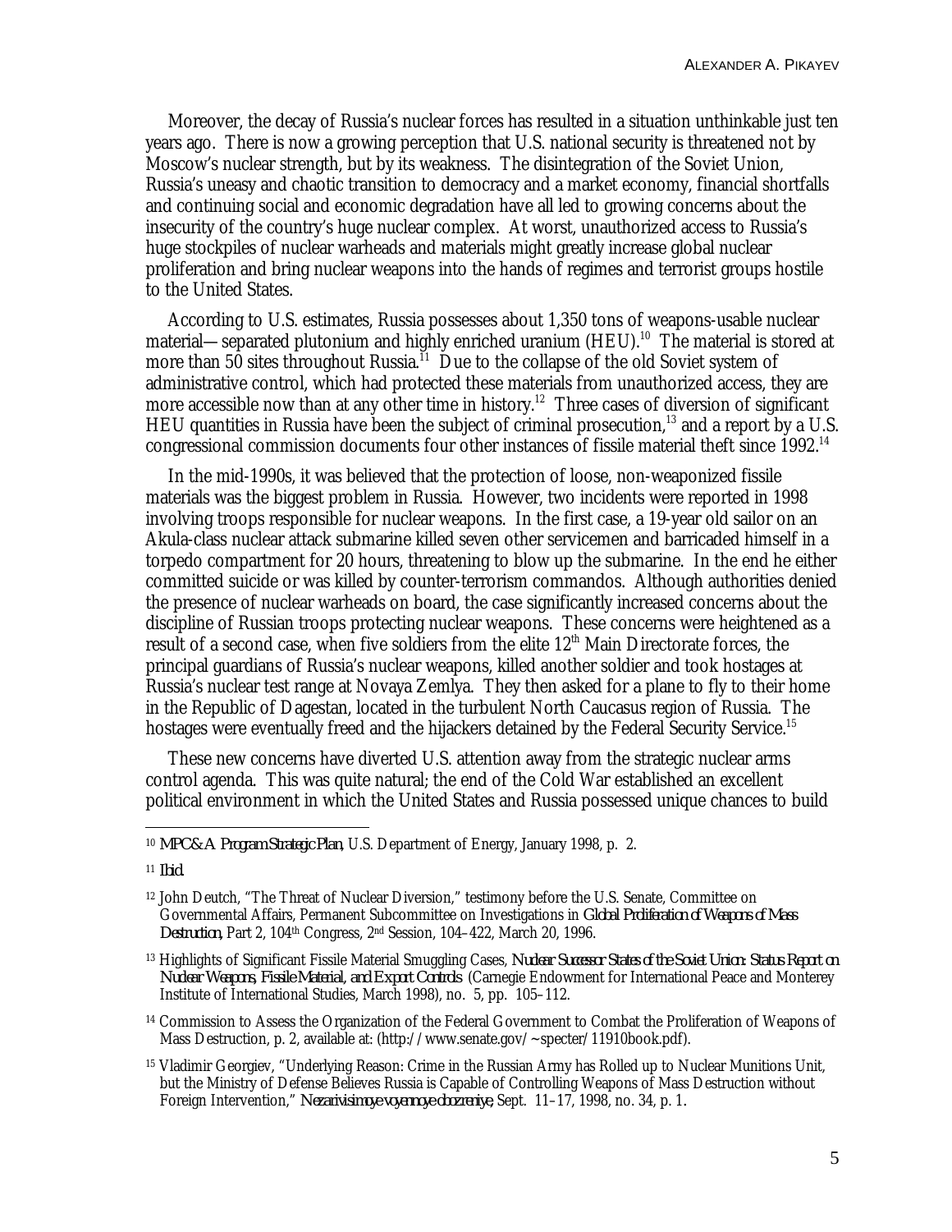Moreover, the decay of Russia's nuclear forces has resulted in a situation unthinkable just ten years ago. There is now a growing perception that U.S. national security is threatened not by Moscow's nuclear strength, but by its weakness. The disintegration of the Soviet Union, Russia's uneasy and chaotic transition to democracy and a market economy, financial shortfalls and continuing social and economic degradation have all led to growing concerns about the insecurity of the country's huge nuclear complex. At worst, unauthorized access to Russia's huge stockpiles of nuclear warheads and materials might greatly increase global nuclear proliferation and bring nuclear weapons into the hands of regimes and terrorist groups hostile to the United States.

According to U.S. estimates, Russia possesses about 1,350 tons of weapons-usable nuclear material—separated plutonium and highly enriched uranium (HEU).[10] The material is stored at more than 50 sites throughout Russia.[11] Due to the collapse of the old Soviet system of administrative control, which had protected these materials from unauthorized access, they are more accessible now than at any other time in history.[12] Three cases of diversion of significant HEU quantities in Russia have been the subject of criminal prosecution,[13] and a report by a U.S. congressional commission documents four other instances of fissile material theft since 1992.[14]

In the mid-1990s, it was believed that the protection of loose, non-weaponized fissile materials was the biggest problem in Russia. However, two incidents were reported in 1998 involving troops responsible for nuclear weapons. In the first case, a 19-year old sailor on an Akula-class nuclear attack submarine killed seven other servicemen and barricaded himself in a torpedo compartment for 20 hours, threatening to blow up the submarine. In the end he either committed suicide or was killed by counter-terrorism commandos. Although authorities denied the presence of nuclear warheads on board, the case significantly increased concerns about the discipline of Russian troops protecting nuclear weapons. These concerns were heightened as a result of a second case, when five soldiers from the elite 12th Main Directorate forces, the principal guardians of Russia's nuclear weapons, killed another soldier and took hostages at Russia's nuclear test range at Novaya Zemlya. They then asked for a plane to fly to their home in the Republic of Dagestan, located in the turbulent North Caucasus region of Russia. The hostages were eventually freed and the hijackers detained by the Federal Security Service.[15]

These new concerns have diverted U.S. attention away from the strategic nuclear arms control agenda. This was quite natural; the end of the Cold War established an excellent political environment in which the United States and Russia possessed unique chances to build

---

[10] *MPC&A Program Strategic Plan*, U.S. Department of Energy, January 1998, p. 2.

[11] *Ibid.*

[12] John Deutch, "The Threat of Nuclear Diversion," testimony before the U.S. Senate, Committee on Governmental Affairs, Permanent Subcommittee on Investigations in *Global Proliferation of Weapons of Mass Destruction*, Part 2, 104th Congress, 2nd Session, 104–422, March 20, 1996.

[13] Highlights of Significant Fissile Material Smuggling Cases, *Nuclear Successor States of the Soviet Union: Status Report on Nuclear Weapons, Fissile Material, and Export Controls* (Carnegie Endowment for International Peace and Monterey Institute of International Studies, March 1998), no. 5, pp. 105–112.

[14] Commission to Assess the Organization of the Federal Government to Combat the Proliferation of Weapons of Mass Destruction, p. 2, available at: (http://www.senate.gov/~specter/11910book.pdf).

[15] Vladimir Georgiev, "Underlying Reason: Crime in the Russian Army has Rolled up to Nuclear Munitions Unit, but the Ministry of Defense Believes Russia is Capable of Controlling Weapons of Mass Destruction without Foreign Intervention," *Nezavisimoye voyennoye obozreniye*, Sept. 11–17, 1998, no. 34, p. 1.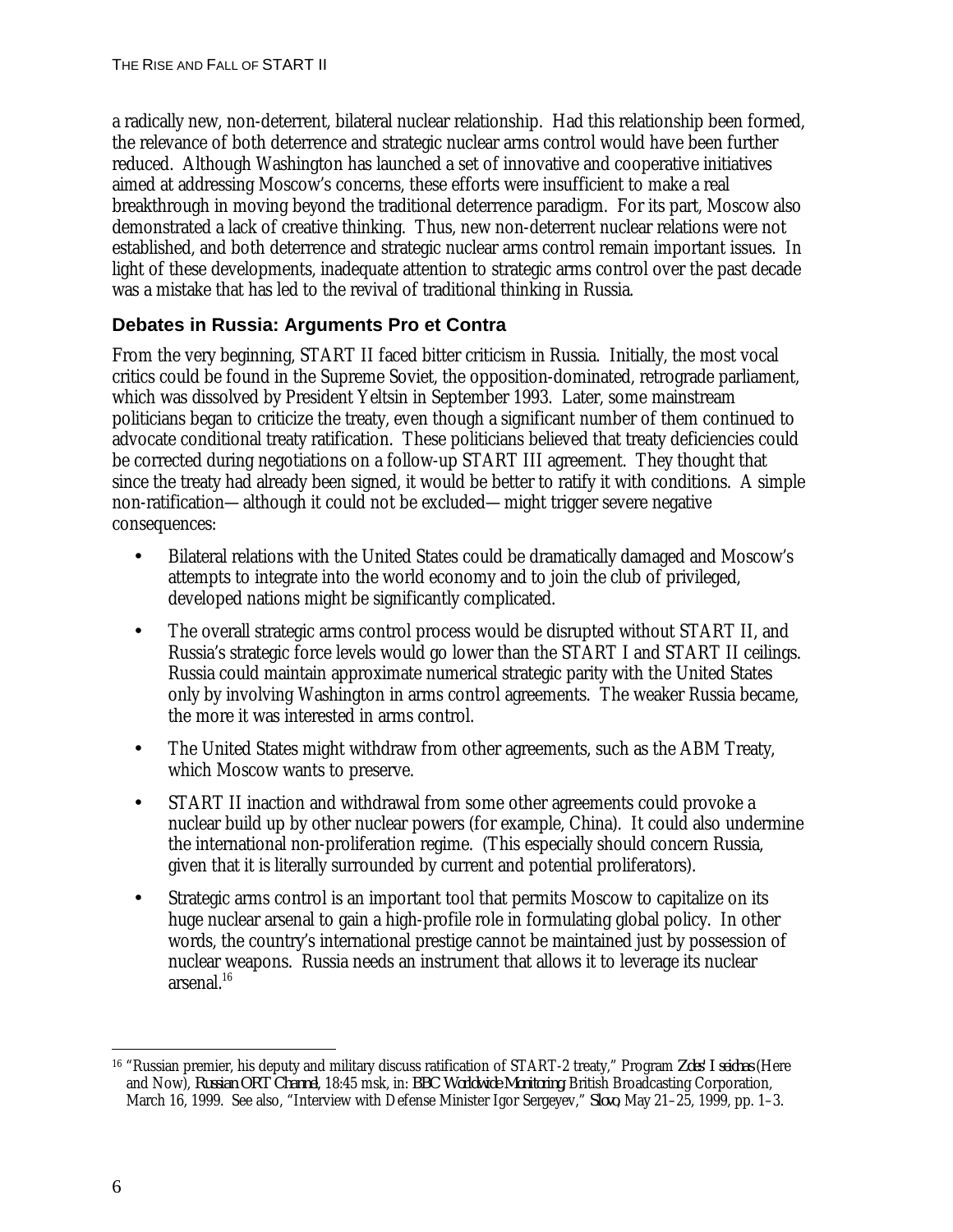a radically new, non-deterrent, bilateral nuclear relationship. Had this relationship been formed, the relevance of both deterrence and strategic nuclear arms control would have been further reduced. Although Washington has launched a set of innovative and cooperative initiatives aimed at addressing Moscow's concerns, these efforts were insufficient to make a real breakthrough in moving beyond the traditional deterrence paradigm. For its part, Moscow also demonstrated a lack of creative thinking. Thus, new non-deterrent nuclear relations were not established, and both deterrence and strategic nuclear arms control remain important issues. In light of these developments, inadequate attention to strategic arms control over the past decade was a mistake that has led to the revival of traditional thinking in Russia.

### Debates in Russia: Arguments Pro et Contra

From the very beginning, START II faced bitter criticism in Russia. Initially, the most vocal critics could be found in the Supreme Soviet, the opposition-dominated, retrograde parliament, which was dissolved by President Yeltsin in September 1993. Later, some mainstream politicians began to criticize the treaty, even though a significant number of them continued to advocate conditional treaty ratification. These politicians believed that treaty deficiencies could be corrected during negotiations on a follow-up START III agreement. They thought that since the treaty had already been signed, it would be better to ratify it with conditions. A simple non-ratification—although it could not be excluded—might trigger severe negative consequences:

- Bilateral relations with the United States could be dramatically damaged and Moscow's attempts to integrate into the world economy and to join the club of privileged, developed nations might be significantly complicated.
- The overall strategic arms control process would be disrupted without START II, and Russia's strategic force levels would go lower than the START I and START II ceilings. Russia could maintain approximate numerical strategic parity with the United States only by involving Washington in arms control agreements. The weaker Russia became, the more it was interested in arms control.
- The United States might withdraw from other agreements, such as the ABM Treaty, which Moscow wants to preserve.
- START II inaction and withdrawal from some other agreements could provoke a nuclear build up by other nuclear powers (for example, China). It could also undermine the international non-proliferation regime. (This especially should concern Russia, given that it is literally surrounded by current and potential proliferators).
- Strategic arms control is an important tool that permits Moscow to capitalize on its huge nuclear arsenal to gain a high-profile role in formulating global policy. In other words, the country's international prestige cannot be maintained just by possession of nuclear weapons. Russia needs an instrument that allows it to leverage its nuclear arsenal.[16]

---

[16] "Russian premier, his deputy and military discuss ratification of START-2 treaty," Program *Zdes' I seichas* (Here and Now), *Russian ORT Channel*, 18:45 msk, in: *BBC Worldwide Monitoring*, British Broadcasting Corporation, March 16, 1999. See also, "Interview with Defense Minister Igor Sergeyev," *Slovo*, May 21–25, 1999, pp. 1–3.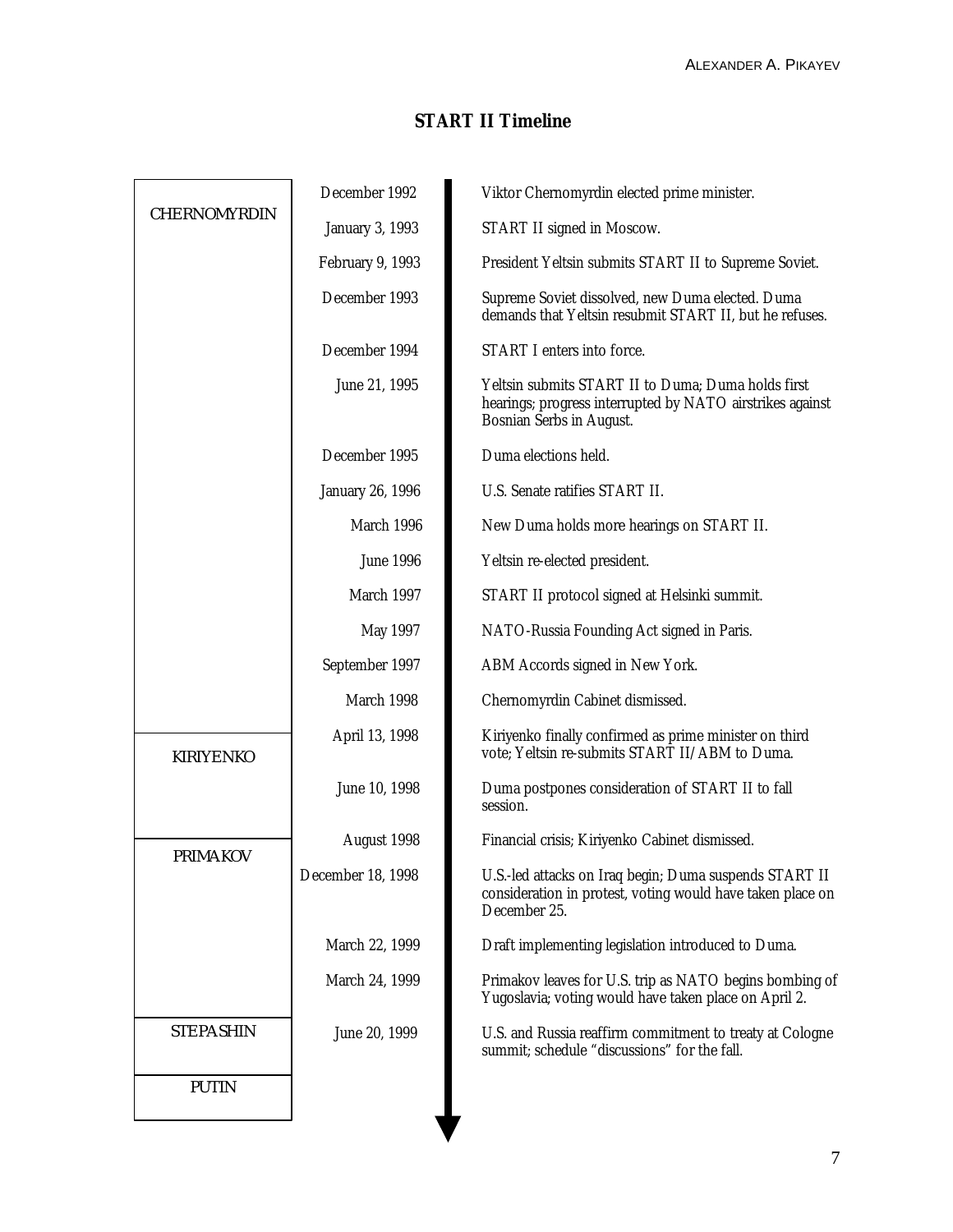## START II Timeline

| Prime Minister | Date | Event |
|---|---|---|
| CHERNOMYRDIN | December 1992 | Viktor Chernomyrdin elected prime minister. |
| | January 3, 1993 | START II signed in Moscow. |
| | February 9, 1993 | President Yeltsin submits START II to Supreme Soviet. |
| | December 1993 | Supreme Soviet dissolved, new Duma elected. Duma demands that Yeltsin resubmit START II, but he refuses. |
| | December 1994 | START I enters into force. |
| | June 21, 1995 | Yeltsin submits START II to Duma; Duma holds first hearings; progress interrupted by NATO airstrikes against Bosnian Serbs in August. |
| | December 1995 | Duma elections held. |
| | January 26, 1996 | U.S. Senate ratifies START II. |
| | March 1996 | New Duma holds more hearings on START II. |
| | June 1996 | Yeltsin re-elected president. |
| | March 1997 | START II protocol signed at Helsinki summit. |
| | May 1997 | NATO-Russia Founding Act signed in Paris. |
| | September 1997 | ABM Accords signed in New York. |
| | March 1998 | Chernomyrdin Cabinet dismissed. |
| KIRIYENKO | April 13, 1998 | Kiriyenko finally confirmed as prime minister on third vote; Yeltsin re-submits START II/ABM to Duma. |
| | June 10, 1998 | Duma postpones consideration of START II to fall session. |
| | August 1998 | Financial crisis; Kiriyenko Cabinet dismissed. |
| PRIMAKOV | December 18, 1998 | U.S.-led attacks on Iraq begin; Duma suspends START II consideration in protest, voting would have taken place on December 25. |
| | March 22, 1999 | Draft implementing legislation introduced to Duma. |
| | March 24, 1999 | Primakov leaves for U.S. trip as NATO begins bombing of Yugoslavia; voting would have taken place on April 2. |
| STEPASHIN | June 20, 1999 | U.S. and Russia reaffirm commitment to treaty at Cologne summit; schedule "discussions" for the fall. |
| PUTIN | | |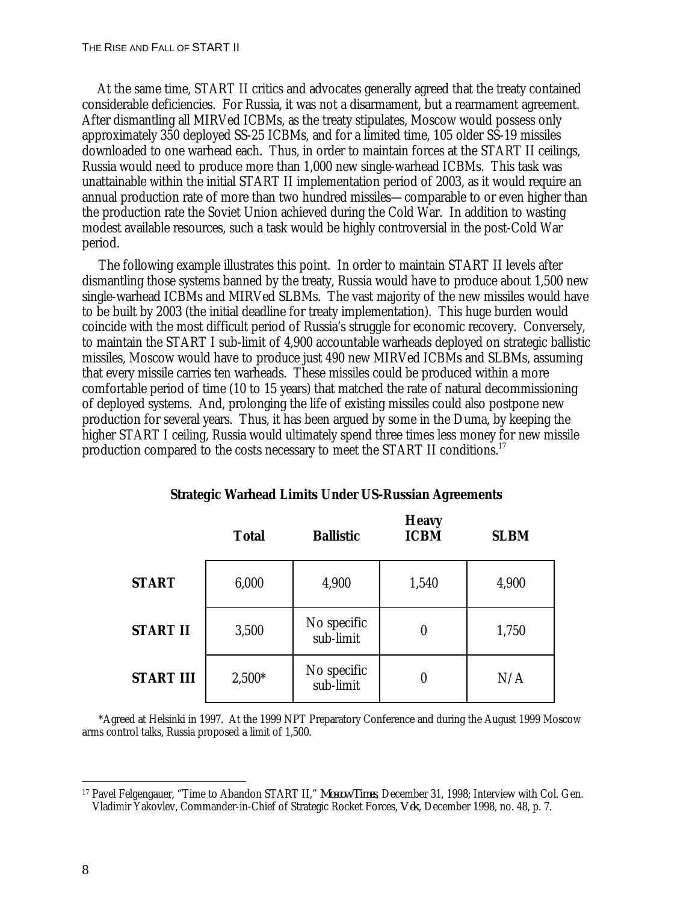At the same time, START II critics and advocates generally agreed that the treaty contained considerable deficiencies. For Russia, it was not a disarmament, but a rearmament agreement. After dismantling all MIRVed ICBMs, as the treaty stipulates, Moscow would possess only approximately 350 deployed SS-25 ICBMs, and for a limited time, 105 older SS-19 missiles downloaded to one warhead each. Thus, in order to maintain forces at the START II ceilings, Russia would need to produce more than 1,000 new single-warhead ICBMs. This task was unattainable within the initial START II implementation period of 2003, as it would require an annual production rate of more than two hundred missiles—comparable to or even higher than the production rate the Soviet Union achieved during the Cold War. In addition to wasting modest available resources, such a task would be highly controversial in the post-Cold War period.

The following example illustrates this point. In order to maintain START II levels after dismantling those systems banned by the treaty, Russia would have to produce about 1,500 new single-warhead ICBMs and MIRVed SLBMs. The vast majority of the new missiles would have to be built by 2003 (the initial deadline for treaty implementation). This huge burden would coincide with the most difficult period of Russia's struggle for economic recovery. Conversely, to maintain the START I sub-limit of 4,900 accountable warheads deployed on strategic ballistic missiles, Moscow would have to produce just 490 new MIRVed ICBMs and SLBMs, assuming that every missile carries ten warheads. These missiles could be produced within a more comfortable period of time (10 to 15 years) that matched the rate of natural decommissioning of deployed systems. And, prolonging the life of existing missiles could also postpone new production for several years. Thus, it has been argued by some in the Duma, by keeping the higher START I ceiling, Russia would ultimately spend three times less money for new missile production compared to the costs necessary to meet the START II conditions.[17]

**Strategic Warhead Limits Under US-Russian Agreements**

| | **Total** | **Ballistic** | **Heavy ICBM** | **SLBM** |
|---|---|---|---|---|
| **START** | 6,000 | 4,900 | 1,540 | 4,900 |
| **START II** | 3,500 | No specific sub-limit | 0 | 1,750 |
| **START III** | 2,500* | No specific sub-limit | 0 | N/A |

*Agreed at Helsinki in 1997. At the 1999 NPT Preparatory Conference and during the August 1999 Moscow arms control talks, Russia proposed a limit of 1,500.

[17] Pavel Felgengauer, "Time to Abandon START II," *Moscow Times*, December 31, 1998; Interview with Col. Gen. Vladimir Yakovlev, Commander-in-Chief of Strategic Rocket Forces, *Vek*, December 1998, no. 48, p. 7.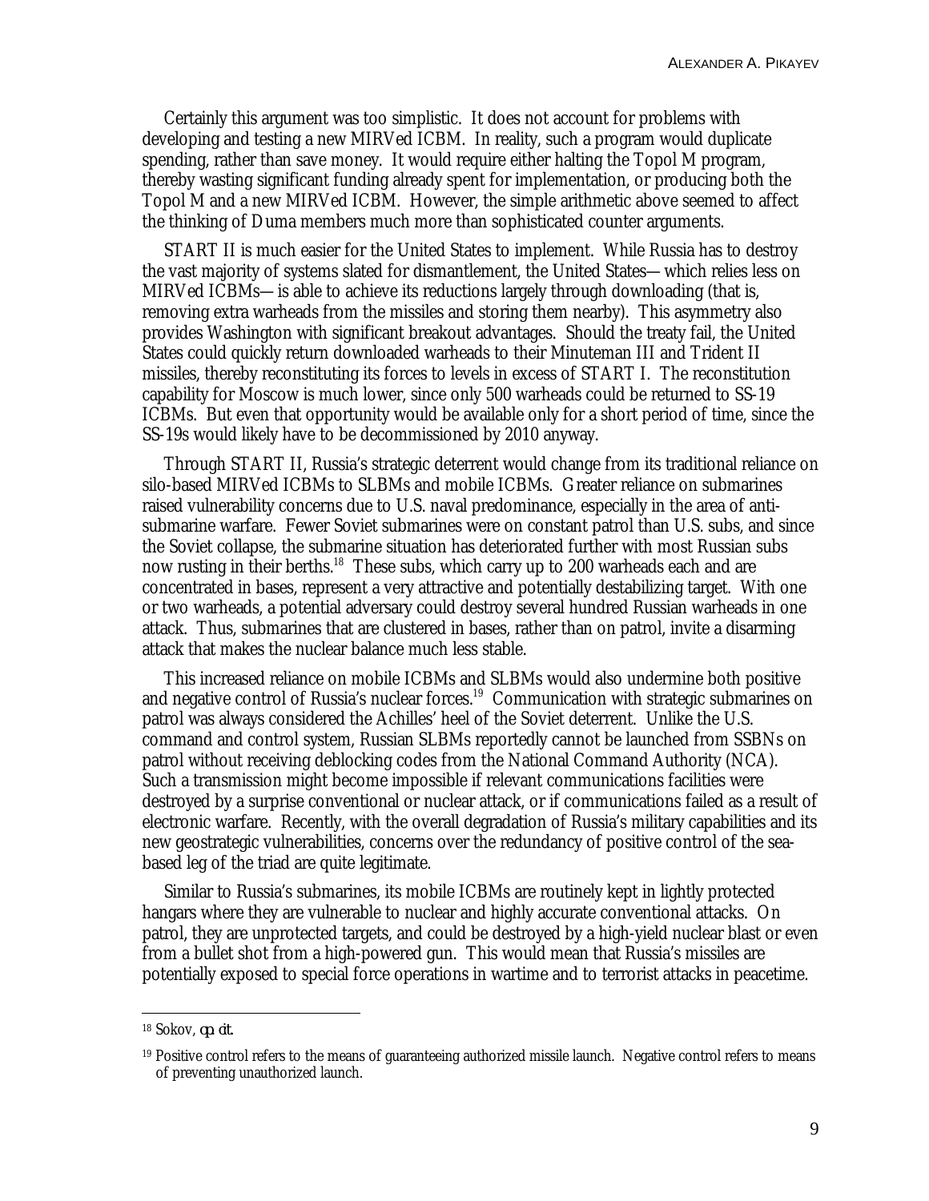Certainly this argument was too simplistic. It does not account for problems with developing and testing a new MIRVed ICBM. In reality, such a program would duplicate spending, rather than save money. It would require either halting the Topol M program, thereby wasting significant funding already spent for implementation, or producing both the Topol M and a new MIRVed ICBM. However, the simple arithmetic above seemed to affect the thinking of Duma members much more than sophisticated counter arguments.

START II is much easier for the United States to implement. While Russia has to destroy the vast majority of systems slated for dismantlement, the United States—which relies less on MIRVed ICBMs—is able to achieve its reductions largely through downloading (that is, removing extra warheads from the missiles and storing them nearby). This asymmetry also provides Washington with significant breakout advantages. Should the treaty fail, the United States could quickly return downloaded warheads to their Minuteman III and Trident II missiles, thereby reconstituting its forces to levels in excess of START I. The reconstitution capability for Moscow is much lower, since only 500 warheads could be returned to SS-19 ICBMs. But even that opportunity would be available only for a short period of time, since the SS-19s would likely have to be decommissioned by 2010 anyway.

Through START II, Russia's strategic deterrent would change from its traditional reliance on silo-based MIRVed ICBMs to SLBMs and mobile ICBMs. Greater reliance on submarines raised vulnerability concerns due to U.S. naval predominance, especially in the area of anti-submarine warfare. Fewer Soviet submarines were on constant patrol than U.S. subs, and since the Soviet collapse, the submarine situation has deteriorated further with most Russian subs now rusting in their berths.[18] These subs, which carry up to 200 warheads each and are concentrated in bases, represent a very attractive and potentially destabilizing target. With one or two warheads, a potential adversary could destroy several hundred Russian warheads in one attack. Thus, submarines that are clustered in bases, rather than on patrol, invite a disarming attack that makes the nuclear balance much less stable.

This increased reliance on mobile ICBMs and SLBMs would also undermine both positive and negative control of Russia's nuclear forces.[19] Communication with strategic submarines on patrol was always considered the Achilles' heel of the Soviet deterrent. Unlike the U.S. command and control system, Russian SLBMs reportedly cannot be launched from SSBNs on patrol without receiving deblocking codes from the National Command Authority (NCA). Such a transmission might become impossible if relevant communications facilities were destroyed by a surprise conventional or nuclear attack, or if communications failed as a result of electronic warfare. Recently, with the overall degradation of Russia's military capabilities and its new geostrategic vulnerabilities, concerns over the redundancy of positive control of the sea-based leg of the triad are quite legitimate.

Similar to Russia's submarines, its mobile ICBMs are routinely kept in lightly protected hangars where they are vulnerable to nuclear and highly accurate conventional attacks. On patrol, they are unprotected targets, and could be destroyed by a high-yield nuclear blast or even from a bullet shot from a high-powered gun. This would mean that Russia's missiles are potentially exposed to special force operations in wartime and to terrorist attacks in peacetime.

---

[18] Sokov, *op. cit.*

[19] Positive control refers to the means of guaranteeing authorized missile launch. Negative control refers to means of preventing unauthorized launch.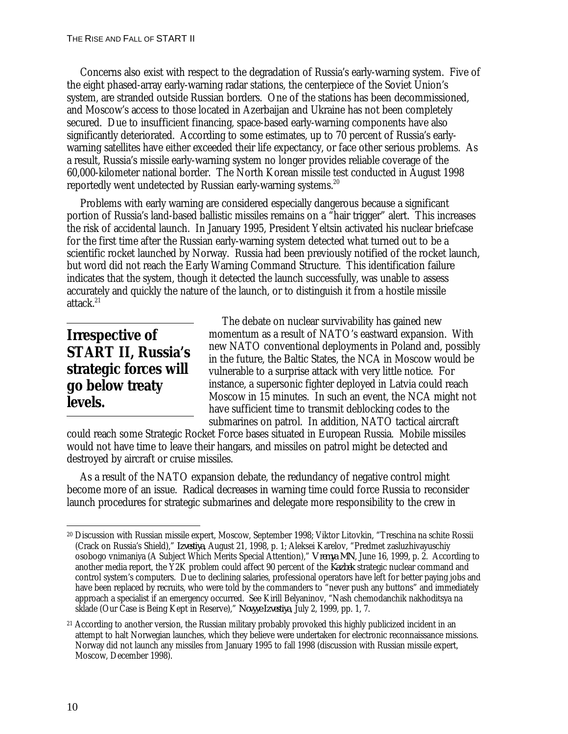Concerns also exist with respect to the degradation of Russia's early-warning system. Five of the eight phased-array early-warning radar stations, the centerpiece of the Soviet Union's system, are stranded outside Russian borders. One of the stations has been decommissioned, and Moscow's access to those located in Azerbaijan and Ukraine has not been completely secured. Due to insufficient financing, space-based early-warning components have also significantly deteriorated. According to some estimates, up to 70 percent of Russia's early-warning satellites have either exceeded their life expectancy, or face other serious problems. As a result, Russia's missile early-warning system no longer provides reliable coverage of the 60,000-kilometer national border. The North Korean missile test conducted in August 1998 reportedly went undetected by Russian early-warning systems.[20]

Problems with early warning are considered especially dangerous because a significant portion of Russia's land-based ballistic missiles remains on a "hair trigger" alert. This increases the risk of accidental launch. In January 1995, President Yeltsin activated his nuclear briefcase for the first time after the Russian early-warning system detected what turned out to be a scientific rocket launched by Norway. Russia had been previously notified of the rocket launch, but word did not reach the Early Warning Command Structure. This identification failure indicates that the system, though it detected the launch successfully, was unable to assess accurately and quickly the nature of the launch, or to distinguish it from a hostile missile attack.[21]

**Irrespective of START II, Russia's strategic forces will go below treaty levels.**

The debate on nuclear survivability has gained new momentum as a result of NATO's eastward expansion. With new NATO conventional deployments in Poland and, possibly in the future, the Baltic States, the NCA in Moscow would be vulnerable to a surprise attack with very little notice. For instance, a supersonic fighter deployed in Latvia could reach Moscow in 15 minutes. In such an event, the NCA might not have sufficient time to transmit deblocking codes to the submarines on patrol. In addition, NATO tactical aircraft could reach some Strategic Rocket Force bases situated in European Russia. Mobile missiles would not have time to leave their hangars, and missiles on patrol might be detected and destroyed by aircraft or cruise missiles.

As a result of the NATO expansion debate, the redundancy of negative control might become more of an issue. Radical decreases in warning time could force Russia to reconsider launch procedures for strategic submarines and delegate more responsibility to the crew in

---

[20] Discussion with Russian missile expert, Moscow, September 1998; Viktor Litovkin, "Treschina na schite Rossii (Crack on Russia's Shield)," *Izvestiya*, August 21, 1998, p. 1; Aleksei Karelov, "Predmet zasluzhivayuschiy osobogo vnimaniya (A Subject Which Merits Special Attention)," *Vremya MN*, June 16, 1999, p. 2. According to another media report, the Y2K problem could affect 90 percent of the *Kazbek* strategic nuclear command and control system's computers. Due to declining salaries, professional operators have left for better paying jobs and have been replaced by recruits, who were told by the commanders to "never push any buttons" and immediately approach a specialist if an emergency occurred. See Kirill Belyaninov, "Nash chemodanchik nakhoditsya na sklade (Our Case is Being Kept in Reserve)," *Novyye Izvestiya*, July 2, 1999, pp. 1, 7.

[21] According to another version, the Russian military probably provoked this highly publicized incident in an attempt to halt Norwegian launches, which they believe were undertaken for electronic reconnaissance missions. Norway did not launch any missiles from January 1995 to fall 1998 (discussion with Russian missile expert, Moscow, December 1998).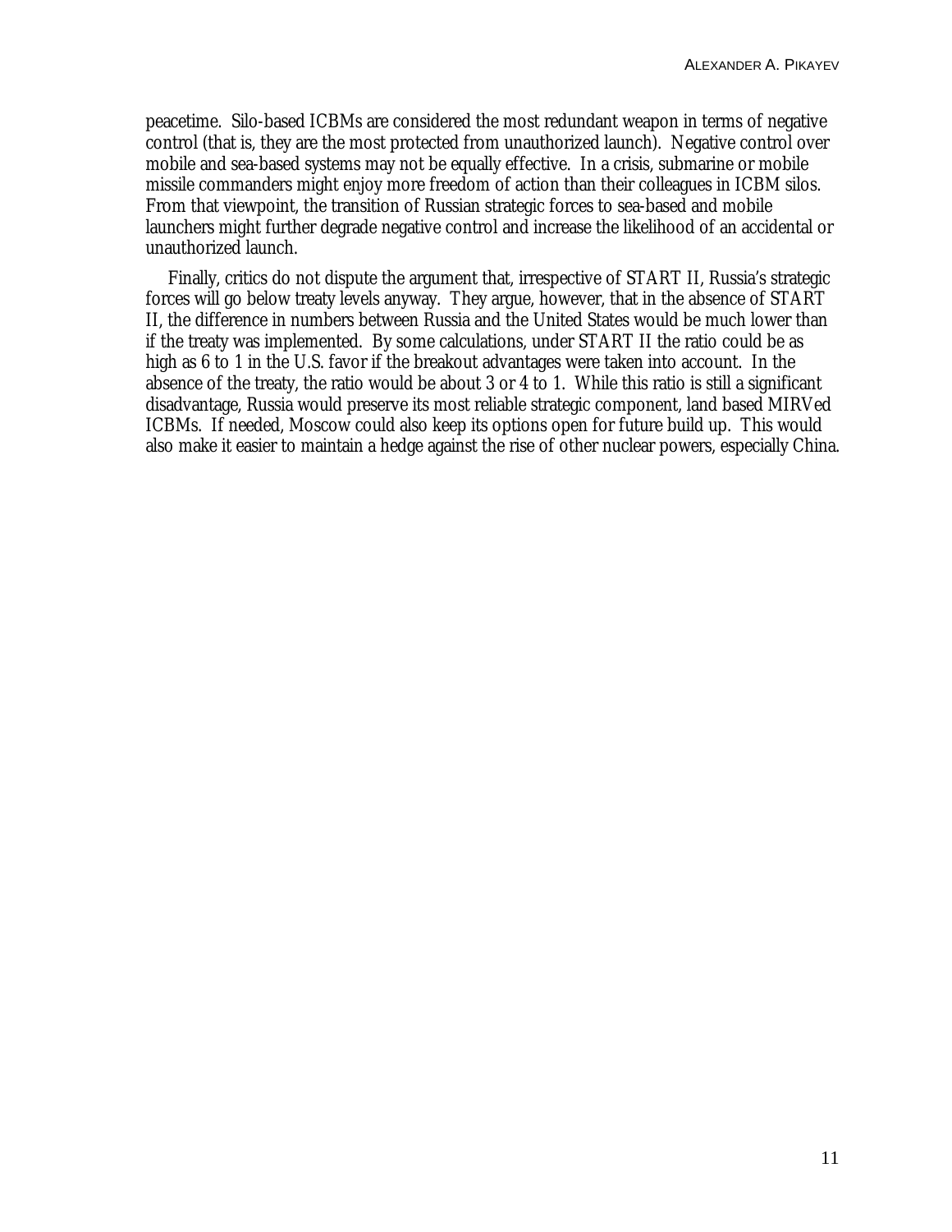peacetime. Silo-based ICBMs are considered the most redundant weapon in terms of negative control (that is, they are the most protected from unauthorized launch). Negative control over mobile and sea-based systems may not be equally effective. In a crisis, submarine or mobile missile commanders might enjoy more freedom of action than their colleagues in ICBM silos. From that viewpoint, the transition of Russian strategic forces to sea-based and mobile launchers might further degrade negative control and increase the likelihood of an accidental or unauthorized launch.

Finally, critics do not dispute the argument that, irrespective of START II, Russia's strategic forces will go below treaty levels anyway. They argue, however, that in the absence of START II, the difference in numbers between Russia and the United States would be much lower than if the treaty was implemented. By some calculations, under START II the ratio could be as high as 6 to 1 in the U.S. favor if the breakout advantages were taken into account. In the absence of the treaty, the ratio would be about 3 or 4 to 1. While this ratio is still a significant disadvantage, Russia would preserve its most reliable strategic component, land based MIRVed ICBMs. If needed, Moscow could also keep its options open for future build up. This would also make it easier to maintain a hedge against the rise of other nuclear powers, especially China.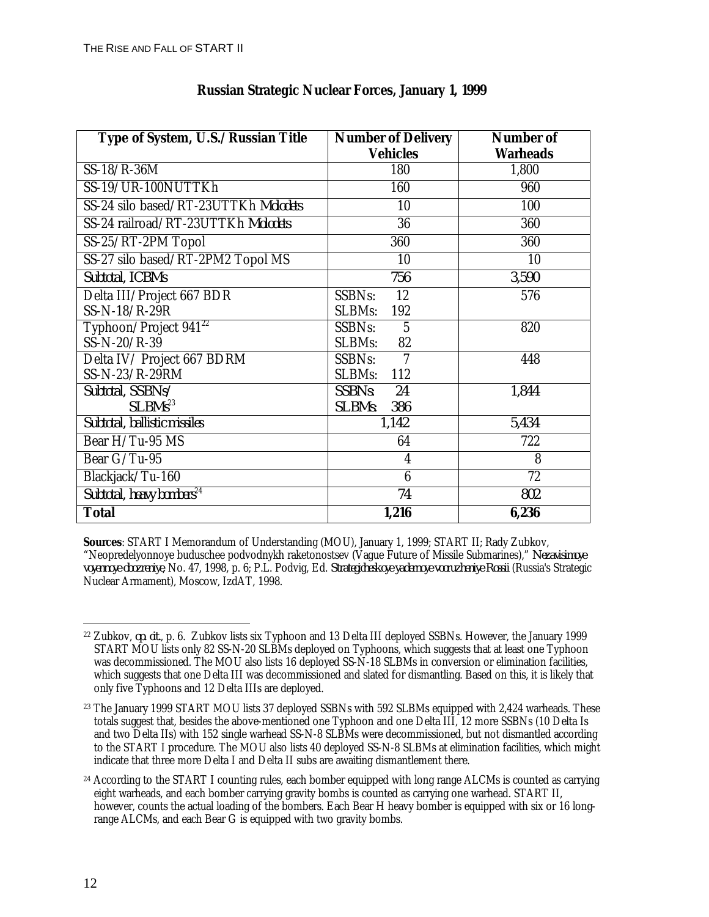## Russian Strategic Nuclear Forces, January 1, 1999

| Type of System, U.S./Russian Title | Number of Delivery Vehicles | Number of Warheads |
|---|---|---|
| SS-18/R-36M | 180 | 1,800 |
| SS-19/UR-100NUTTKh | 160 | 960 |
| SS-24 silo based/RT-23UTTKh *Molodets* | 10 | 100 |
| SS-24 railroad/RT-23UTTKh *Molodets* | 36 | 360 |
| SS-25/RT-2PM Topol | 360 | 360 |
| SS-27 silo based/RT-2PM2 Topol MS | 10 | 10 |
| Subtotal, ICBMs | 756 | 3,590 |
| Delta III/Project 667 BDR<br>SS-N-18/R-29R | SSBNs: 12<br>SLBMs: 192 | 576 |
| Typhoon/Project 941[22]<br>SS-N-20/R-39 | SSBNs: 5<br>SLBMs: 82 | 820 |
| Delta IV/ Project 667 BDRM<br>SS-N-23/R-29RM | SSBNs: 7<br>SLBMs: 112 | 448 |
| Subtotal, SSBNs/<br>SLBMs[23] | SSBNs: 24<br>SLBMs: 386 | 1,844 |
| Subtotal, ballistic missiles | 1,142 | 5,434 |
| Bear H/Tu-95 MS | 64 | 722 |
| Bear G/Tu-95 | 4 | 8 |
| Blackjack/Tu-160 | 6 | 72 |
| Subtotal, heavy bombers[24] | 74 | 802 |
| **Total** | **1,216** | **6,236** |

**Sources**: START I Memorandum of Understanding (MOU), January 1, 1999; START II; Rady Zubkov, "Neopredelyonnoye buduschee podvodnykh raketonostsev (Vague Future of Missile Submarines)," *Nezavisimoye voyennoye obozreniye*, No. 47, 1998, p. 6; P.L. Podvig, Ed. *Strategicheskoye yadernoye vooruzheniye Rossii* (Russia's Strategic Nuclear Armament), Moscow, IzdAT, 1998.

---

[22] Zubkov, *op. cit.*, p. 6. Zubkov lists six Typhoon and 13 Delta III deployed SSBNs. However, the January 1999 START MOU lists only 82 SS-N-20 SLBMs deployed on Typhoons, which suggests that at least one Typhoon was decommissioned. The MOU also lists 16 deployed SS-N-18 SLBMs in conversion or elimination facilities, which suggests that one Delta III was decommissioned and slated for dismantling. Based on this, it is likely that only five Typhoons and 12 Delta IIIs are deployed.

[23] The January 1999 START MOU lists 37 deployed SSBNs with 592 SLBMs equipped with 2,424 warheads. These totals suggest that, besides the above-mentioned one Typhoon and one Delta III, 12 more SSBNs (10 Delta Is and two Delta IIs) with 152 single warhead SS-N-8 SLBMs were decommissioned, but not dismantled according to the START I procedure. The MOU also lists 40 deployed SS-N-8 SLBMs at elimination facilities, which might indicate that three more Delta I and Delta II subs are awaiting dismantlement there.

[24] According to the START I counting rules, each bomber equipped with long range ALCMs is counted as carrying eight warheads, and each bomber carrying gravity bombs is counted as carrying one warhead. START II, however, counts the actual loading of the bombers. Each Bear H heavy bomber is equipped with six or 16 long-range ALCMs, and each Bear G is equipped with two gravity bombs.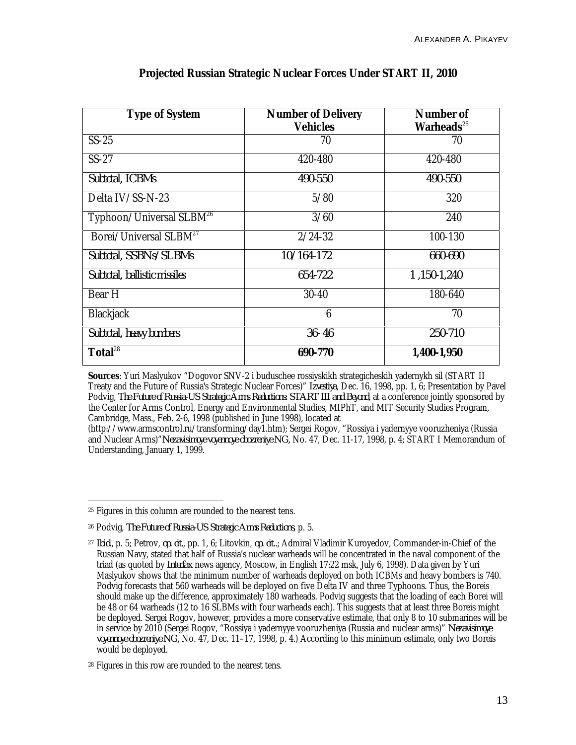## Projected Russian Strategic Nuclear Forces Under START II, 2010

| Type of System | Number of Delivery Vehicles | Number of Warheads[25] |
|---|---|---|
| SS-25 | 70 | 70 |
| SS-27 | 420-480 | 420-480 |
| Subtotal, ICBMs | 490-550 | 490-550 |
| Delta IV/SS-N-23 | 5/80 | 320 |
| Typhoon/Universal SLBM[26] | 3/60 | 240 |
| Borei/Universal SLBM[27] | 2/24-32 | 100-130 |
| Subtotal, SSBNs/SLBMs | 10/164-172 | 660-690 |
| Subtotal, ballistic missiles | 654-722 | 1 ,150-1,240 |
| Bear H | 30-40 | 180-640 |
| Blackjack | 6 | 70 |
| Subtotal, heavy bombers | 36- 46 | 250-710 |
| **Total**[28] | **690-770** | **1,400-1,950** |

**Sources**: Yuri Maslyukov "Dogovor SNV-2 i buduschee rossiyskikh strategicheskih yadernykh sil (START II Treaty and the Future of Russia's Strategic Nuclear Forces)" *Izvestiya*, Dec. 16, 1998, pp. 1, 6; Presentation by Pavel Podvig, *The Future of Russia-US Strategic Arms Reductions: START III and Beyond*, at a conference jointly sponsored by the Center for Arms Control, Energy and Environmental Studies, MIPhT, and MIT Security Studies Program, Cambridge, Mass., Feb. 2-6, 1998 (published in June 1998), located at (http://www.armscontrol.ru/transforming/day1.htm); Sergei Rogov, "Rossiya i yadernyye vooruzheniya (Russia and Nuclear Arms)" *Nezavisimoye voyennoye obozreniye NG*, No. 47, Dec. 11-17, 1998, p. 4; START I Memorandum of Understanding, January 1, 1999.

---

[25] Figures in this column are rounded to the nearest tens.

[26] Podvig, *The Future of Russia-US Strategic Arms Reductions*, p. 5.

[27] *Ibid.*, p. 5; Petrov, *op. cit.*, pp. 1, 6; Litovkin, *op. cit.*; Admiral Vladimir Kuroyedov, Commander-in-Chief of the Russian Navy, stated that half of Russia's nuclear warheads will be concentrated in the naval component of the triad (as quoted by *Interfax* news agency, Moscow, in English 17:22 msk, July 6, 1998). Data given by Yuri Maslyukov shows that the minimum number of warheads deployed on both ICBMs and heavy bombers is 740. Podvig forecasts that 560 warheads will be deployed on five Delta IV and three Typhoons. Thus, the Boreis should make up the difference, approximately 180 warheads. Podvig suggests that the loading of each Borei will be 48 or 64 warheads (12 to 16 SLBMs with four warheads each). This suggests that at least three Boreis might be deployed. Sergei Rogov, however, provides a more conservative estimate, that only 8 to 10 submarines will be in service by 2010 (Sergei Rogov, "Rossiya i yadernyye vooruzheniya (Russia and nuclear arms)" *Nezavisimoye voyennoye obozreniye NG*, No. 47, Dec. 11–17, 1998, p. 4.) According to this minimum estimate, only two Boreis would be deployed.

[28] Figures in this row are rounded to the nearest tens.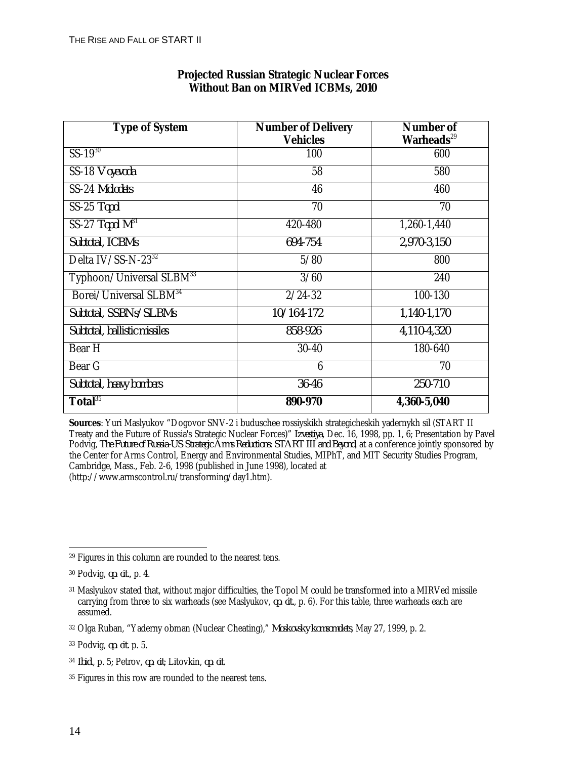**Projected Russian Strategic Nuclear Forces**
**Without Ban on MIRVed ICBMs, 2010**

| Type of System | Number of Delivery Vehicles | Number of Warheads[29] |
|---|---|---|
| SS-19[30] | 100 | 600 |
| SS-18 *Voyevoda* | 58 | 580 |
| SS-24 *Molodets* | 46 | 460 |
| SS-25 *Topol* | 70 | 70 |
| SS-27 *Topol M*[31] | 420-480 | 1,260-1,440 |
| *Subtotal, ICBMs* | *694-754* | *2,970-3,150* |
| Delta IV/SS-N-23[32] | 5/80 | 800 |
| Typhoon/Universal SLBM[33] | 3/60 | 240 |
| Borei/Universal SLBM[34] | 2/24-32 | 100-130 |
| *Subtotal, SSBNs/SLBMs* | *10/164-172* | *1,140-1,170* |
| *Subtotal, ballistic missiles* | *858-926* | *4,110-4,320* |
| Bear H | 30-40 | 180-640 |
| Bear G | 6 | 70 |
| *Subtotal, heavy bombers* | *36-46* | *250-710* |
| **Total**[35] | **890-970** | **4,360-5,040** |

**Sources**: Yuri Maslyukov "Dogovor SNV-2 i buduschee rossiyskikh strategicheskih yadernykh sil (START II Treaty and the Future of Russia's Strategic Nuclear Forces)" *Izvestiya*, Dec. 16, 1998, pp. 1, 6; Presentation by Pavel Podvig, *The Future of Russia-US Strategic Arms Reductions: START III and Beyond*, at a conference jointly sponsored by the Center for Arms Control, Energy and Environmental Studies, MIPhT, and MIT Security Studies Program, Cambridge, Mass., Feb. 2-6, 1998 (published in June 1998), located at (http://www.armscontrol.ru/transforming/day1.htm).

---

[29] Figures in this column are rounded to the nearest tens.

[30] Podvig, *op. cit.*, p. 4.

[31] Maslyukov stated that, without major difficulties, the Topol M could be transformed into a MIRVed missile carrying from three to six warheads (see Maslyukov, *op. cit.*, p. 6). For this table, three warheads each are assumed.

[32] Olga Ruban, "Yaderny obman (Nuclear Cheating)," *Moskovsky komsomolets*, May 27, 1999, p. 2.

[33] Podvig, *op. cit.* p. 5.

[34] *Ibid.*, p. 5; Petrov, *op. cit*; Litovkin, *op. cit.*

[35] Figures in this row are rounded to the nearest tens.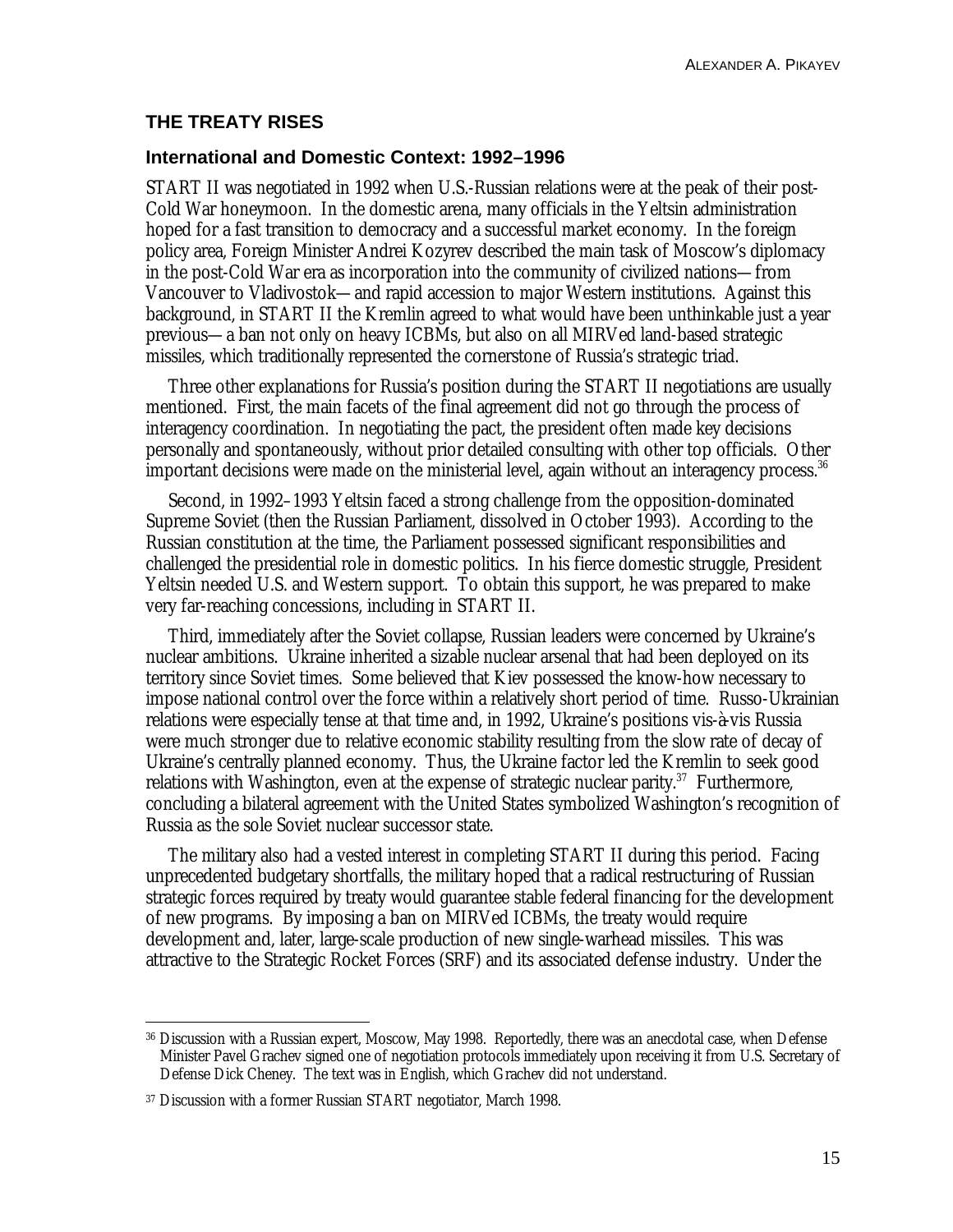## THE TREATY RISES

### International and Domestic Context: 1992–1996

START II was negotiated in 1992 when U.S.-Russian relations were at the peak of their post-Cold War honeymoon. In the domestic arena, many officials in the Yeltsin administration hoped for a fast transition to democracy and a successful market economy. In the foreign policy area, Foreign Minister Andrei Kozyrev described the main task of Moscow's diplomacy in the post-Cold War era as incorporation into the community of civilized nations—from Vancouver to Vladivostok—and rapid accession to major Western institutions. Against this background, in START II the Kremlin agreed to what would have been unthinkable just a year previous—a ban not only on heavy ICBMs, but also on all MIRVed land-based strategic missiles, which traditionally represented the cornerstone of Russia's strategic triad.

Three other explanations for Russia's position during the START II negotiations are usually mentioned. First, the main facets of the final agreement did not go through the process of interagency coordination. In negotiating the pact, the president often made key decisions personally and spontaneously, without prior detailed consulting with other top officials. Other important decisions were made on the ministerial level, again without an interagency process.[36]

Second, in 1992–1993 Yeltsin faced a strong challenge from the opposition-dominated Supreme Soviet (then the Russian Parliament, dissolved in October 1993). According to the Russian constitution at the time, the Parliament possessed significant responsibilities and challenged the presidential role in domestic politics. In his fierce domestic struggle, President Yeltsin needed U.S. and Western support. To obtain this support, he was prepared to make very far-reaching concessions, including in START II.

Third, immediately after the Soviet collapse, Russian leaders were concerned by Ukraine's nuclear ambitions. Ukraine inherited a sizable nuclear arsenal that had been deployed on its territory since Soviet times. Some believed that Kiev possessed the know-how necessary to impose national control over the force within a relatively short period of time. Russo-Ukrainian relations were especially tense at that time and, in 1992, Ukraine's positions vis-à-vis Russia were much stronger due to relative economic stability resulting from the slow rate of decay of Ukraine's centrally planned economy. Thus, the Ukraine factor led the Kremlin to seek good relations with Washington, even at the expense of strategic nuclear parity.[37] Furthermore, concluding a bilateral agreement with the United States symbolized Washington's recognition of Russia as the sole Soviet nuclear successor state.

The military also had a vested interest in completing START II during this period. Facing unprecedented budgetary shortfalls, the military hoped that a radical restructuring of Russian strategic forces required by treaty would guarantee stable federal financing for the development of new programs. By imposing a ban on MIRVed ICBMs, the treaty would require development and, later, large-scale production of new single-warhead missiles. This was attractive to the Strategic Rocket Forces (SRF) and its associated defense industry. Under the

---

[36] Discussion with a Russian expert, Moscow, May 1998. Reportedly, there was an anecdotal case, when Defense Minister Pavel Grachev signed one of negotiation protocols immediately upon receiving it from U.S. Secretary of Defense Dick Cheney. The text was in English, which Grachev did not understand.

[37] Discussion with a former Russian START negotiator, March 1998.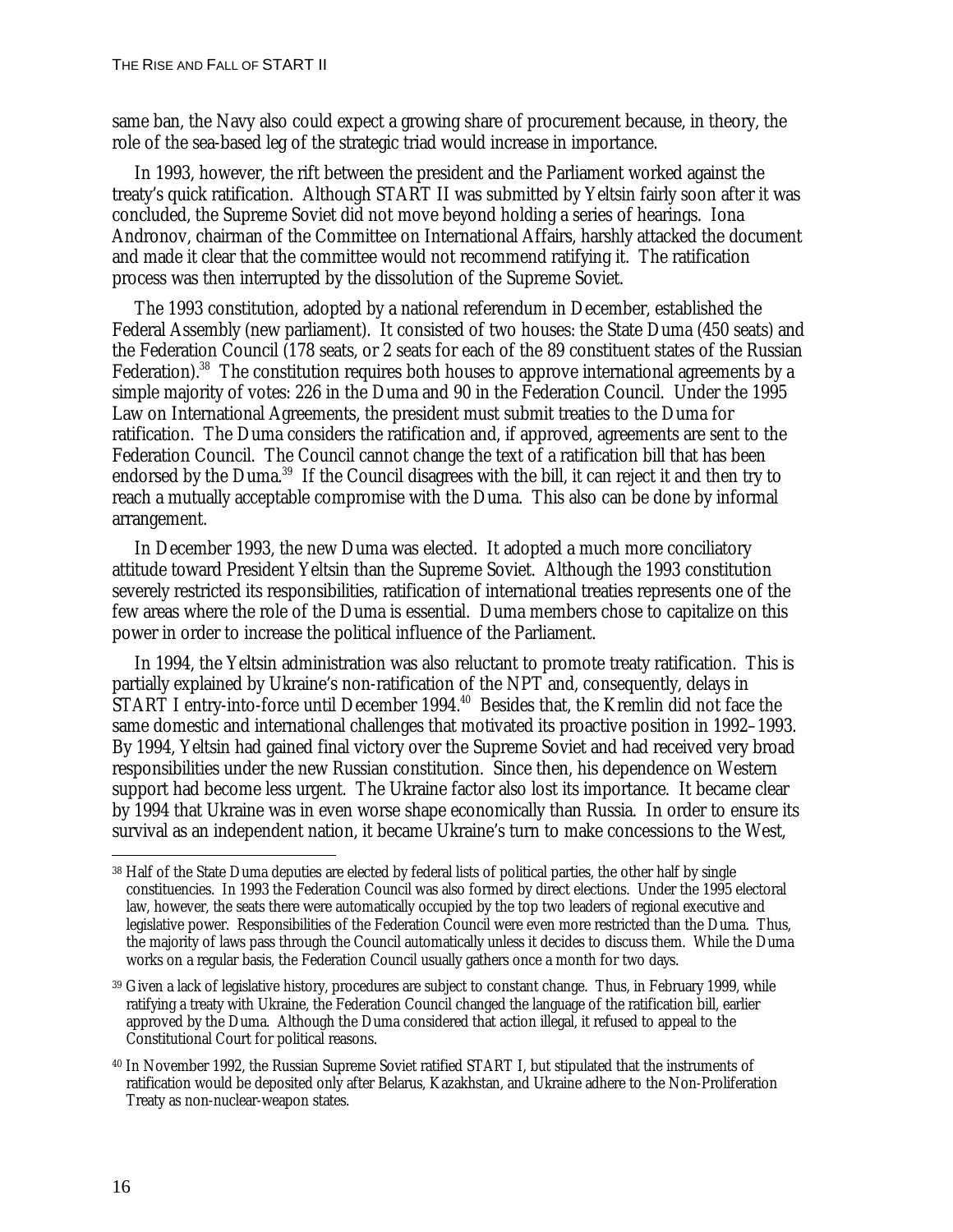same ban, the Navy also could expect a growing share of procurement because, in theory, the role of the sea-based leg of the strategic triad would increase in importance.

In 1993, however, the rift between the president and the Parliament worked against the treaty's quick ratification. Although START II was submitted by Yeltsin fairly soon after it was concluded, the Supreme Soviet did not move beyond holding a series of hearings. Iona Andronov, chairman of the Committee on International Affairs, harshly attacked the document and made it clear that the committee would not recommend ratifying it. The ratification process was then interrupted by the dissolution of the Supreme Soviet.

The 1993 constitution, adopted by a national referendum in December, established the Federal Assembly (new parliament). It consisted of two houses: the State Duma (450 seats) and the Federation Council (178 seats, or 2 seats for each of the 89 constituent states of the Russian Federation).[38] The constitution requires both houses to approve international agreements by a simple majority of votes: 226 in the Duma and 90 in the Federation Council. Under the 1995 Law on International Agreements, the president must submit treaties to the Duma for ratification. The Duma considers the ratification and, if approved, agreements are sent to the Federation Council. The Council cannot change the text of a ratification bill that has been endorsed by the Duma.[39] If the Council disagrees with the bill, it can reject it and then try to reach a mutually acceptable compromise with the Duma. This also can be done by informal arrangement.

In December 1993, the new Duma was elected. It adopted a much more conciliatory attitude toward President Yeltsin than the Supreme Soviet. Although the 1993 constitution severely restricted its responsibilities, ratification of international treaties represents one of the few areas where the role of the Duma is essential. Duma members chose to capitalize on this power in order to increase the political influence of the Parliament.

In 1994, the Yeltsin administration was also reluctant to promote treaty ratification. This is partially explained by Ukraine's non-ratification of the NPT and, consequently, delays in START I entry-into-force until December 1994.[40] Besides that, the Kremlin did not face the same domestic and international challenges that motivated its proactive position in 1992–1993. By 1994, Yeltsin had gained final victory over the Supreme Soviet and had received very broad responsibilities under the new Russian constitution. Since then, his dependence on Western support had become less urgent. The Ukraine factor also lost its importance. It became clear by 1994 that Ukraine was in even worse shape economically than Russia. In order to ensure its survival as an independent nation, it became Ukraine's turn to make concessions to the West,

---

[38] Half of the State Duma deputies are elected by federal lists of political parties, the other half by single constituencies. In 1993 the Federation Council was also formed by direct elections. Under the 1995 electoral law, however, the seats there were automatically occupied by the top two leaders of regional executive and legislative power. Responsibilities of the Federation Council were even more restricted than the Duma. Thus, the majority of laws pass through the Council automatically unless it decides to discuss them. While the Duma works on a regular basis, the Federation Council usually gathers once a month for two days.

[39] Given a lack of legislative history, procedures are subject to constant change. Thus, in February 1999, while ratifying a treaty with Ukraine, the Federation Council changed the language of the ratification bill, earlier approved by the Duma. Although the Duma considered that action illegal, it refused to appeal to the Constitutional Court for political reasons.

[40] In November 1992, the Russian Supreme Soviet ratified START I, but stipulated that the instruments of ratification would be deposited only after Belarus, Kazakhstan, and Ukraine adhere to the Non-Proliferation Treaty as non-nuclear-weapon states.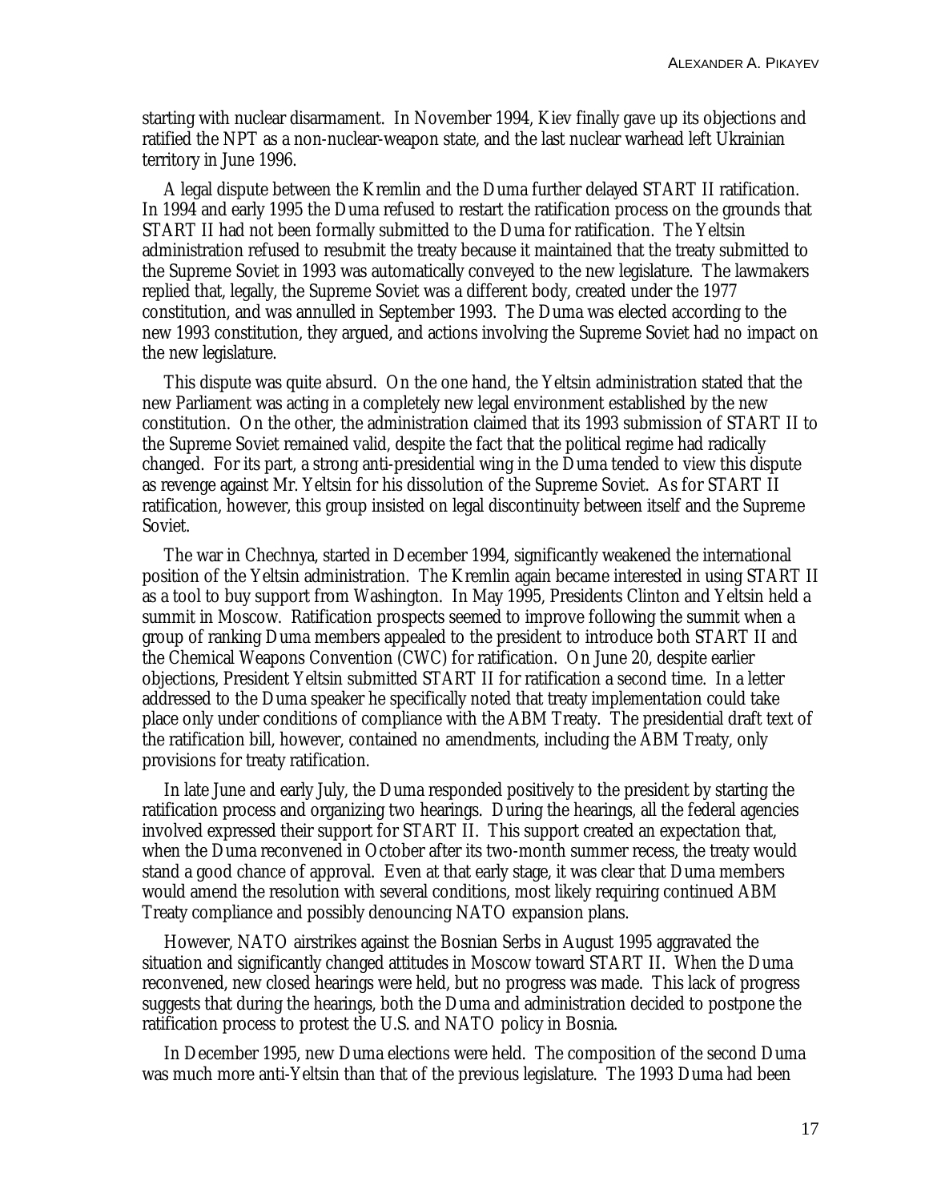starting with nuclear disarmament. In November 1994, Kiev finally gave up its objections and ratified the NPT as a non-nuclear-weapon state, and the last nuclear warhead left Ukrainian territory in June 1996.

A legal dispute between the Kremlin and the Duma further delayed START II ratification. In 1994 and early 1995 the Duma refused to restart the ratification process on the grounds that START II had not been formally submitted to the Duma for ratification. The Yeltsin administration refused to resubmit the treaty because it maintained that the treaty submitted to the Supreme Soviet in 1993 was automatically conveyed to the new legislature. The lawmakers replied that, legally, the Supreme Soviet was a different body, created under the 1977 constitution, and was annulled in September 1993. The Duma was elected according to the new 1993 constitution, they argued, and actions involving the Supreme Soviet had no impact on the new legislature.

This dispute was quite absurd. On the one hand, the Yeltsin administration stated that the new Parliament was acting in a completely new legal environment established by the new constitution. On the other, the administration claimed that its 1993 submission of START II to the Supreme Soviet remained valid, despite the fact that the political regime had radically changed. For its part, a strong anti-presidential wing in the Duma tended to view this dispute as revenge against Mr. Yeltsin for his dissolution of the Supreme Soviet. As for START II ratification, however, this group insisted on legal discontinuity between itself and the Supreme Soviet.

The war in Chechnya, started in December 1994, significantly weakened the international position of the Yeltsin administration. The Kremlin again became interested in using START II as a tool to buy support from Washington. In May 1995, Presidents Clinton and Yeltsin held a summit in Moscow. Ratification prospects seemed to improve following the summit when a group of ranking Duma members appealed to the president to introduce both START II and the Chemical Weapons Convention (CWC) for ratification. On June 20, despite earlier objections, President Yeltsin submitted START II for ratification a second time. In a letter addressed to the Duma speaker he specifically noted that treaty implementation could take place only under conditions of compliance with the ABM Treaty. The presidential draft text of the ratification bill, however, contained no amendments, including the ABM Treaty, only provisions for treaty ratification.

In late June and early July, the Duma responded positively to the president by starting the ratification process and organizing two hearings. During the hearings, all the federal agencies involved expressed their support for START II. This support created an expectation that, when the Duma reconvened in October after its two-month summer recess, the treaty would stand a good chance of approval. Even at that early stage, it was clear that Duma members would amend the resolution with several conditions, most likely requiring continued ABM Treaty compliance and possibly denouncing NATO expansion plans.

However, NATO airstrikes against the Bosnian Serbs in August 1995 aggravated the situation and significantly changed attitudes in Moscow toward START II. When the Duma reconvened, new closed hearings were held, but no progress was made. This lack of progress suggests that during the hearings, both the Duma and administration decided to postpone the ratification process to protest the U.S. and NATO policy in Bosnia.

In December 1995, new Duma elections were held. The composition of the second Duma was much more anti-Yeltsin than that of the previous legislature. The 1993 Duma had been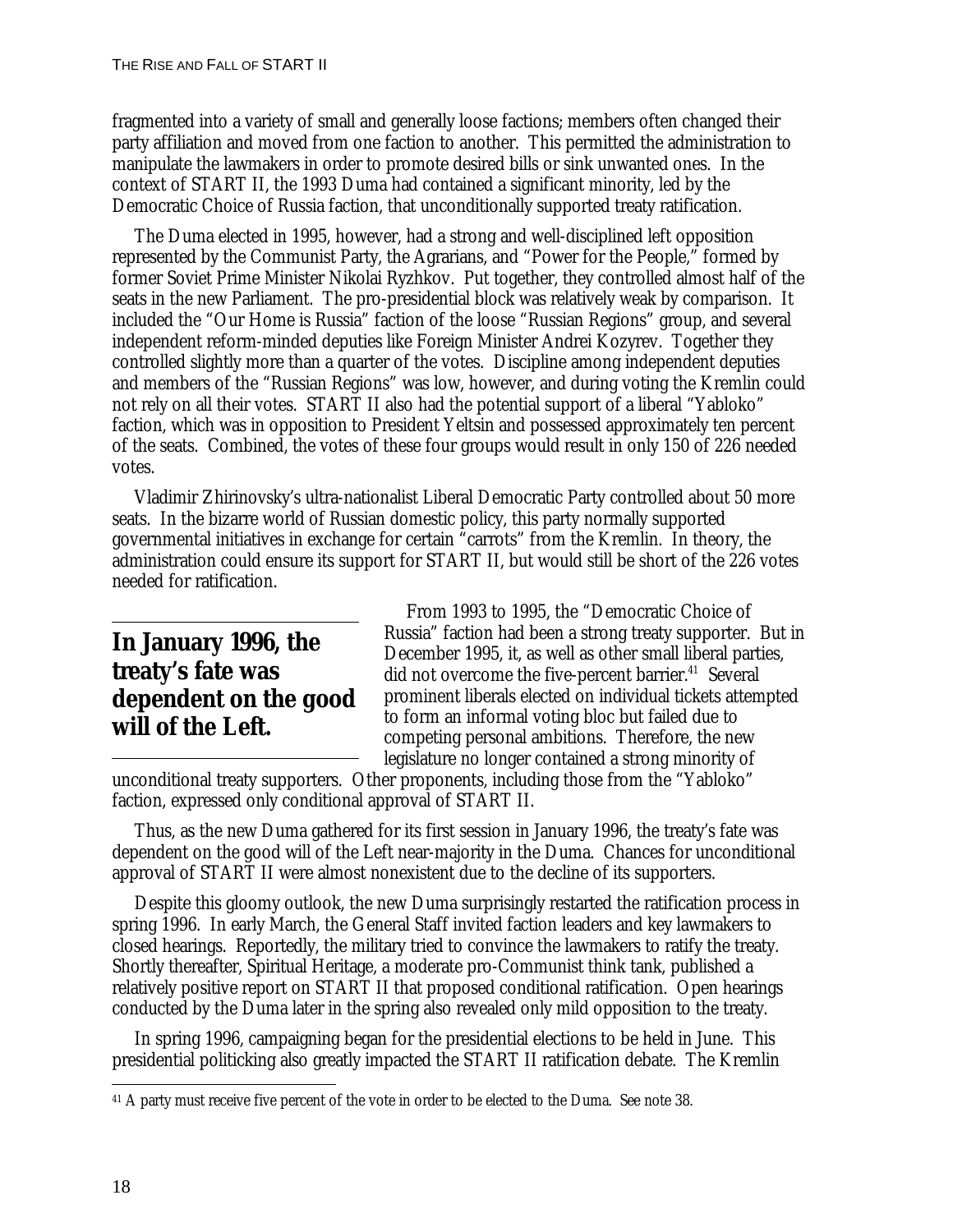fragmented into a variety of small and generally loose factions; members often changed their party affiliation and moved from one faction to another. This permitted the administration to manipulate the lawmakers in order to promote desired bills or sink unwanted ones. In the context of START II, the 1993 Duma had contained a significant minority, led by the Democratic Choice of Russia faction, that unconditionally supported treaty ratification.

The Duma elected in 1995, however, had a strong and well-disciplined left opposition represented by the Communist Party, the Agrarians, and "Power for the People," formed by former Soviet Prime Minister Nikolai Ryzhkov. Put together, they controlled almost half of the seats in the new Parliament. The pro-presidential block was relatively weak by comparison. It included the "Our Home is Russia" faction of the loose "Russian Regions" group, and several independent reform-minded deputies like Foreign Minister Andrei Kozyrev. Together they controlled slightly more than a quarter of the votes. Discipline among independent deputies and members of the "Russian Regions" was low, however, and during voting the Kremlin could not rely on all their votes. START II also had the potential support of a liberal "Yabloko" faction, which was in opposition to President Yeltsin and possessed approximately ten percent of the seats. Combined, the votes of these four groups would result in only 150 of 226 needed votes.

Vladimir Zhirinovsky's ultra-nationalist Liberal Democratic Party controlled about 50 more seats. In the bizarre world of Russian domestic policy, this party normally supported governmental initiatives in exchange for certain "carrots" from the Kremlin. In theory, the administration could ensure its support for START II, but would still be short of the 226 votes needed for ratification.

**In January 1996, the treaty's fate was dependent on the good will of the Left.**

From 1993 to 1995, the "Democratic Choice of Russia" faction had been a strong treaty supporter. But in December 1995, it, as well as other small liberal parties, did not overcome the five-percent barrier.[41] Several prominent liberals elected on individual tickets attempted to form an informal voting bloc but failed due to competing personal ambitions. Therefore, the new legislature no longer contained a strong minority of unconditional treaty supporters. Other proponents, including those from the "Yabloko" faction, expressed only conditional approval of START II.

Thus, as the new Duma gathered for its first session in January 1996, the treaty's fate was dependent on the good will of the Left near-majority in the Duma. Chances for unconditional approval of START II were almost nonexistent due to the decline of its supporters.

Despite this gloomy outlook, the new Duma surprisingly restarted the ratification process in spring 1996. In early March, the General Staff invited faction leaders and key lawmakers to closed hearings. Reportedly, the military tried to convince the lawmakers to ratify the treaty. Shortly thereafter, Spiritual Heritage, a moderate pro-Communist think tank, published a relatively positive report on START II that proposed conditional ratification. Open hearings conducted by the Duma later in the spring also revealed only mild opposition to the treaty.

In spring 1996, campaigning began for the presidential elections to be held in June. This presidential politicking also greatly impacted the START II ratification debate. The Kremlin

[41] A party must receive five percent of the vote in order to be elected to the Duma. See note 38.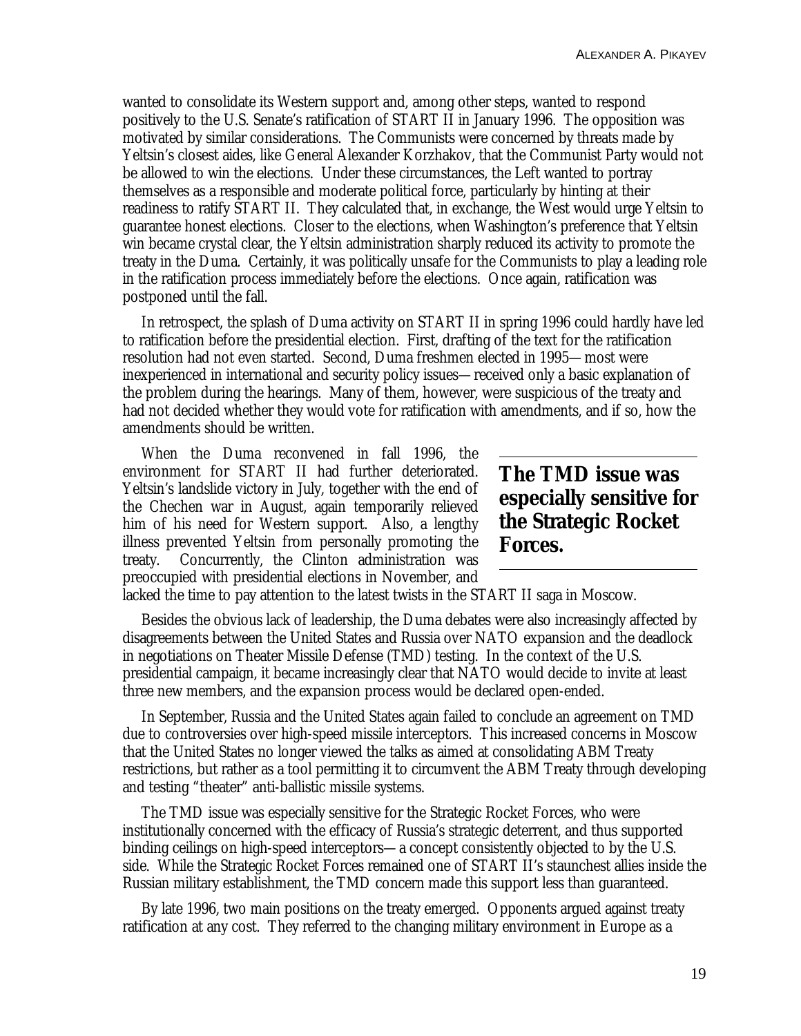wanted to consolidate its Western support and, among other steps, wanted to respond positively to the U.S. Senate's ratification of START II in January 1996. The opposition was motivated by similar considerations. The Communists were concerned by threats made by Yeltsin's closest aides, like General Alexander Korzhakov, that the Communist Party would not be allowed to win the elections. Under these circumstances, the Left wanted to portray themselves as a responsible and moderate political force, particularly by hinting at their readiness to ratify START II. They calculated that, in exchange, the West would urge Yeltsin to guarantee honest elections. Closer to the elections, when Washington's preference that Yeltsin win became crystal clear, the Yeltsin administration sharply reduced its activity to promote the treaty in the Duma. Certainly, it was politically unsafe for the Communists to play a leading role in the ratification process immediately before the elections. Once again, ratification was postponed until the fall.

In retrospect, the splash of Duma activity on START II in spring 1996 could hardly have led to ratification before the presidential election. First, drafting of the text for the ratification resolution had not even started. Second, Duma freshmen elected in 1995—most were inexperienced in international and security policy issues—received only a basic explanation of the problem during the hearings. Many of them, however, were suspicious of the treaty and had not decided whether they would vote for ratification with amendments, and if so, how the amendments should be written.

When the Duma reconvened in fall 1996, the environment for START II had further deteriorated. Yeltsin's landslide victory in July, together with the end of the Chechen war in August, again temporarily relieved him of his need for Western support. Also, a lengthy illness prevented Yeltsin from personally promoting the treaty. Concurrently, the Clinton administration was preoccupied with presidential elections in November, and lacked the time to pay attention to the latest twists in the START II saga in Moscow.

**The TMD issue was especially sensitive for the Strategic Rocket Forces.**

Besides the obvious lack of leadership, the Duma debates were also increasingly affected by disagreements between the United States and Russia over NATO expansion and the deadlock in negotiations on Theater Missile Defense (TMD) testing. In the context of the U.S. presidential campaign, it became increasingly clear that NATO would decide to invite at least three new members, and the expansion process would be declared open-ended.

In September, Russia and the United States again failed to conclude an agreement on TMD due to controversies over high-speed missile interceptors. This increased concerns in Moscow that the United States no longer viewed the talks as aimed at consolidating ABM Treaty restrictions, but rather as a tool permitting it to circumvent the ABM Treaty through developing and testing "theater" anti-ballistic missile systems.

The TMD issue was especially sensitive for the Strategic Rocket Forces, who were institutionally concerned with the efficacy of Russia's strategic deterrent, and thus supported binding ceilings on high-speed interceptors—a concept consistently objected to by the U.S. side. While the Strategic Rocket Forces remained one of START II's staunchest allies inside the Russian military establishment, the TMD concern made this support less than guaranteed.

By late 1996, two main positions on the treaty emerged. Opponents argued against treaty ratification at any cost. They referred to the changing military environment in Europe as a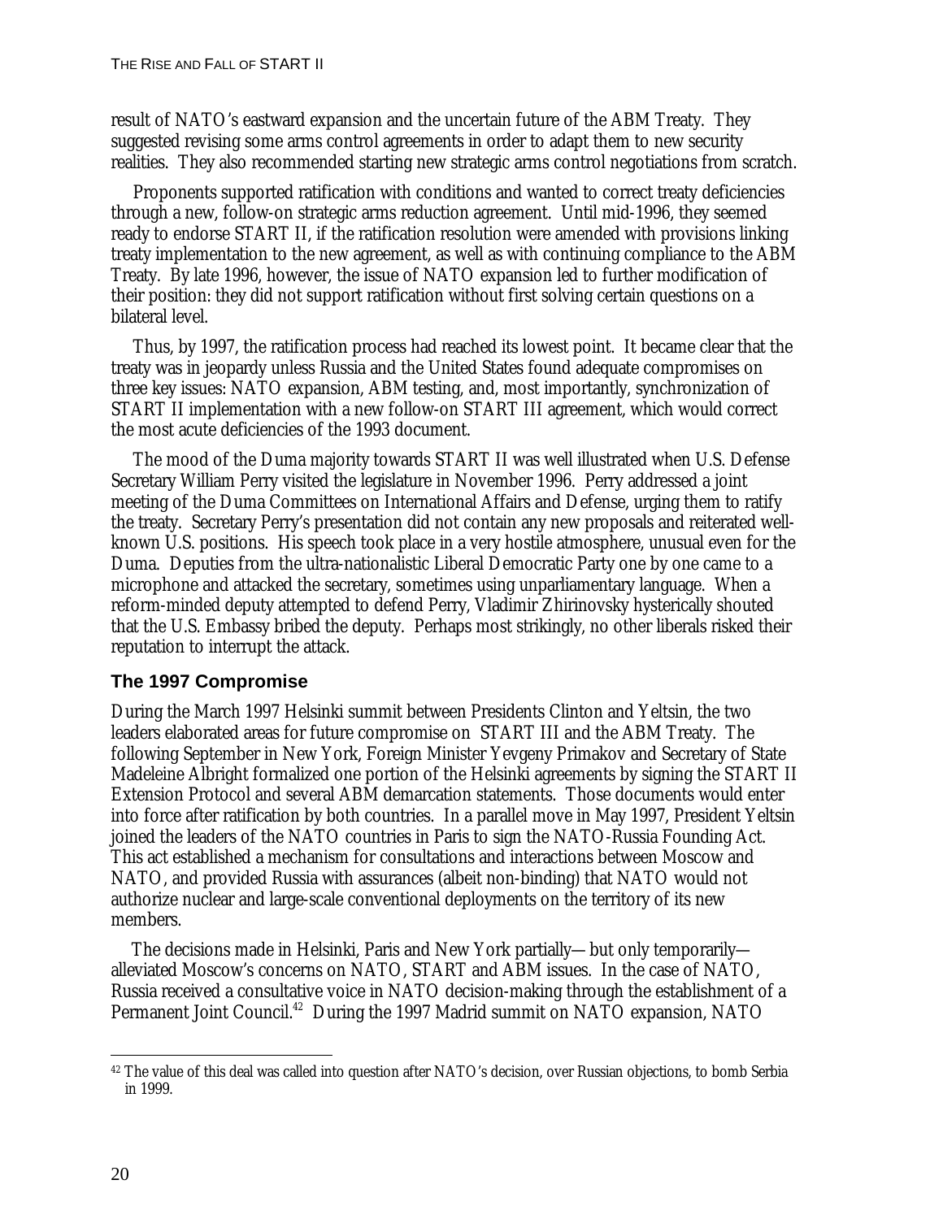result of NATO's eastward expansion and the uncertain future of the ABM Treaty. They suggested revising some arms control agreements in order to adapt them to new security realities. They also recommended starting new strategic arms control negotiations from scratch.

Proponents supported ratification with conditions and wanted to correct treaty deficiencies through a new, follow-on strategic arms reduction agreement. Until mid-1996, they seemed ready to endorse START II, if the ratification resolution were amended with provisions linking treaty implementation to the new agreement, as well as with continuing compliance to the ABM Treaty. By late 1996, however, the issue of NATO expansion led to further modification of their position: they did not support ratification without first solving certain questions on a bilateral level.

Thus, by 1997, the ratification process had reached its lowest point. It became clear that the treaty was in jeopardy unless Russia and the United States found adequate compromises on three key issues: NATO expansion, ABM testing, and, most importantly, synchronization of START II implementation with a new follow-on START III agreement, which would correct the most acute deficiencies of the 1993 document.

The mood of the Duma majority towards START II was well illustrated when U.S. Defense Secretary William Perry visited the legislature in November 1996. Perry addressed a joint meeting of the Duma Committees on International Affairs and Defense, urging them to ratify the treaty. Secretary Perry's presentation did not contain any new proposals and reiterated well-known U.S. positions. His speech took place in a very hostile atmosphere, unusual even for the Duma. Deputies from the ultra-nationalistic Liberal Democratic Party one by one came to a microphone and attacked the secretary, sometimes using unparliamentary language. When a reform-minded deputy attempted to defend Perry, Vladimir Zhirinovsky hysterically shouted that the U.S. Embassy bribed the deputy. Perhaps most strikingly, no other liberals risked their reputation to interrupt the attack.

## The 1997 Compromise

During the March 1997 Helsinki summit between Presidents Clinton and Yeltsin, the two leaders elaborated areas for future compromise on START III and the ABM Treaty. The following September in New York, Foreign Minister Yevgeny Primakov and Secretary of State Madeleine Albright formalized one portion of the Helsinki agreements by signing the START II Extension Protocol and several ABM demarcation statements. Those documents would enter into force after ratification by both countries. In a parallel move in May 1997, President Yeltsin joined the leaders of the NATO countries in Paris to sign the NATO-Russia Founding Act. This act established a mechanism for consultations and interactions between Moscow and NATO, and provided Russia with assurances (albeit non-binding) that NATO would not authorize nuclear and large-scale conventional deployments on the territory of its new members.

The decisions made in Helsinki, Paris and New York partially—but only temporarily—alleviated Moscow's concerns on NATO, START and ABM issues. In the case of NATO, Russia received a consultative voice in NATO decision-making through the establishment of a Permanent Joint Council.[42] During the 1997 Madrid summit on NATO expansion, NATO

[42] The value of this deal was called into question after NATO's decision, over Russian objections, to bomb Serbia in 1999.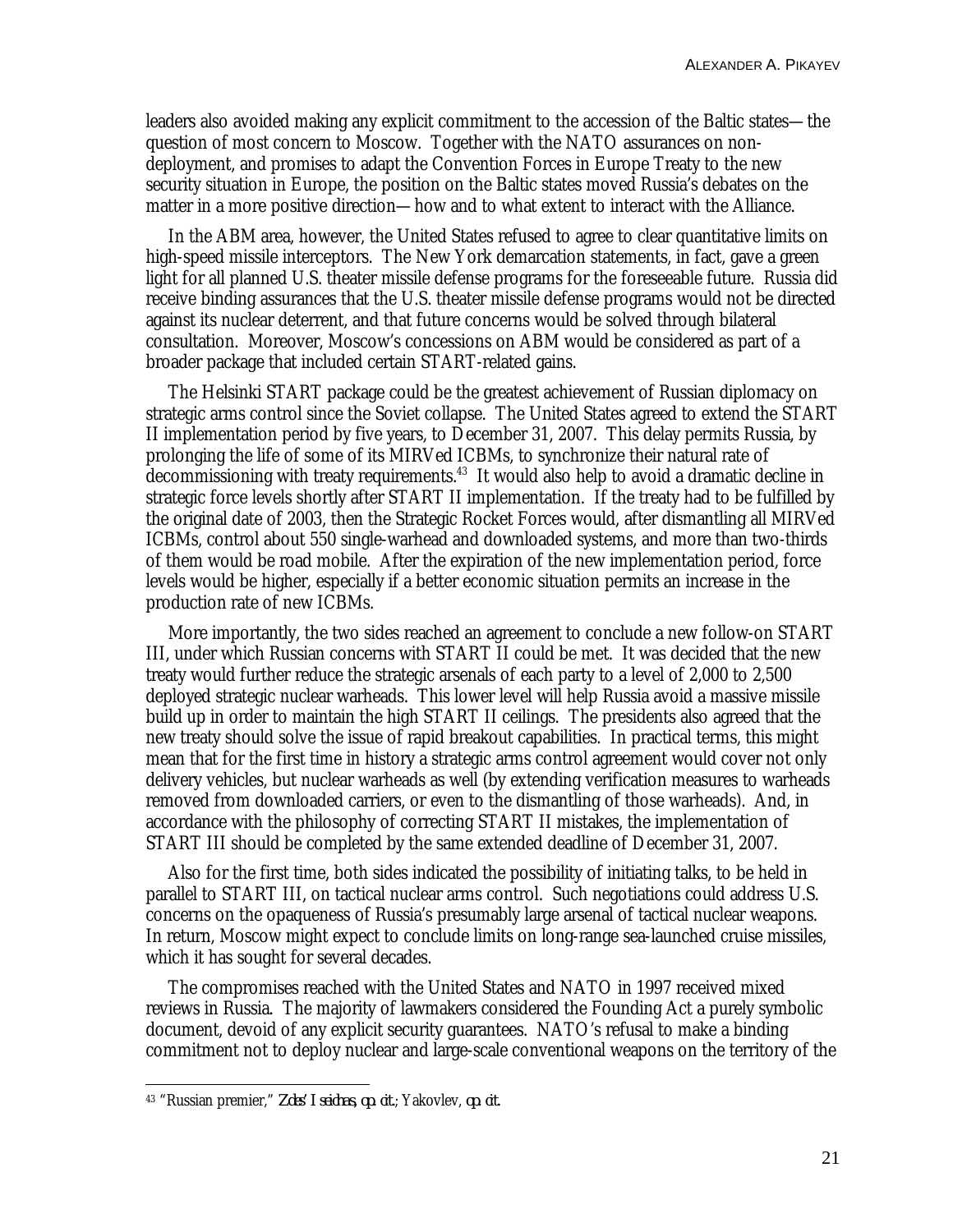leaders also avoided making any explicit commitment to the accession of the Baltic states—the question of most concern to Moscow. Together with the NATO assurances on non-deployment, and promises to adapt the Convention Forces in Europe Treaty to the new security situation in Europe, the position on the Baltic states moved Russia's debates on the matter in a more positive direction—how and to what extent to interact with the Alliance.

In the ABM area, however, the United States refused to agree to clear quantitative limits on high-speed missile interceptors. The New York demarcation statements, in fact, gave a green light for all planned U.S. theater missile defense programs for the foreseeable future. Russia did receive binding assurances that the U.S. theater missile defense programs would not be directed against its nuclear deterrent, and that future concerns would be solved through bilateral consultation. Moreover, Moscow's concessions on ABM would be considered as part of a broader package that included certain START-related gains.

The Helsinki START package could be the greatest achievement of Russian diplomacy on strategic arms control since the Soviet collapse. The United States agreed to extend the START II implementation period by five years, to December 31, 2007. This delay permits Russia, by prolonging the life of some of its MIRVed ICBMs, to synchronize their natural rate of decommissioning with treaty requirements.[43] It would also help to avoid a dramatic decline in strategic force levels shortly after START II implementation. If the treaty had to be fulfilled by the original date of 2003, then the Strategic Rocket Forces would, after dismantling all MIRVed ICBMs, control about 550 single-warhead and downloaded systems, and more than two-thirds of them would be road mobile. After the expiration of the new implementation period, force levels would be higher, especially if a better economic situation permits an increase in the production rate of new ICBMs.

More importantly, the two sides reached an agreement to conclude a new follow-on START III, under which Russian concerns with START II could be met. It was decided that the new treaty would further reduce the strategic arsenals of each party to a level of 2,000 to 2,500 deployed strategic nuclear warheads. This lower level will help Russia avoid a massive missile build up in order to maintain the high START II ceilings. The presidents also agreed that the new treaty should solve the issue of rapid breakout capabilities. In practical terms, this might mean that for the first time in history a strategic arms control agreement would cover not only delivery vehicles, but nuclear warheads as well (by extending verification measures to warheads removed from downloaded carriers, or even to the dismantling of those warheads). And, in accordance with the philosophy of correcting START II mistakes, the implementation of START III should be completed by the same extended deadline of December 31, 2007.

Also for the first time, both sides indicated the possibility of initiating talks, to be held in parallel to START III, on tactical nuclear arms control. Such negotiations could address U.S. concerns on the opaqueness of Russia's presumably large arsenal of tactical nuclear weapons. In return, Moscow might expect to conclude limits on long-range sea-launched cruise missiles, which it has sought for several decades.

The compromises reached with the United States and NATO in 1997 received mixed reviews in Russia. The majority of lawmakers considered the Founding Act a purely symbolic document, devoid of any explicit security guarantees. NATO's refusal to make a binding commitment not to deploy nuclear and large-scale conventional weapons on the territory of the

---

[43] "Russian premier," *Zdes' I seichas, op. cit.*; Yakovlev, *op. cit.*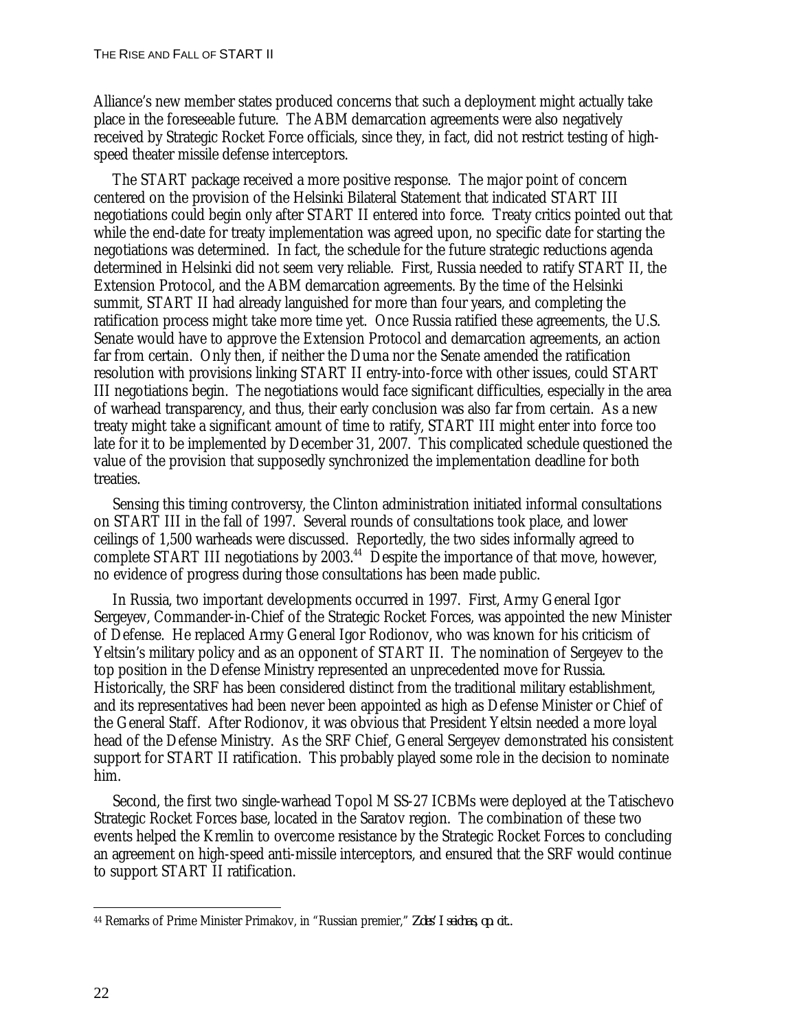Alliance's new member states produced concerns that such a deployment might actually take place in the foreseeable future. The ABM demarcation agreements were also negatively received by Strategic Rocket Force officials, since they, in fact, did not restrict testing of high-speed theater missile defense interceptors.

The START package received a more positive response. The major point of concern centered on the provision of the Helsinki Bilateral Statement that indicated START III negotiations could begin only after START II entered into force. Treaty critics pointed out that while the end-date for treaty implementation was agreed upon, no specific date for starting the negotiations was determined. In fact, the schedule for the future strategic reductions agenda determined in Helsinki did not seem very reliable. First, Russia needed to ratify START II, the Extension Protocol, and the ABM demarcation agreements. By the time of the Helsinki summit, START II had already languished for more than four years, and completing the ratification process might take more time yet. Once Russia ratified these agreements, the U.S. Senate would have to approve the Extension Protocol and demarcation agreements, an action far from certain. Only then, if neither the Duma nor the Senate amended the ratification resolution with provisions linking START II entry-into-force with other issues, could START III negotiations begin. The negotiations would face significant difficulties, especially in the area of warhead transparency, and thus, their early conclusion was also far from certain. As a new treaty might take a significant amount of time to ratify, START III might enter into force too late for it to be implemented by December 31, 2007. This complicated schedule questioned the value of the provision that supposedly synchronized the implementation deadline for both treaties.

Sensing this timing controversy, the Clinton administration initiated informal consultations on START III in the fall of 1997. Several rounds of consultations took place, and lower ceilings of 1,500 warheads were discussed. Reportedly, the two sides informally agreed to complete START III negotiations by 2003.[44] Despite the importance of that move, however, no evidence of progress during those consultations has been made public.

In Russia, two important developments occurred in 1997. First, Army General Igor Sergeyev, Commander-in-Chief of the Strategic Rocket Forces, was appointed the new Minister of Defense. He replaced Army General Igor Rodionov, who was known for his criticism of Yeltsin's military policy and as an opponent of START II. The nomination of Sergeyev to the top position in the Defense Ministry represented an unprecedented move for Russia. Historically, the SRF has been considered distinct from the traditional military establishment, and its representatives had been never been appointed as high as Defense Minister or Chief of the General Staff. After Rodionov, it was obvious that President Yeltsin needed a more loyal head of the Defense Ministry. As the SRF Chief, General Sergeyev demonstrated his consistent support for START II ratification. This probably played some role in the decision to nominate him.

Second, the first two single-warhead Topol M SS-27 ICBMs were deployed at the Tatischevo Strategic Rocket Forces base, located in the Saratov region. The combination of these two events helped the Kremlin to overcome resistance by the Strategic Rocket Forces to concluding an agreement on high-speed anti-missile interceptors, and ensured that the SRF would continue to support START II ratification.

---

[44] Remarks of Prime Minister Primakov, in "Russian premier," *Zdes' I seichas, op. cit.*.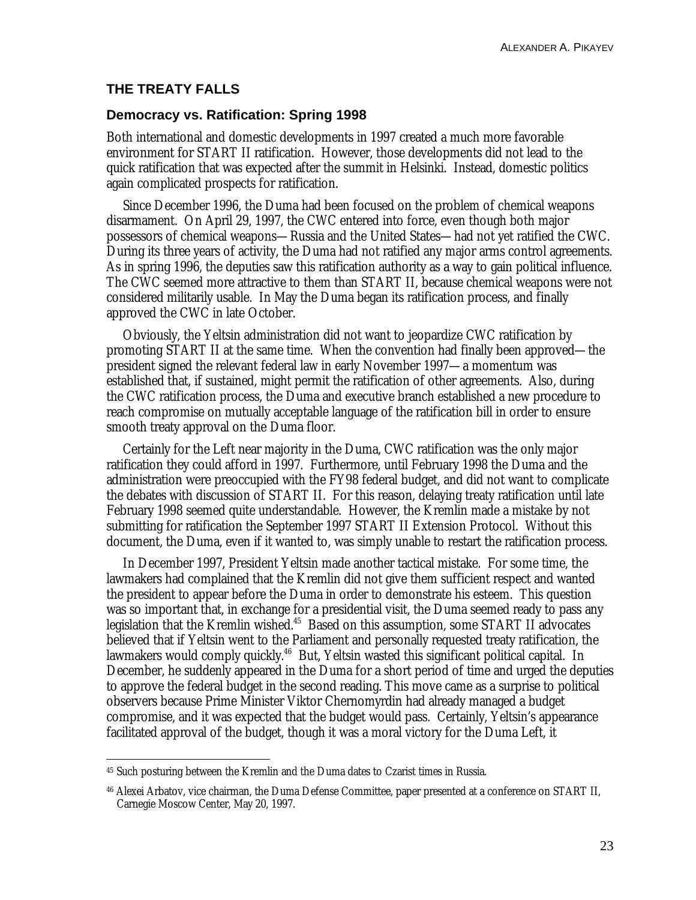## THE TREATY FALLS

### Democracy vs. Ratification: Spring 1998

Both international and domestic developments in 1997 created a much more favorable environment for START II ratification. However, those developments did not lead to the quick ratification that was expected after the summit in Helsinki. Instead, domestic politics again complicated prospects for ratification.

Since December 1996, the Duma had been focused on the problem of chemical weapons disarmament. On April 29, 1997, the CWC entered into force, even though both major possessors of chemical weapons—Russia and the United States—had not yet ratified the CWC. During its three years of activity, the Duma had not ratified any major arms control agreements. As in spring 1996, the deputies saw this ratification authority as a way to gain political influence. The CWC seemed more attractive to them than START II, because chemical weapons were not considered militarily usable. In May the Duma began its ratification process, and finally approved the CWC in late October.

Obviously, the Yeltsin administration did not want to jeopardize CWC ratification by promoting START II at the same time. When the convention had finally been approved—the president signed the relevant federal law in early November 1997—a momentum was established that, if sustained, might permit the ratification of other agreements. Also, during the CWC ratification process, the Duma and executive branch established a new procedure to reach compromise on mutually acceptable language of the ratification bill in order to ensure smooth treaty approval on the Duma floor.

Certainly for the Left near majority in the Duma, CWC ratification was the only major ratification they could afford in 1997. Furthermore, until February 1998 the Duma and the administration were preoccupied with the FY98 federal budget, and did not want to complicate the debates with discussion of START II. For this reason, delaying treaty ratification until late February 1998 seemed quite understandable. However, the Kremlin made a mistake by not submitting for ratification the September 1997 START II Extension Protocol. Without this document, the Duma, even if it wanted to, was simply unable to restart the ratification process.

In December 1997, President Yeltsin made another tactical mistake. For some time, the lawmakers had complained that the Kremlin did not give them sufficient respect and wanted the president to appear before the Duma in order to demonstrate his esteem. This question was so important that, in exchange for a presidential visit, the Duma seemed ready to pass any legislation that the Kremlin wished.[45] Based on this assumption, some START II advocates believed that if Yeltsin went to the Parliament and personally requested treaty ratification, the lawmakers would comply quickly.[46] But, Yeltsin wasted this significant political capital. In December, he suddenly appeared in the Duma for a short period of time and urged the deputies to approve the federal budget in the second reading. This move came as a surprise to political observers because Prime Minister Viktor Chernomyrdin had already managed a budget compromise, and it was expected that the budget would pass. Certainly, Yeltsin's appearance facilitated approval of the budget, though it was a moral victory for the Duma Left, it

---

[45] Such posturing between the Kremlin and the Duma dates to Czarist times in Russia.

[46] Alexei Arbatov, vice chairman, the Duma Defense Committee, paper presented at a conference on START II, Carnegie Moscow Center, May 20, 1997.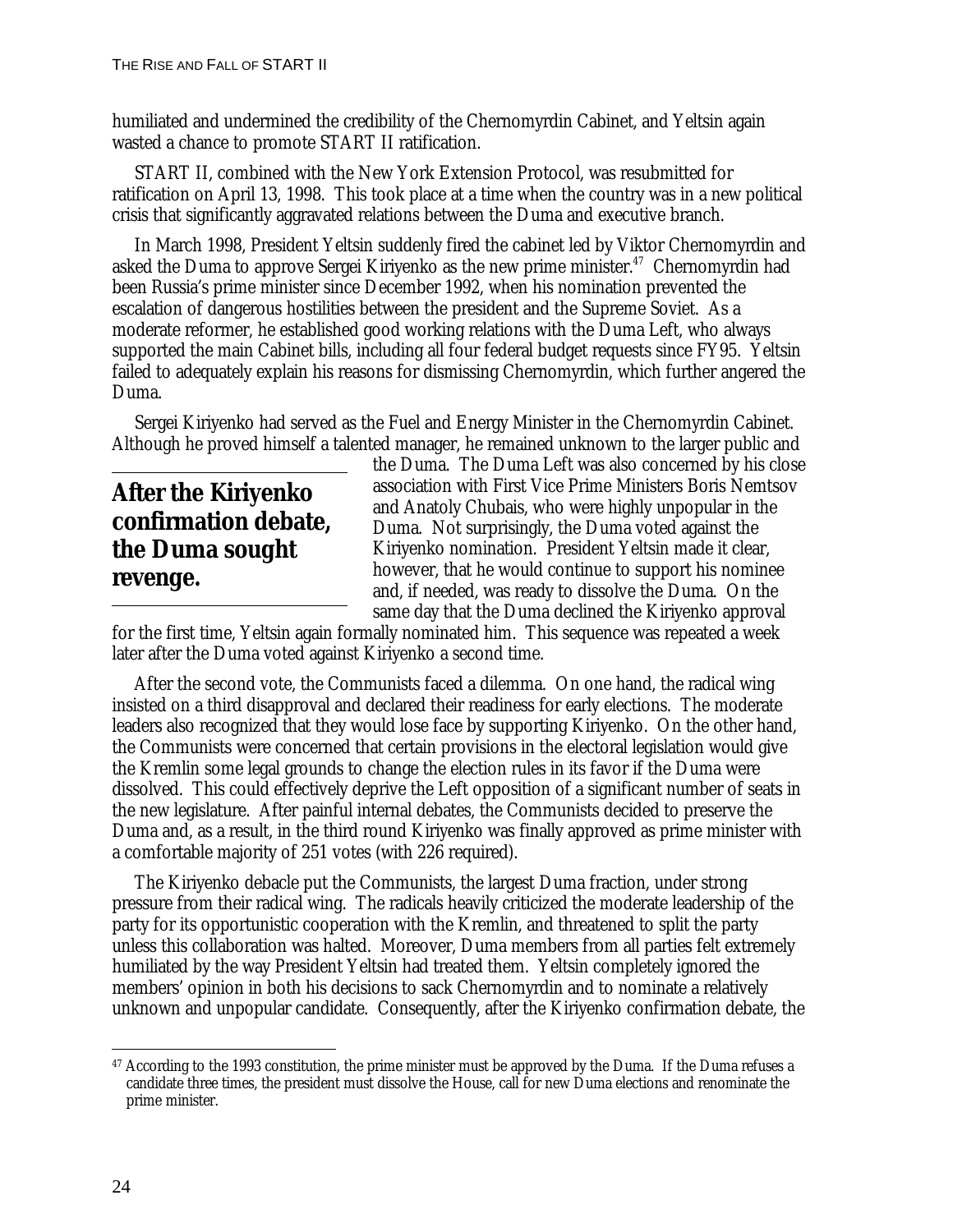humiliated and undermined the credibility of the Chernomyrdin Cabinet, and Yeltsin again wasted a chance to promote START II ratification.

START II, combined with the New York Extension Protocol, was resubmitted for ratification on April 13, 1998. This took place at a time when the country was in a new political crisis that significantly aggravated relations between the Duma and executive branch.

In March 1998, President Yeltsin suddenly fired the cabinet led by Viktor Chernomyrdin and asked the Duma to approve Sergei Kiriyenko as the new prime minister.[47] Chernomyrdin had been Russia's prime minister since December 1992, when his nomination prevented the escalation of dangerous hostilities between the president and the Supreme Soviet. As a moderate reformer, he established good working relations with the Duma Left, who always supported the main Cabinet bills, including all four federal budget requests since FY95. Yeltsin failed to adequately explain his reasons for dismissing Chernomyrdin, which further angered the Duma.

Sergei Kiriyenko had served as the Fuel and Energy Minister in the Chernomyrdin Cabinet. Although he proved himself a talented manager, he remained unknown to the larger public and the Duma. The Duma Left was also concerned by his close association with First Vice Prime Ministers Boris Nemtsov and Anatoly Chubais, who were highly unpopular in the Duma. Not surprisingly, the Duma voted against the Kiriyenko nomination. President Yeltsin made it clear, however, that he would continue to support his nominee and, if needed, was ready to dissolve the Duma. On the same day that the Duma declined the Kiriyenko approval for the first time, Yeltsin again formally nominated him. This sequence was repeated a week later after the Duma voted against Kiriyenko a second time.

> **After the Kiriyenko confirmation debate, the Duma sought revenge.**

After the second vote, the Communists faced a dilemma. On one hand, the radical wing insisted on a third disapproval and declared their readiness for early elections. The moderate leaders also recognized that they would lose face by supporting Kiriyenko. On the other hand, the Communists were concerned that certain provisions in the electoral legislation would give the Kremlin some legal grounds to change the election rules in its favor if the Duma were dissolved. This could effectively deprive the Left opposition of a significant number of seats in the new legislature. After painful internal debates, the Communists decided to preserve the Duma and, as a result, in the third round Kiriyenko was finally approved as prime minister with a comfortable majority of 251 votes (with 226 required).

The Kiriyenko debacle put the Communists, the largest Duma fraction, under strong pressure from their radical wing. The radicals heavily criticized the moderate leadership of the party for its opportunistic cooperation with the Kremlin, and threatened to split the party unless this collaboration was halted. Moreover, Duma members from all parties felt extremely humiliated by the way President Yeltsin had treated them. Yeltsin completely ignored the members' opinion in both his decisions to sack Chernomyrdin and to nominate a relatively unknown and unpopular candidate. Consequently, after the Kiriyenko confirmation debate, the

---

[47] According to the 1993 constitution, the prime minister must be approved by the Duma. If the Duma refuses a candidate three times, the president must dissolve the House, call for new Duma elections and renominate the prime minister.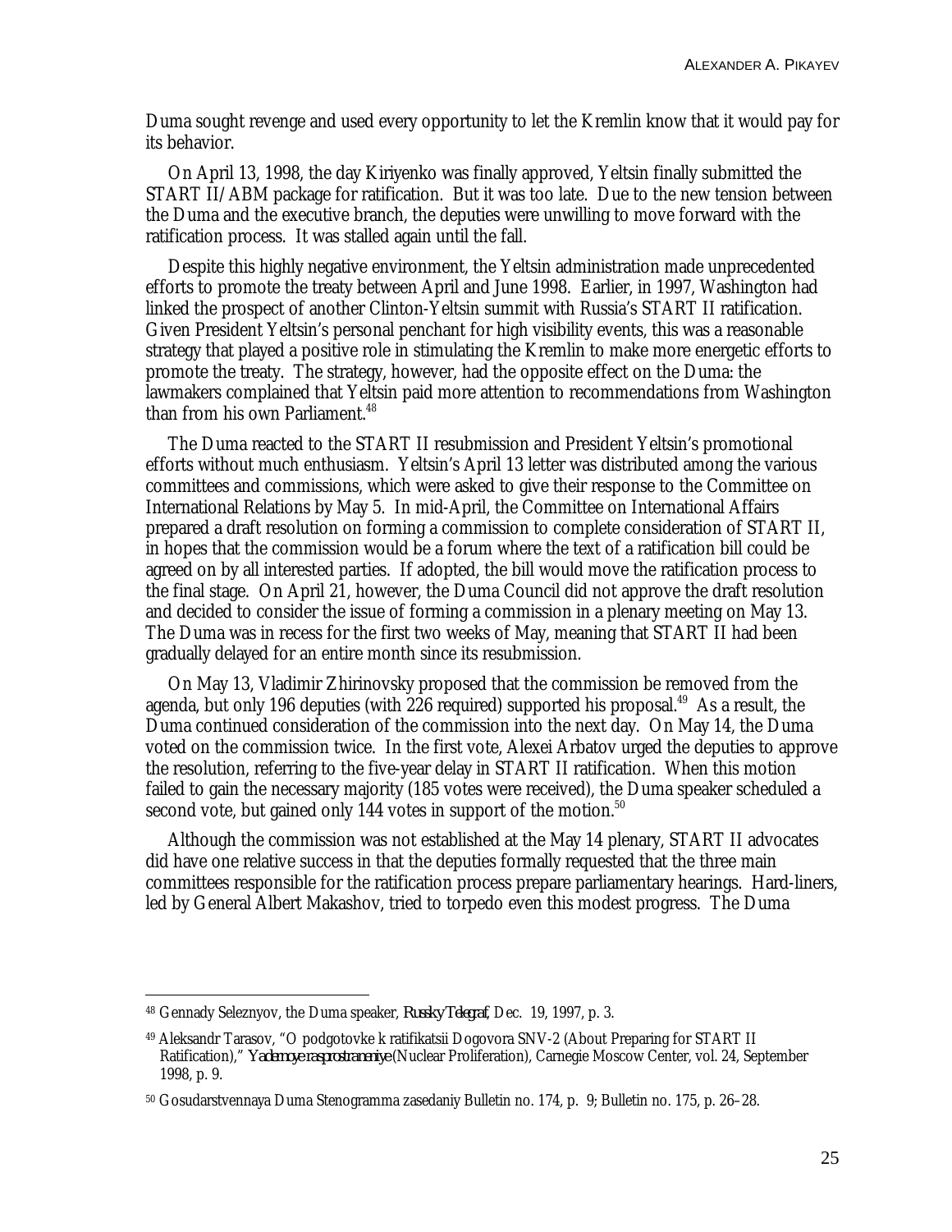Duma sought revenge and used every opportunity to let the Kremlin know that it would pay for its behavior.

On April 13, 1998, the day Kiriyenko was finally approved, Yeltsin finally submitted the START II/ABM package for ratification. But it was too late. Due to the new tension between the Duma and the executive branch, the deputies were unwilling to move forward with the ratification process. It was stalled again until the fall.

Despite this highly negative environment, the Yeltsin administration made unprecedented efforts to promote the treaty between April and June 1998. Earlier, in 1997, Washington had linked the prospect of another Clinton-Yeltsin summit with Russia's START II ratification. Given President Yeltsin's personal penchant for high visibility events, this was a reasonable strategy that played a positive role in stimulating the Kremlin to make more energetic efforts to promote the treaty. The strategy, however, had the opposite effect on the Duma: the lawmakers complained that Yeltsin paid more attention to recommendations from Washington than from his own Parliament.[48]

The Duma reacted to the START II resubmission and President Yeltsin's promotional efforts without much enthusiasm. Yeltsin's April 13 letter was distributed among the various committees and commissions, which were asked to give their response to the Committee on International Relations by May 5. In mid-April, the Committee on International Affairs prepared a draft resolution on forming a commission to complete consideration of START II, in hopes that the commission would be a forum where the text of a ratification bill could be agreed on by all interested parties. If adopted, the bill would move the ratification process to the final stage. On April 21, however, the Duma Council did not approve the draft resolution and decided to consider the issue of forming a commission in a plenary meeting on May 13. The Duma was in recess for the first two weeks of May, meaning that START II had been gradually delayed for an entire month since its resubmission.

On May 13, Vladimir Zhirinovsky proposed that the commission be removed from the agenda, but only 196 deputies (with 226 required) supported his proposal.[49] As a result, the Duma continued consideration of the commission into the next day. On May 14, the Duma voted on the commission twice. In the first vote, Alexei Arbatov urged the deputies to approve the resolution, referring to the five-year delay in START II ratification. When this motion failed to gain the necessary majority (185 votes were received), the Duma speaker scheduled a second vote, but gained only 144 votes in support of the motion.[50]

Although the commission was not established at the May 14 plenary, START II advocates did have one relative success in that the deputies formally requested that the three main committees responsible for the ratification process prepare parliamentary hearings. Hard-liners, led by General Albert Makashov, tried to torpedo even this modest progress. The Duma

---

[48] Gennady Seleznyov, the Duma speaker, *Russky Telegraf*, Dec. 19, 1997, p. 3.

[49] Aleksandr Tarasov, "O podgotovke k ratifikatsii Dogovora SNV-2 (About Preparing for START II Ratification)," *Yadernoye rasprostraneniye* (Nuclear Proliferation), Carnegie Moscow Center, vol. 24, September 1998, p. 9.

[50] Gosudarstvennaya Duma Stenogramma zasedaniy Bulletin no. 174, p. 9; Bulletin no. 175, p. 26–28.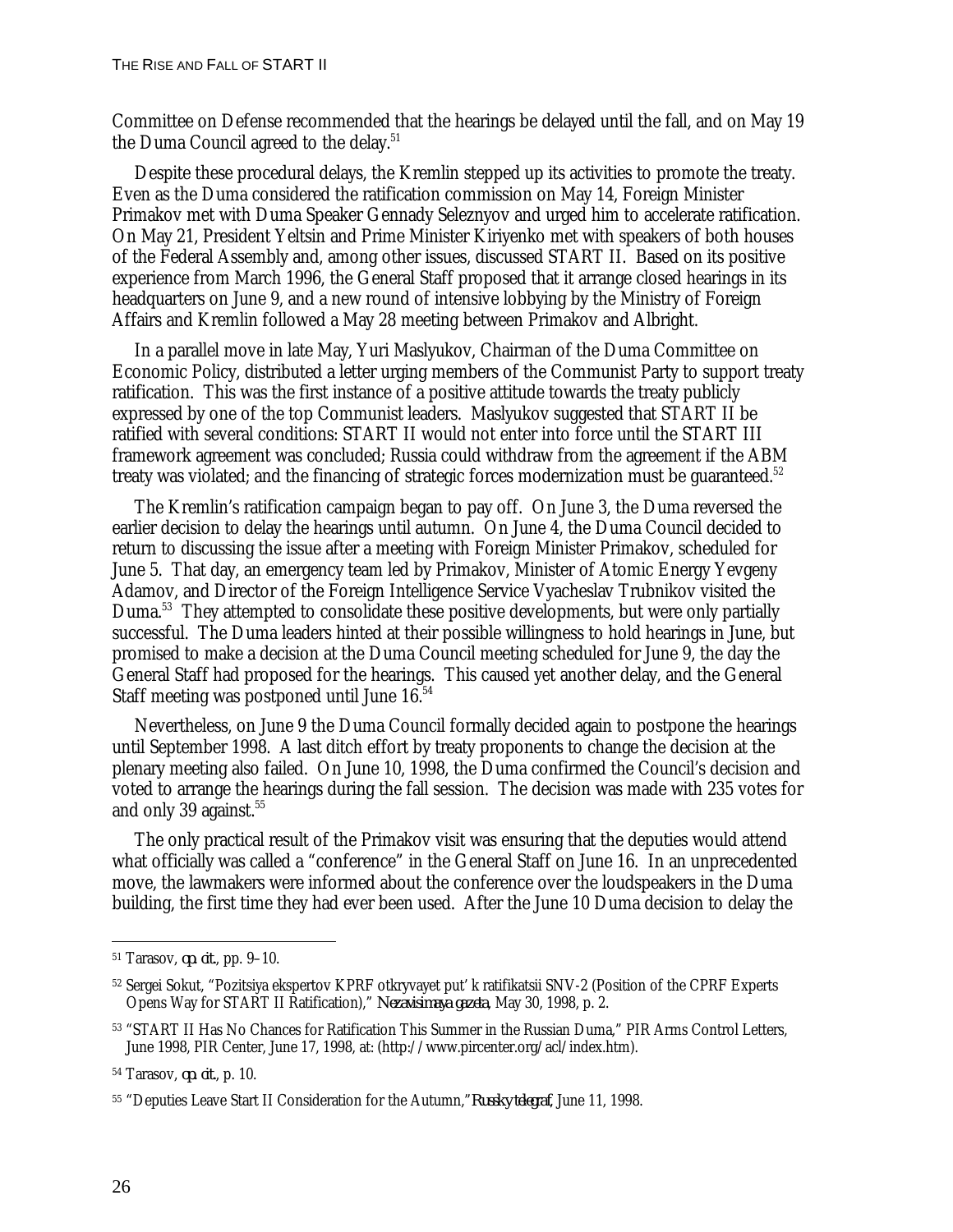Committee on Defense recommended that the hearings be delayed until the fall, and on May 19 the Duma Council agreed to the delay.[51]

Despite these procedural delays, the Kremlin stepped up its activities to promote the treaty. Even as the Duma considered the ratification commission on May 14, Foreign Minister Primakov met with Duma Speaker Gennady Seleznyov and urged him to accelerate ratification. On May 21, President Yeltsin and Prime Minister Kiriyenko met with speakers of both houses of the Federal Assembly and, among other issues, discussed START II. Based on its positive experience from March 1996, the General Staff proposed that it arrange closed hearings in its headquarters on June 9, and a new round of intensive lobbying by the Ministry of Foreign Affairs and Kremlin followed a May 28 meeting between Primakov and Albright.

In a parallel move in late May, Yuri Maslyukov, Chairman of the Duma Committee on Economic Policy, distributed a letter urging members of the Communist Party to support treaty ratification. This was the first instance of a positive attitude towards the treaty publicly expressed by one of the top Communist leaders. Maslyukov suggested that START II be ratified with several conditions: START II would not enter into force until the START III framework agreement was concluded; Russia could withdraw from the agreement if the ABM treaty was violated; and the financing of strategic forces modernization must be guaranteed.[52]

The Kremlin's ratification campaign began to pay off. On June 3, the Duma reversed the earlier decision to delay the hearings until autumn. On June 4, the Duma Council decided to return to discussing the issue after a meeting with Foreign Minister Primakov, scheduled for June 5. That day, an emergency team led by Primakov, Minister of Atomic Energy Yevgeny Adamov, and Director of the Foreign Intelligence Service Vyacheslav Trubnikov visited the Duma.[53] They attempted to consolidate these positive developments, but were only partially successful. The Duma leaders hinted at their possible willingness to hold hearings in June, but promised to make a decision at the Duma Council meeting scheduled for June 9, the day the General Staff had proposed for the hearings. This caused yet another delay, and the General Staff meeting was postponed until June 16.[54]

Nevertheless, on June 9 the Duma Council formally decided again to postpone the hearings until September 1998. A last ditch effort by treaty proponents to change the decision at the plenary meeting also failed. On June 10, 1998, the Duma confirmed the Council's decision and voted to arrange the hearings during the fall session. The decision was made with 235 votes for and only 39 against.[55]

The only practical result of the Primakov visit was ensuring that the deputies would attend what officially was called a "conference" in the General Staff on June 16. In an unprecedented move, the lawmakers were informed about the conference over the loudspeakers in the Duma building, the first time they had ever been used. After the June 10 Duma decision to delay the

---

[51] Tarasov, *op. cit.*, pp. 9–10.

[52] Sergei Sokut, "Pozitsiya ekspertov KPRF otkryvayet put' k ratifikatsii SNV-2 (Position of the CPRF Experts Opens Way for START II Ratification)," *Nezavisimaya gazeta*, May 30, 1998, p. 2.

[53] "START II Has No Chances for Ratification This Summer in the Russian Duma," PIR Arms Control Letters, June 1998, PIR Center, June 17, 1998, at: (http://www.pircenter.org/acl/index.htm).

[54] Tarasov, *op. cit.*, p. 10.

[55] "Deputies Leave Start II Consideration for the Autumn," *Russky telegraf*, June 11, 1998.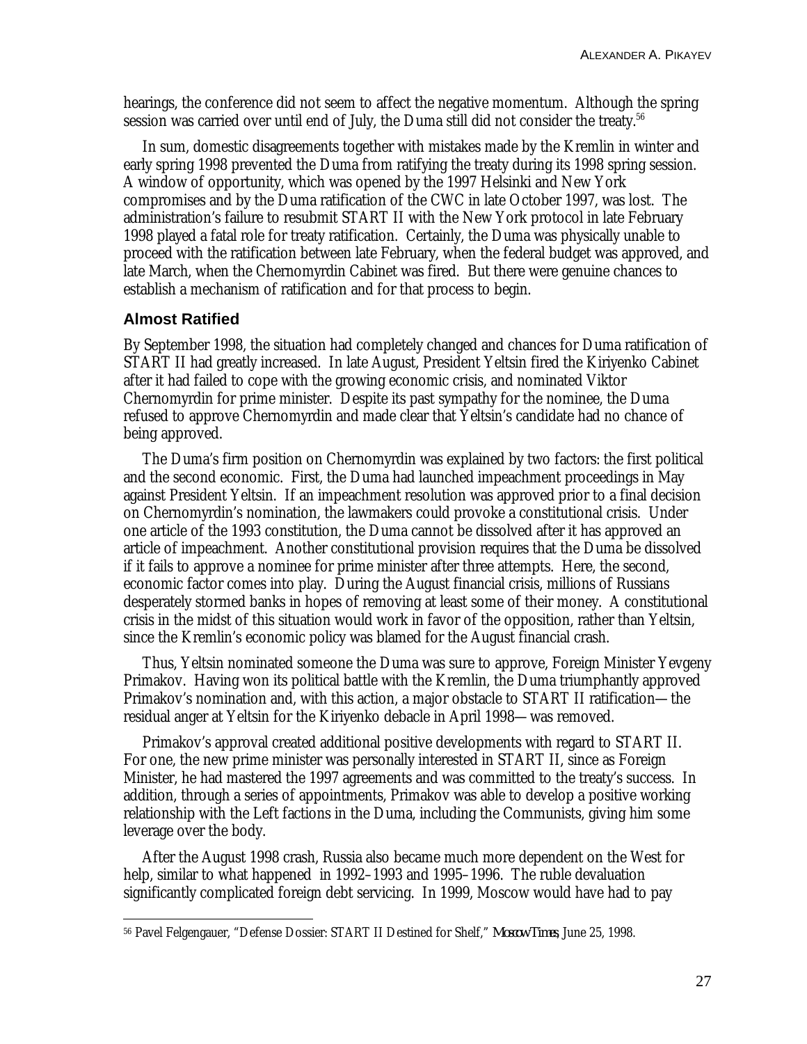hearings, the conference did not seem to affect the negative momentum. Although the spring session was carried over until end of July, the Duma still did not consider the treaty.[56]

In sum, domestic disagreements together with mistakes made by the Kremlin in winter and early spring 1998 prevented the Duma from ratifying the treaty during its 1998 spring session. A window of opportunity, which was opened by the 1997 Helsinki and New York compromises and by the Duma ratification of the CWC in late October 1997, was lost. The administration's failure to resubmit START II with the New York protocol in late February 1998 played a fatal role for treaty ratification. Certainly, the Duma was physically unable to proceed with the ratification between late February, when the federal budget was approved, and late March, when the Chernomyrdin Cabinet was fired. But there were genuine chances to establish a mechanism of ratification and for that process to begin.

## Almost Ratified

By September 1998, the situation had completely changed and chances for Duma ratification of START II had greatly increased. In late August, President Yeltsin fired the Kiriyenko Cabinet after it had failed to cope with the growing economic crisis, and nominated Viktor Chernomyrdin for prime minister. Despite its past sympathy for the nominee, the Duma refused to approve Chernomyrdin and made clear that Yeltsin's candidate had no chance of being approved.

The Duma's firm position on Chernomyrdin was explained by two factors: the first political and the second economic. First, the Duma had launched impeachment proceedings in May against President Yeltsin. If an impeachment resolution was approved prior to a final decision on Chernomyrdin's nomination, the lawmakers could provoke a constitutional crisis. Under one article of the 1993 constitution, the Duma cannot be dissolved after it has approved an article of impeachment. Another constitutional provision requires that the Duma be dissolved if it fails to approve a nominee for prime minister after three attempts. Here, the second, economic factor comes into play. During the August financial crisis, millions of Russians desperately stormed banks in hopes of removing at least some of their money. A constitutional crisis in the midst of this situation would work in favor of the opposition, rather than Yeltsin, since the Kremlin's economic policy was blamed for the August financial crash.

Thus, Yeltsin nominated someone the Duma was sure to approve, Foreign Minister Yevgeny Primakov. Having won its political battle with the Kremlin, the Duma triumphantly approved Primakov's nomination and, with this action, a major obstacle to START II ratification—the residual anger at Yeltsin for the Kiriyenko debacle in April 1998—was removed.

Primakov's approval created additional positive developments with regard to START II. For one, the new prime minister was personally interested in START II, since as Foreign Minister, he had mastered the 1997 agreements and was committed to the treaty's success. In addition, through a series of appointments, Primakov was able to develop a positive working relationship with the Left factions in the Duma, including the Communists, giving him some leverage over the body.

After the August 1998 crash, Russia also became much more dependent on the West for help, similar to what happened in 1992–1993 and 1995–1996. The ruble devaluation significantly complicated foreign debt servicing. In 1999, Moscow would have had to pay

---

[56] Pavel Felgengauer, "Defense Dossier: START II Destined for Shelf," *Moscow Times*, June 25, 1998.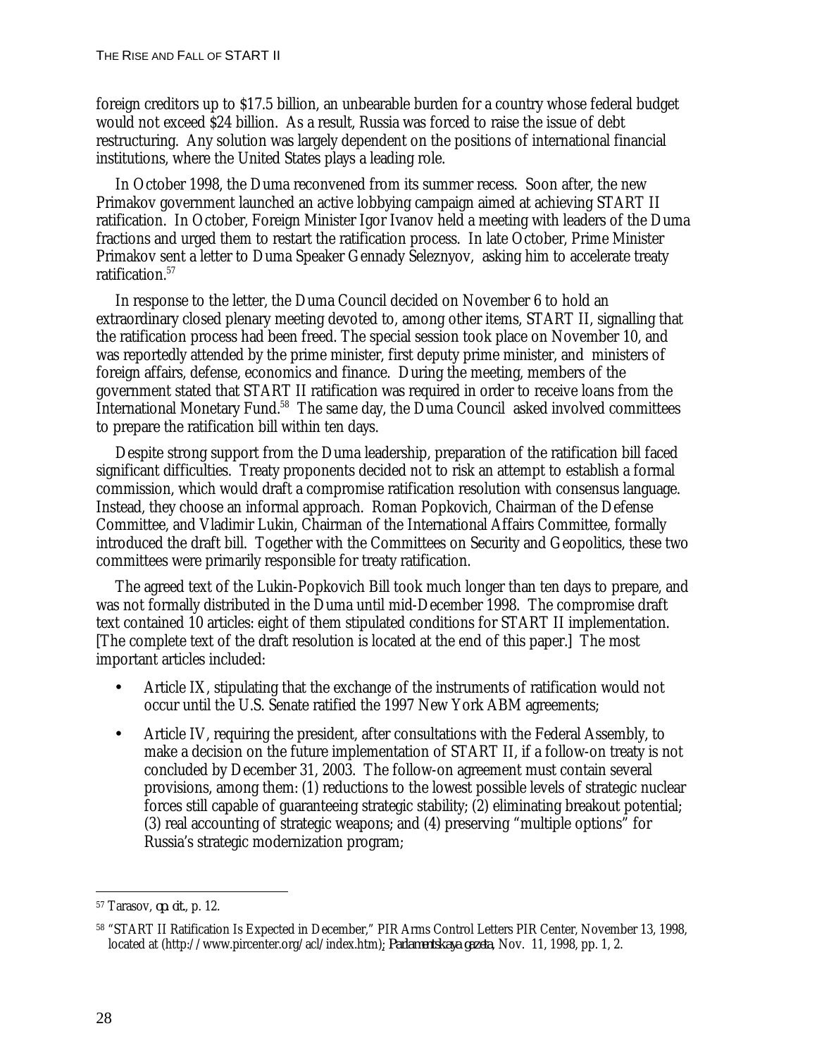foreign creditors up to $17.5 billion, an unbearable burden for a country whose federal budget would not exceed $24 billion. As a result, Russia was forced to raise the issue of debt restructuring. Any solution was largely dependent on the positions of international financial institutions, where the United States plays a leading role.

In October 1998, the Duma reconvened from its summer recess. Soon after, the new Primakov government launched an active lobbying campaign aimed at achieving START II ratification. In October, Foreign Minister Igor Ivanov held a meeting with leaders of the Duma fractions and urged them to restart the ratification process. In late October, Prime Minister Primakov sent a letter to Duma Speaker Gennady Seleznyov, asking him to accelerate treaty ratification.[57]

In response to the letter, the Duma Council decided on November 6 to hold an extraordinary closed plenary meeting devoted to, among other items, START II, signalling that the ratification process had been freed. The special session took place on November 10, and was reportedly attended by the prime minister, first deputy prime minister, and ministers of foreign affairs, defense, economics and finance. During the meeting, members of the government stated that START II ratification was required in order to receive loans from the International Monetary Fund.[58] The same day, the Duma Council asked involved committees to prepare the ratification bill within ten days.

Despite strong support from the Duma leadership, preparation of the ratification bill faced significant difficulties. Treaty proponents decided not to risk an attempt to establish a formal commission, which would draft a compromise ratification resolution with consensus language. Instead, they choose an informal approach. Roman Popkovich, Chairman of the Defense Committee, and Vladimir Lukin, Chairman of the International Affairs Committee, formally introduced the draft bill. Together with the Committees on Security and Geopolitics, these two committees were primarily responsible for treaty ratification.

The agreed text of the Lukin-Popkovich Bill took much longer than ten days to prepare, and was not formally distributed in the Duma until mid-December 1998. The compromise draft text contained 10 articles: eight of them stipulated conditions for START II implementation. [The complete text of the draft resolution is located at the end of this paper.] The most important articles included:

- Article IX, stipulating that the exchange of the instruments of ratification would not occur until the U.S. Senate ratified the 1997 New York ABM agreements;
- Article IV, requiring the president, after consultations with the Federal Assembly, to make a decision on the future implementation of START II, if a follow-on treaty is not concluded by December 31, 2003. The follow-on agreement must contain several provisions, among them: (1) reductions to the lowest possible levels of strategic nuclear forces still capable of guaranteeing strategic stability; (2) eliminating breakout potential; (3) real accounting of strategic weapons; and (4) preserving "multiple options" for Russia's strategic modernization program;

---

[57] Tarasov, *op. cit.*, p. 12.

[58] "START II Ratification Is Expected in December," PIR Arms Control Letters PIR Center, November 13, 1998, located at (http://www.pircenter.org/acl/index.htm); *Parlamentskaya gazeta*, Nov. 11, 1998, pp. 1, 2.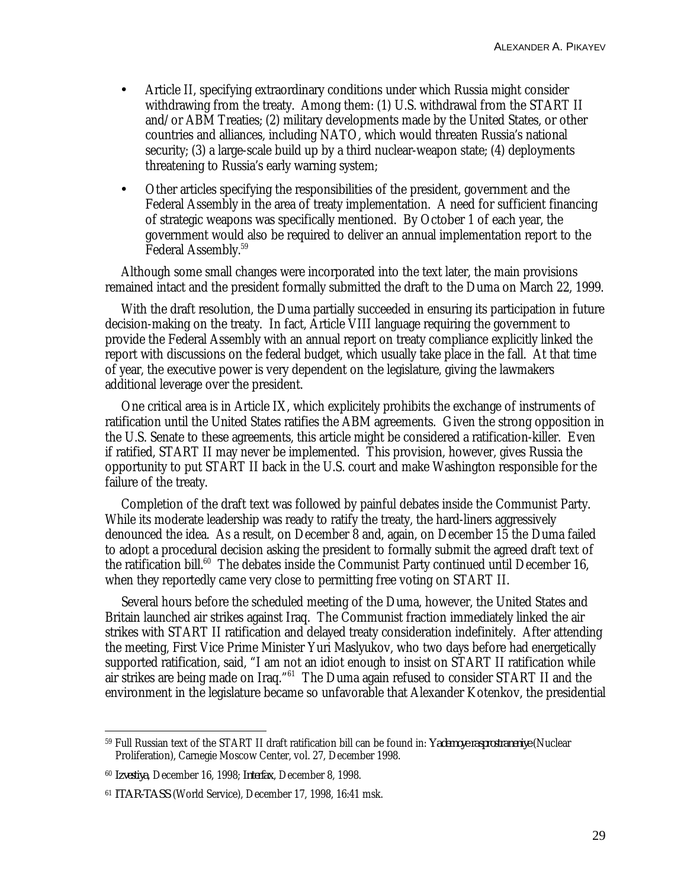- Article II, specifying extraordinary conditions under which Russia might consider withdrawing from the treaty. Among them: (1) U.S. withdrawal from the START II and/or ABM Treaties; (2) military developments made by the United States, or other countries and alliances, including NATO, which would threaten Russia's national security; (3) a large-scale build up by a third nuclear-weapon state; (4) deployments threatening to Russia's early warning system;
- Other articles specifying the responsibilities of the president, government and the Federal Assembly in the area of treaty implementation. A need for sufficient financing of strategic weapons was specifically mentioned. By October 1 of each year, the government would also be required to deliver an annual implementation report to the Federal Assembly.[59]

Although some small changes were incorporated into the text later, the main provisions remained intact and the president formally submitted the draft to the Duma on March 22, 1999.

With the draft resolution, the Duma partially succeeded in ensuring its participation in future decision-making on the treaty. In fact, Article VIII language requiring the government to provide the Federal Assembly with an annual report on treaty compliance explicitly linked the report with discussions on the federal budget, which usually take place in the fall. At that time of year, the executive power is very dependent on the legislature, giving the lawmakers additional leverage over the president.

One critical area is in Article IX, which explicitely prohibits the exchange of instruments of ratification until the United States ratifies the ABM agreements. Given the strong opposition in the U.S. Senate to these agreements, this article might be considered a ratification-killer. Even if ratified, START II may never be implemented. This provision, however, gives Russia the opportunity to put START II back in the U.S. court and make Washington responsible for the failure of the treaty.

Completion of the draft text was followed by painful debates inside the Communist Party. While its moderate leadership was ready to ratify the treaty, the hard-liners aggressively denounced the idea. As a result, on December 8 and, again, on December 15 the Duma failed to adopt a procedural decision asking the president to formally submit the agreed draft text of the ratification bill.[60] The debates inside the Communist Party continued until December 16, when they reportedly came very close to permitting free voting on START II.

Several hours before the scheduled meeting of the Duma, however, the United States and Britain launched air strikes against Iraq. The Communist fraction immediately linked the air strikes with START II ratification and delayed treaty consideration indefinitely. After attending the meeting, First Vice Prime Minister Yuri Maslyukov, who two days before had energetically supported ratification, said, "I am not an idiot enough to insist on START II ratification while air strikes are being made on Iraq."[61] The Duma again refused to consider START II and the environment in the legislature became so unfavorable that Alexander Kotenkov, the presidential

---

[59] Full Russian text of the START II draft ratification bill can be found in: *Yadernoye rasprostraneniye* (Nuclear Proliferation), Carnegie Moscow Center, vol. 27, December 1998.

[60] *Izvestiya*, December 16, 1998; *Interfax*, December 8, 1998.

[61] *ITAR-TASS* (World Service), December 17, 1998, 16:41 msk.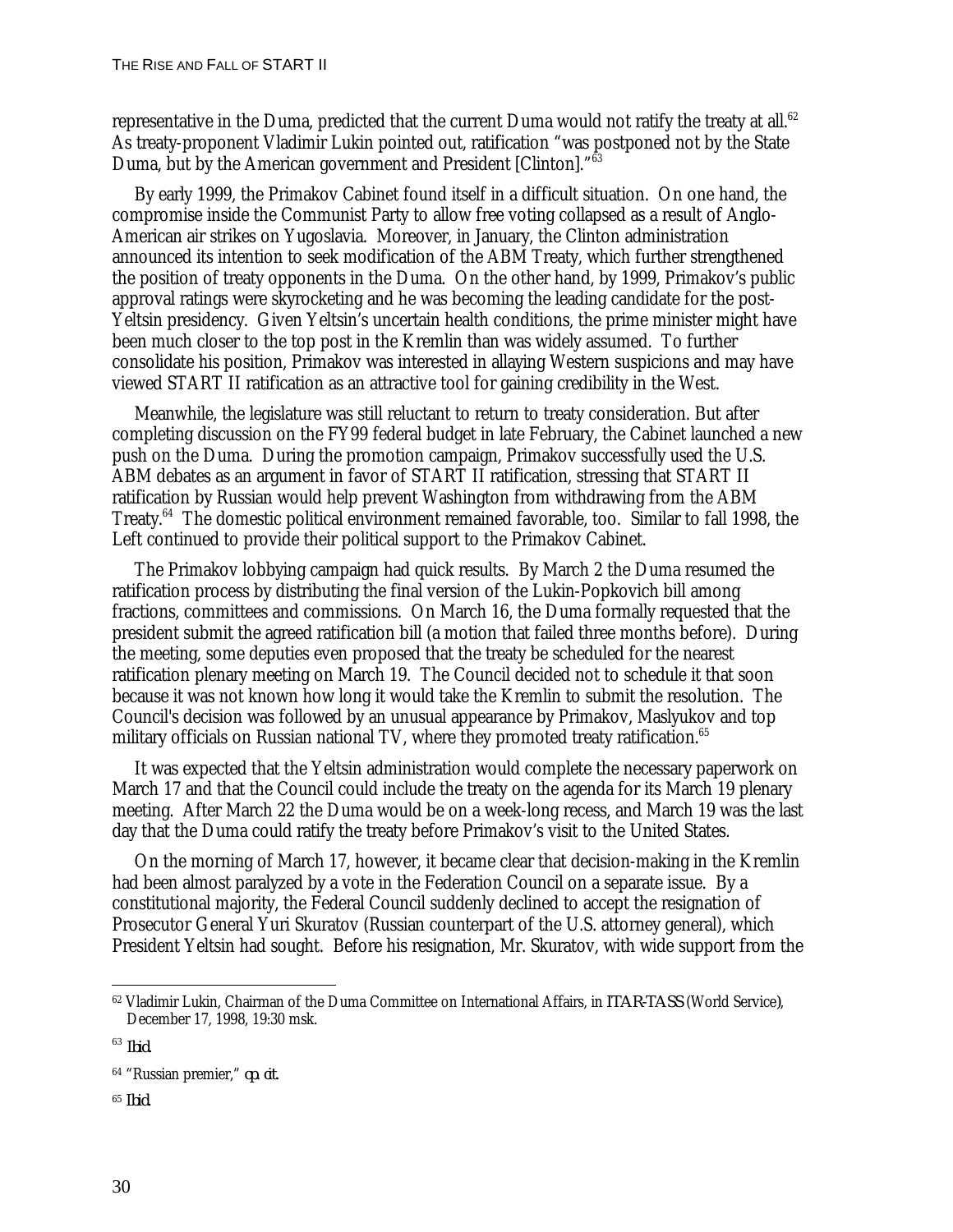representative in the Duma, predicted that the current Duma would not ratify the treaty at all.[62] As treaty-proponent Vladimir Lukin pointed out, ratification "was postponed not by the State Duma, but by the American government and President [Clinton]."[63]

By early 1999, the Primakov Cabinet found itself in a difficult situation. On one hand, the compromise inside the Communist Party to allow free voting collapsed as a result of Anglo-American air strikes on Yugoslavia. Moreover, in January, the Clinton administration announced its intention to seek modification of the ABM Treaty, which further strengthened the position of treaty opponents in the Duma. On the other hand, by 1999, Primakov's public approval ratings were skyrocketing and he was becoming the leading candidate for the post-Yeltsin presidency. Given Yeltsin's uncertain health conditions, the prime minister might have been much closer to the top post in the Kremlin than was widely assumed. To further consolidate his position, Primakov was interested in allaying Western suspicions and may have viewed START II ratification as an attractive tool for gaining credibility in the West.

Meanwhile, the legislature was still reluctant to return to treaty consideration. But after completing discussion on the FY99 federal budget in late February, the Cabinet launched a new push on the Duma. During the promotion campaign, Primakov successfully used the U.S. ABM debates as an argument in favor of START II ratification, stressing that START II ratification by Russian would help prevent Washington from withdrawing from the ABM Treaty.[64] The domestic political environment remained favorable, too. Similar to fall 1998, the Left continued to provide their political support to the Primakov Cabinet.

The Primakov lobbying campaign had quick results. By March 2 the Duma resumed the ratification process by distributing the final version of the Lukin-Popkovich bill among fractions, committees and commissions. On March 16, the Duma formally requested that the president submit the agreed ratification bill (a motion that failed three months before). During the meeting, some deputies even proposed that the treaty be scheduled for the nearest ratification plenary meeting on March 19. The Council decided not to schedule it that soon because it was not known how long it would take the Kremlin to submit the resolution. The Council's decision was followed by an unusual appearance by Primakov, Maslyukov and top military officials on Russian national TV, where they promoted treaty ratification.[65]

It was expected that the Yeltsin administration would complete the necessary paperwork on March 17 and that the Council could include the treaty on the agenda for its March 19 plenary meeting. After March 22 the Duma would be on a week-long recess, and March 19 was the last day that the Duma could ratify the treaty before Primakov's visit to the United States.

On the morning of March 17, however, it became clear that decision-making in the Kremlin had been almost paralyzed by a vote in the Federation Council on a separate issue. By a constitutional majority, the Federal Council suddenly declined to accept the resignation of Prosecutor General Yuri Skuratov (Russian counterpart of the U.S. attorney general), which President Yeltsin had sought. Before his resignation, Mr. Skuratov, with wide support from the

---

[62] Vladimir Lukin, Chairman of the Duma Committee on International Affairs, in *ITAR-TASS* (World Service), December 17, 1998, 19:30 msk.

[63] *Ibid.*

[64] "Russian premier," *op. cit.*

[65] *Ibid.*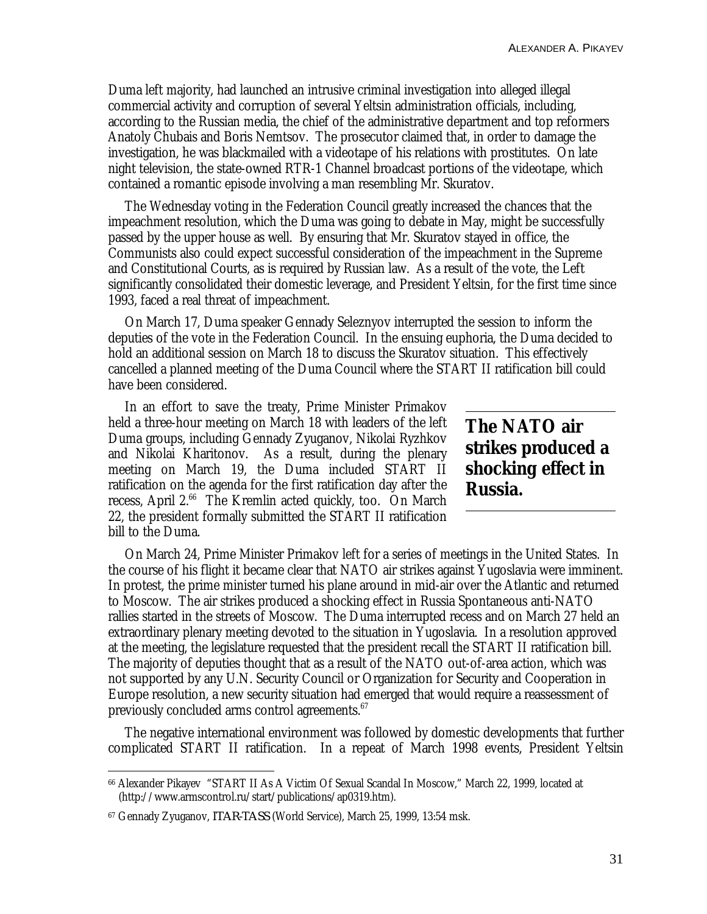Duma left majority, had launched an intrusive criminal investigation into alleged illegal commercial activity and corruption of several Yeltsin administration officials, including, according to the Russian media, the chief of the administrative department and top reformers Anatoly Chubais and Boris Nemtsov. The prosecutor claimed that, in order to damage the investigation, he was blackmailed with a videotape of his relations with prostitutes. On late night television, the state-owned RTR-1 Channel broadcast portions of the videotape, which contained a romantic episode involving a man resembling Mr. Skuratov.

The Wednesday voting in the Federation Council greatly increased the chances that the impeachment resolution, which the Duma was going to debate in May, might be successfully passed by the upper house as well. By ensuring that Mr. Skuratov stayed in office, the Communists also could expect successful consideration of the impeachment in the Supreme and Constitutional Courts, as is required by Russian law. As a result of the vote, the Left significantly consolidated their domestic leverage, and President Yeltsin, for the first time since 1993, faced a real threat of impeachment.

On March 17, Duma speaker Gennady Seleznyov interrupted the session to inform the deputies of the vote in the Federation Council. In the ensuing euphoria, the Duma decided to hold an additional session on March 18 to discuss the Skuratov situation. This effectively cancelled a planned meeting of the Duma Council where the START II ratification bill could have been considered.

In an effort to save the treaty, Prime Minister Primakov held a three-hour meeting on March 18 with leaders of the left Duma groups, including Gennady Zyuganov, Nikolai Ryzhkov and Nikolai Kharitonov. As a result, during the plenary meeting on March 19, the Duma included START II ratification on the agenda for the first ratification day after the recess, April 2.[66] The Kremlin acted quickly, too. On March 22, the president formally submitted the START II ratification bill to the Duma.

**The NATO air strikes produced a shocking effect in Russia.**

On March 24, Prime Minister Primakov left for a series of meetings in the United States. In the course of his flight it became clear that NATO air strikes against Yugoslavia were imminent. In protest, the prime minister turned his plane around in mid-air over the Atlantic and returned to Moscow. The air strikes produced a shocking effect in Russia Spontaneous anti-NATO rallies started in the streets of Moscow. The Duma interrupted recess and on March 27 held an extraordinary plenary meeting devoted to the situation in Yugoslavia. In a resolution approved at the meeting, the legislature requested that the president recall the START II ratification bill. The majority of deputies thought that as a result of the NATO out-of-area action, which was not supported by any U.N. Security Council or Organization for Security and Cooperation in Europe resolution, a new security situation had emerged that would require a reassessment of previously concluded arms control agreements.[67]

The negative international environment was followed by domestic developments that further complicated START II ratification. In a repeat of March 1998 events, President Yeltsin

---

[66] Alexander Pikayev "START II As A Victim Of Sexual Scandal In Moscow," March 22, 1999, located at (http://www.armscontrol.ru/start/publications/ap0319.htm).

[67] Gennady Zyuganov, ITAR-TASS (World Service), March 25, 1999, 13:54 msk.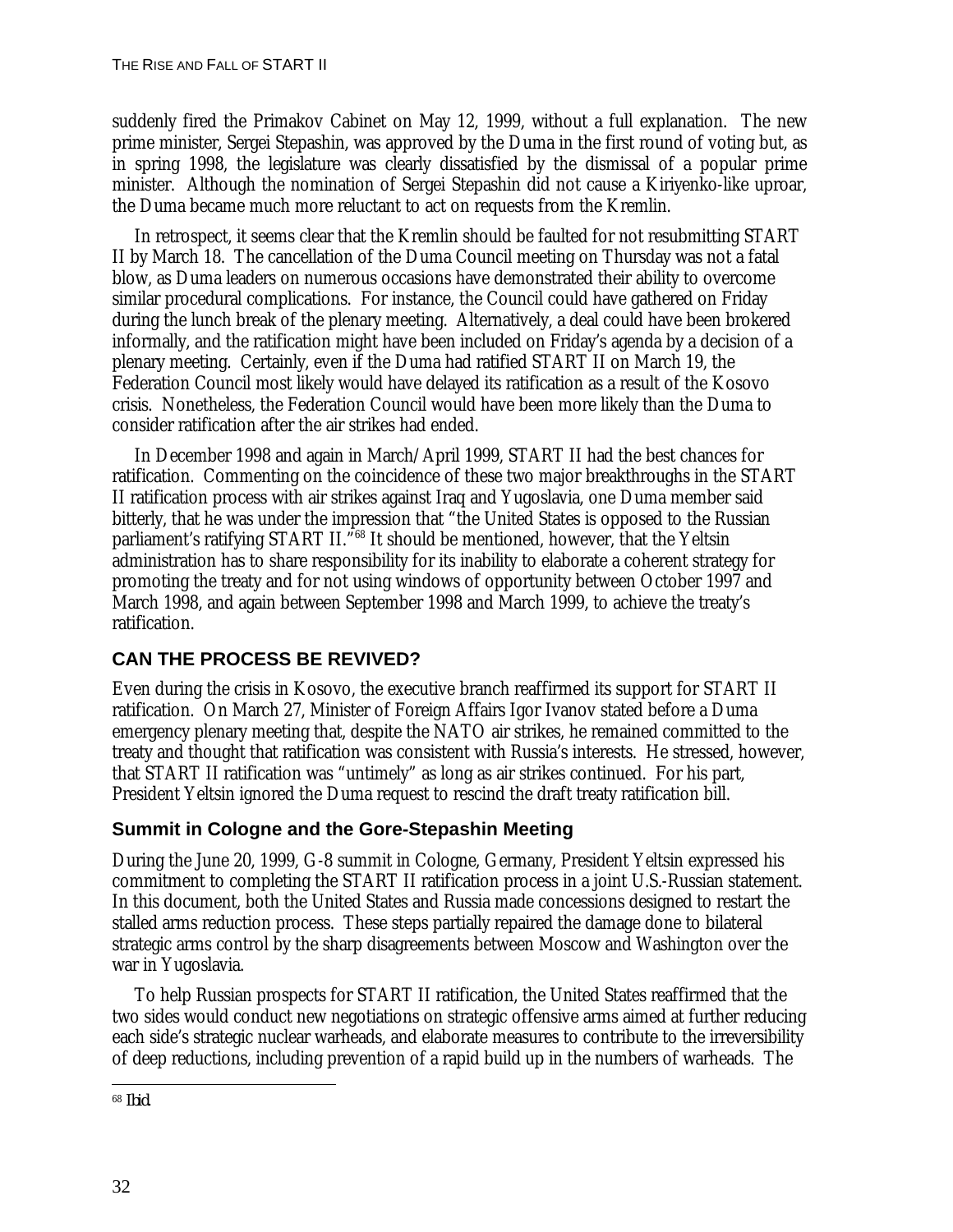suddenly fired the Primakov Cabinet on May 12, 1999, without a full explanation. The new prime minister, Sergei Stepashin, was approved by the Duma in the first round of voting but, as in spring 1998, the legislature was clearly dissatisfied by the dismissal of a popular prime minister. Although the nomination of Sergei Stepashin did not cause a Kiriyenko-like uproar, the Duma became much more reluctant to act on requests from the Kremlin.

In retrospect, it seems clear that the Kremlin should be faulted for not resubmitting START II by March 18. The cancellation of the Duma Council meeting on Thursday was not a fatal blow, as Duma leaders on numerous occasions have demonstrated their ability to overcome similar procedural complications. For instance, the Council could have gathered on Friday during the lunch break of the plenary meeting. Alternatively, a deal could have been brokered informally, and the ratification might have been included on Friday's agenda by a decision of a plenary meeting. Certainly, even if the Duma had ratified START II on March 19, the Federation Council most likely would have delayed its ratification as a result of the Kosovo crisis. Nonetheless, the Federation Council would have been more likely than the Duma to consider ratification after the air strikes had ended.

In December 1998 and again in March/April 1999, START II had the best chances for ratification. Commenting on the coincidence of these two major breakthroughs in the START II ratification process with air strikes against Iraq and Yugoslavia, one Duma member said bitterly, that he was under the impression that "the United States is opposed to the Russian parliament's ratifying START II."[68] It should be mentioned, however, that the Yeltsin administration has to share responsibility for its inability to elaborate a coherent strategy for promoting the treaty and for not using windows of opportunity between October 1997 and March 1998, and again between September 1998 and March 1999, to achieve the treaty's ratification.

## CAN THE PROCESS BE REVIVED?

Even during the crisis in Kosovo, the executive branch reaffirmed its support for START II ratification. On March 27, Minister of Foreign Affairs Igor Ivanov stated before a Duma emergency plenary meeting that, despite the NATO air strikes, he remained committed to the treaty and thought that ratification was consistent with Russia's interests. He stressed, however, that START II ratification was "untimely" as long as air strikes continued. For his part, President Yeltsin ignored the Duma request to rescind the draft treaty ratification bill.

### Summit in Cologne and the Gore-Stepashin Meeting

During the June 20, 1999, G-8 summit in Cologne, Germany, President Yeltsin expressed his commitment to completing the START II ratification process in a joint U.S.-Russian statement. In this document, both the United States and Russia made concessions designed to restart the stalled arms reduction process. These steps partially repaired the damage done to bilateral strategic arms control by the sharp disagreements between Moscow and Washington over the war in Yugoslavia.

To help Russian prospects for START II ratification, the United States reaffirmed that the two sides would conduct new negotiations on strategic offensive arms aimed at further reducing each side's strategic nuclear warheads, and elaborate measures to contribute to the irreversibility of deep reductions, including prevention of a rapid build up in the numbers of warheads. The

[68] *Ibid.*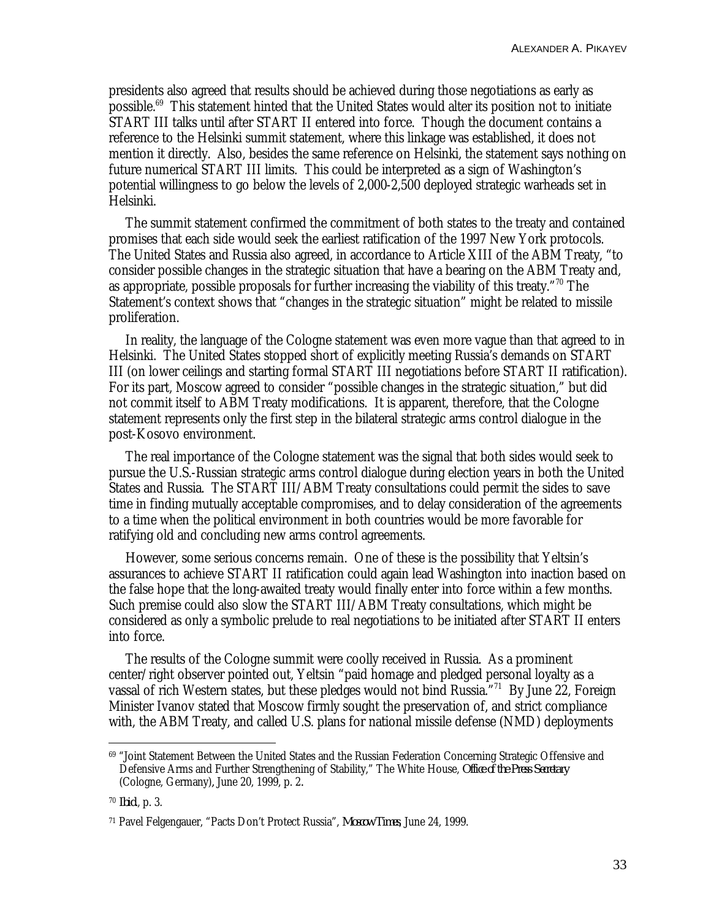presidents also agreed that results should be achieved during those negotiations as early as possible.[69] This statement hinted that the United States would alter its position not to initiate START III talks until after START II entered into force. Though the document contains a reference to the Helsinki summit statement, where this linkage was established, it does not mention it directly. Also, besides the same reference on Helsinki, the statement says nothing on future numerical START III limits. This could be interpreted as a sign of Washington's potential willingness to go below the levels of 2,000-2,500 deployed strategic warheads set in Helsinki.

The summit statement confirmed the commitment of both states to the treaty and contained promises that each side would seek the earliest ratification of the 1997 New York protocols. The United States and Russia also agreed, in accordance to Article XIII of the ABM Treaty, "to consider possible changes in the strategic situation that have a bearing on the ABM Treaty and, as appropriate, possible proposals for further increasing the viability of this treaty."[70] The Statement's context shows that "changes in the strategic situation" might be related to missile proliferation.

In reality, the language of the Cologne statement was even more vague than that agreed to in Helsinki. The United States stopped short of explicitly meeting Russia's demands on START III (on lower ceilings and starting formal START III negotiations before START II ratification). For its part, Moscow agreed to consider "possible changes in the strategic situation," but did not commit itself to ABM Treaty modifications. It is apparent, therefore, that the Cologne statement represents only the first step in the bilateral strategic arms control dialogue in the post-Kosovo environment.

The real importance of the Cologne statement was the signal that both sides would seek to pursue the U.S.-Russian strategic arms control dialogue during election years in both the United States and Russia. The START III/ABM Treaty consultations could permit the sides to save time in finding mutually acceptable compromises, and to delay consideration of the agreements to a time when the political environment in both countries would be more favorable for ratifying old and concluding new arms control agreements.

However, some serious concerns remain. One of these is the possibility that Yeltsin's assurances to achieve START II ratification could again lead Washington into inaction based on the false hope that the long-awaited treaty would finally enter into force within a few months. Such premise could also slow the START III/ABM Treaty consultations, which might be considered as only a symbolic prelude to real negotiations to be initiated after START II enters into force.

The results of the Cologne summit were coolly received in Russia. As a prominent center/right observer pointed out, Yeltsin "paid homage and pledged personal loyalty as a vassal of rich Western states, but these pledges would not bind Russia."[71] By June 22, Foreign Minister Ivanov stated that Moscow firmly sought the preservation of, and strict compliance with, the ABM Treaty, and called U.S. plans for national missile defense (NMD) deployments

---

[69] "Joint Statement Between the United States and the Russian Federation Concerning Strategic Offensive and Defensive Arms and Further Strengthening of Stability," The White House, *Office of the Press Secretary* (Cologne, Germany), June 20, 1999, p. 2.

[70] *Ibid*, p. 3.

[71] Pavel Felgengauer, "Pacts Don't Protect Russia", *Moscow Times*, June 24, 1999.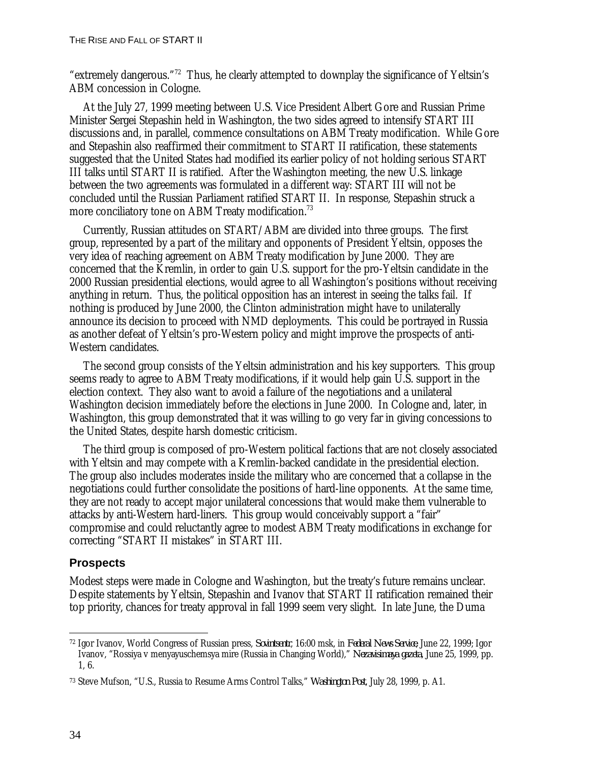"extremely dangerous."[72] Thus, he clearly attempted to downplay the significance of Yeltsin's ABM concession in Cologne.

At the July 27, 1999 meeting between U.S. Vice President Albert Gore and Russian Prime Minister Sergei Stepashin held in Washington, the two sides agreed to intensify START III discussions and, in parallel, commence consultations on ABM Treaty modification. While Gore and Stepashin also reaffirmed their commitment to START II ratification, these statements suggested that the United States had modified its earlier policy of not holding serious START III talks until START II is ratified. After the Washington meeting, the new U.S. linkage between the two agreements was formulated in a different way: START III will not be concluded until the Russian Parliament ratified START II. In response, Stepashin struck a more conciliatory tone on ABM Treaty modification.[73]

Currently, Russian attitudes on START/ABM are divided into three groups. The first group, represented by a part of the military and opponents of President Yeltsin, opposes the very idea of reaching agreement on ABM Treaty modification by June 2000. They are concerned that the Kremlin, in order to gain U.S. support for the pro-Yeltsin candidate in the 2000 Russian presidential elections, would agree to all Washington's positions without receiving anything in return. Thus, the political opposition has an interest in seeing the talks fail. If nothing is produced by June 2000, the Clinton administration might have to unilaterally announce its decision to proceed with NMD deployments. This could be portrayed in Russia as another defeat of Yeltsin's pro-Western policy and might improve the prospects of anti-Western candidates.

The second group consists of the Yeltsin administration and his key supporters. This group seems ready to agree to ABM Treaty modifications, if it would help gain U.S. support in the election context. They also want to avoid a failure of the negotiations and a unilateral Washington decision immediately before the elections in June 2000. In Cologne and, later, in Washington, this group demonstrated that it was willing to go very far in giving concessions to the United States, despite harsh domestic criticism.

The third group is composed of pro-Western political factions that are not closely associated with Yeltsin and may compete with a Kremlin-backed candidate in the presidential election. The group also includes moderates inside the military who are concerned that a collapse in the negotiations could further consolidate the positions of hard-line opponents. At the same time, they are not ready to accept major unilateral concessions that would make them vulnerable to attacks by anti-Western hard-liners. This group would conceivably support a "fair" compromise and could reluctantly agree to modest ABM Treaty modifications in exchange for correcting "START II mistakes" in START III.

### Prospects

Modest steps were made in Cologne and Washington, but the treaty's future remains unclear. Despite statements by Yeltsin, Stepashin and Ivanov that START II ratification remained their top priority, chances for treaty approval in fall 1999 seem very slight. In late June, the Duma

---

[72] Igor Ivanov, World Congress of Russian press, *Sovintsentr*, 16:00 msk, in *Federal News Service*, June 22, 1999; Igor Ivanov, "Rossiya v menyayuschemsya mire (Russia in Changing World)," *Nezavisimaya gazeta*, June 25, 1999, pp. 1, 6.

[73] Steve Mufson, "U.S., Russia to Resume Arms Control Talks," *Washington Post*, July 28, 1999, p. A1.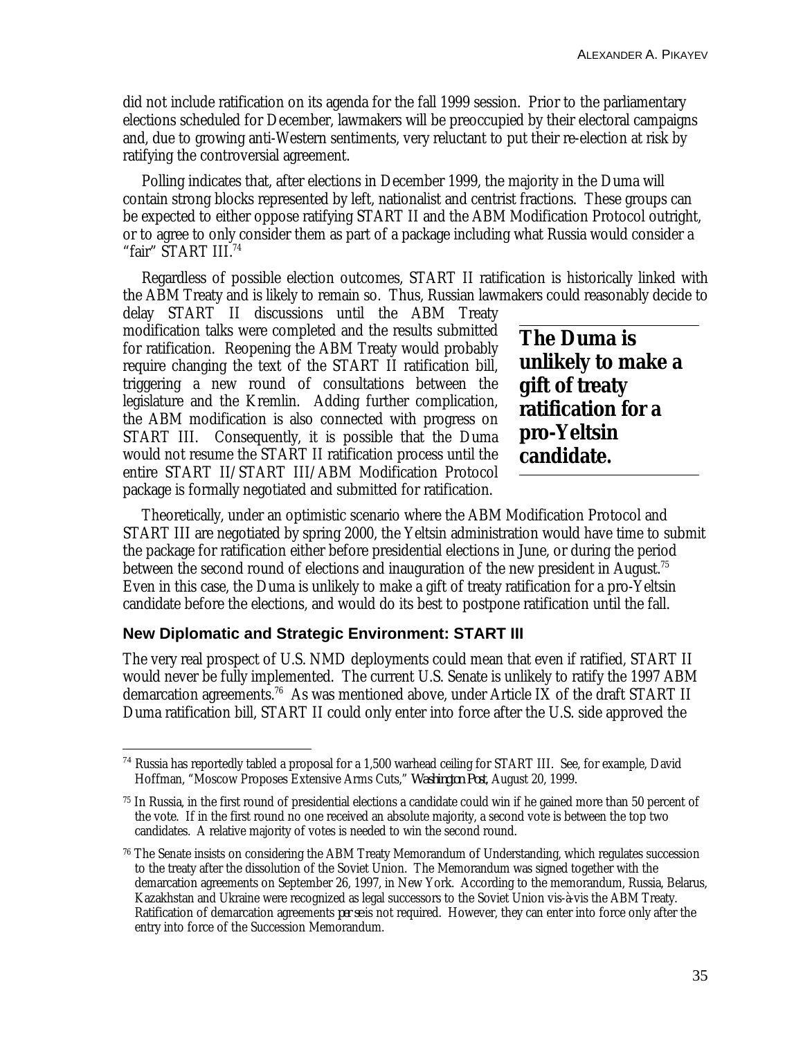did not include ratification on its agenda for the fall 1999 session. Prior to the parliamentary elections scheduled for December, lawmakers will be preoccupied by their electoral campaigns and, due to growing anti-Western sentiments, very reluctant to put their re-election at risk by ratifying the controversial agreement.

Polling indicates that, after elections in December 1999, the majority in the Duma will contain strong blocks represented by left, nationalist and centrist fractions. These groups can be expected to either oppose ratifying START II and the ABM Modification Protocol outright, or to agree to only consider them as part of a package including what Russia would consider a "fair" START III.[74]

Regardless of possible election outcomes, START II ratification is historically linked with the ABM Treaty and is likely to remain so. Thus, Russian lawmakers could reasonably decide to delay START II discussions until the ABM Treaty modification talks were completed and the results submitted for ratification. Reopening the ABM Treaty would probably require changing the text of the START II ratification bill, triggering a new round of consultations between the legislature and the Kremlin. Adding further complication, the ABM modification is also connected with progress on START III. Consequently, it is possible that the Duma would not resume the START II ratification process until the entire START II/START III/ABM Modification Protocol package is formally negotiated and submitted for ratification.

**The Duma is unlikely to make a gift of treaty ratification for a pro-Yeltsin candidate.**

Theoretically, under an optimistic scenario where the ABM Modification Protocol and START III are negotiated by spring 2000, the Yeltsin administration would have time to submit the package for ratification either before presidential elections in June, or during the period between the second round of elections and inauguration of the new president in August.[75] Even in this case, the Duma is unlikely to make a gift of treaty ratification for a pro-Yeltsin candidate before the elections, and would do its best to postpone ratification until the fall.

### New Diplomatic and Strategic Environment: START III

The very real prospect of U.S. NMD deployments could mean that even if ratified, START II would never be fully implemented. The current U.S. Senate is unlikely to ratify the 1997 ABM demarcation agreements.[76] As was mentioned above, under Article IX of the draft START II Duma ratification bill, START II could only enter into force after the U.S. side approved the

---

[74] Russia has reportedly tabled a proposal for a 1,500 warhead ceiling for START III. See, for example, David Hoffman, "Moscow Proposes Extensive Arms Cuts," *Washington Post*, August 20, 1999.

[75] In Russia, in the first round of presidential elections a candidate could win if he gained more than 50 percent of the vote. If in the first round no one received an absolute majority, a second vote is between the top two candidates. A relative majority of votes is needed to win the second round.

[76] The Senate insists on considering the ABM Treaty Memorandum of Understanding, which regulates succession to the treaty after the dissolution of the Soviet Union. The Memorandum was signed together with the demarcation agreements on September 26, 1997, in New York. According to the memorandum, Russia, Belarus, Kazakhstan and Ukraine were recognized as legal successors to the Soviet Union vis-à-vis the ABM Treaty. Ratification of demarcation agreements *per se* is not required. However, they can enter into force only after the entry into force of the Succession Memorandum.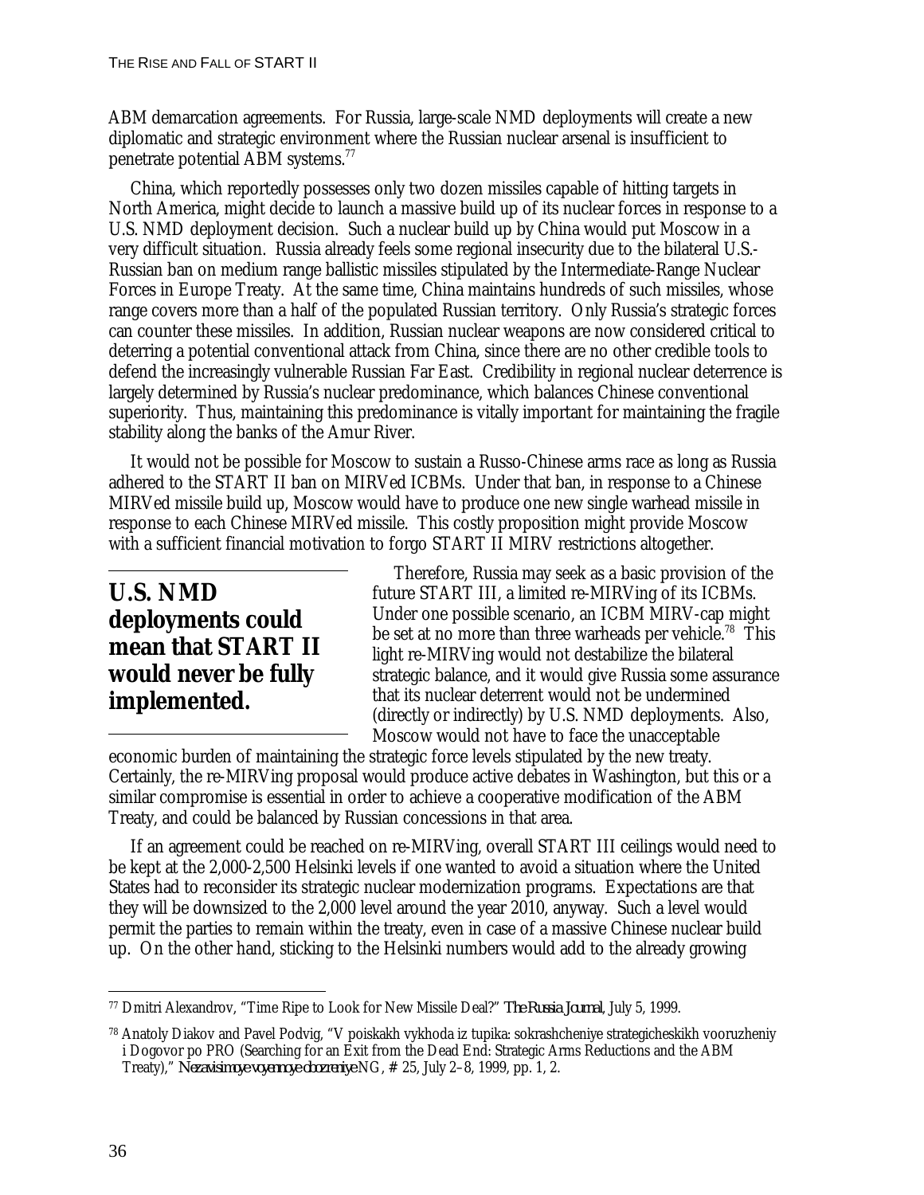ABM demarcation agreements. For Russia, large-scale NMD deployments will create a new diplomatic and strategic environment where the Russian nuclear arsenal is insufficient to penetrate potential ABM systems.[77]

China, which reportedly possesses only two dozen missiles capable of hitting targets in North America, might decide to launch a massive build up of its nuclear forces in response to a U.S. NMD deployment decision. Such a nuclear build up by China would put Moscow in a very difficult situation. Russia already feels some regional insecurity due to the bilateral U.S.-Russian ban on medium range ballistic missiles stipulated by the Intermediate-Range Nuclear Forces in Europe Treaty. At the same time, China maintains hundreds of such missiles, whose range covers more than a half of the populated Russian territory. Only Russia's strategic forces can counter these missiles. In addition, Russian nuclear weapons are now considered critical to deterring a potential conventional attack from China, since there are no other credible tools to defend the increasingly vulnerable Russian Far East. Credibility in regional nuclear deterrence is largely determined by Russia's nuclear predominance, which balances Chinese conventional superiority. Thus, maintaining this predominance is vitally important for maintaining the fragile stability along the banks of the Amur River.

It would not be possible for Moscow to sustain a Russo-Chinese arms race as long as Russia adhered to the START II ban on MIRVed ICBMs. Under that ban, in response to a Chinese MIRVed missile build up, Moscow would have to produce one new single warhead missile in response to each Chinese MIRVed missile. This costly proposition might provide Moscow with a sufficient financial motivation to forgo START II MIRV restrictions altogether.

**U.S. NMD deployments could mean that START II would never be fully implemented.**

Therefore, Russia may seek as a basic provision of the future START III, a limited re-MIRVing of its ICBMs. Under one possible scenario, an ICBM MIRV-cap might be set at no more than three warheads per vehicle.[78] This light re-MIRVing would not destabilize the bilateral strategic balance, and it would give Russia some assurance that its nuclear deterrent would not be undermined (directly or indirectly) by U.S. NMD deployments. Also, Moscow would not have to face the unacceptable economic burden of maintaining the strategic force levels stipulated by the new treaty. Certainly, the re-MIRVing proposal would produce active debates in Washington, but this or a similar compromise is essential in order to achieve a cooperative modification of the ABM Treaty, and could be balanced by Russian concessions in that area.

If an agreement could be reached on re-MIRVing, overall START III ceilings would need to be kept at the 2,000-2,500 Helsinki levels if one wanted to avoid a situation where the United States had to reconsider its strategic nuclear modernization programs. Expectations are that they will be downsized to the 2,000 level around the year 2010, anyway. Such a level would permit the parties to remain within the treaty, even in case of a massive Chinese nuclear build up. On the other hand, sticking to the Helsinki numbers would add to the already growing

---

[77] Dmitri Alexandrov, "Time Ripe to Look for New Missile Deal?" *The Russia Journal*, July 5, 1999.

[78] Anatoly Diakov and Pavel Podvig, "V poiskakh vykhoda iz tupika: sokrashcheniye strategicheskikh vooruzheniy i Dogovor po PRO (Searching for an Exit from the Dead End: Strategic Arms Reductions and the ABM Treaty)," *Nezavisimoye voyennoye obozreniye NG*, # 25, July 2–8, 1999, pp. 1, 2.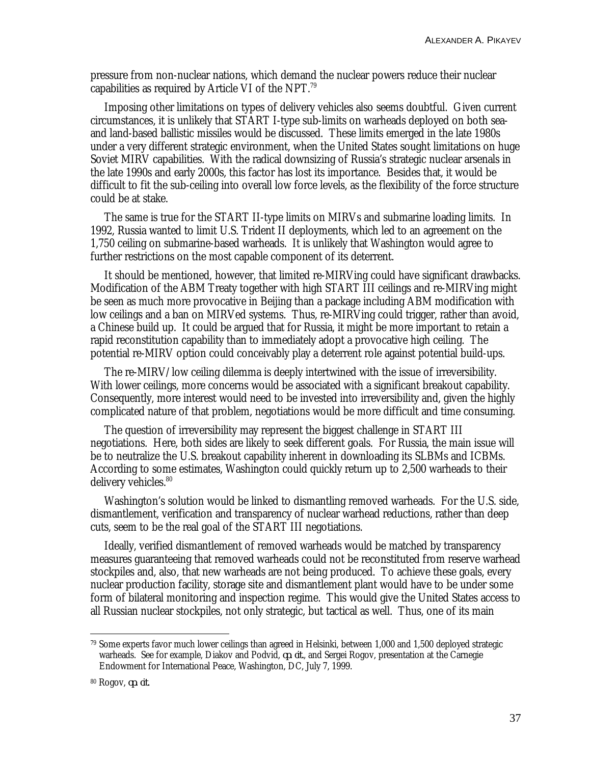pressure from non-nuclear nations, which demand the nuclear powers reduce their nuclear capabilities as required by Article VI of the NPT.[79]

Imposing other limitations on types of delivery vehicles also seems doubtful. Given current circumstances, it is unlikely that START I-type sub-limits on warheads deployed on both sea- and land-based ballistic missiles would be discussed. These limits emerged in the late 1980s under a very different strategic environment, when the United States sought limitations on huge Soviet MIRV capabilities. With the radical downsizing of Russia's strategic nuclear arsenals in the late 1990s and early 2000s, this factor has lost its importance. Besides that, it would be difficult to fit the sub-ceiling into overall low force levels, as the flexibility of the force structure could be at stake.

The same is true for the START II-type limits on MIRVs and submarine loading limits. In 1992, Russia wanted to limit U.S. Trident II deployments, which led to an agreement on the 1,750 ceiling on submarine-based warheads. It is unlikely that Washington would agree to further restrictions on the most capable component of its deterrent.

It should be mentioned, however, that limited re-MIRVing could have significant drawbacks. Modification of the ABM Treaty together with high START III ceilings and re-MIRVing might be seen as much more provocative in Beijing than a package including ABM modification with low ceilings and a ban on MIRVed systems. Thus, re-MIRVing could trigger, rather than avoid, a Chinese build up. It could be argued that for Russia, it might be more important to retain a rapid reconstitution capability than to immediately adopt a provocative high ceiling. The potential re-MIRV option could conceivably play a deterrent role against potential build-ups.

The re-MIRV/low ceiling dilemma is deeply intertwined with the issue of irreversibility. With lower ceilings, more concerns would be associated with a significant breakout capability. Consequently, more interest would need to be invested into irreversibility and, given the highly complicated nature of that problem, negotiations would be more difficult and time consuming.

The question of irreversibility may represent the biggest challenge in START III negotiations. Here, both sides are likely to seek different goals. For Russia, the main issue will be to neutralize the U.S. breakout capability inherent in downloading its SLBMs and ICBMs. According to some estimates, Washington could quickly return up to 2,500 warheads to their delivery vehicles.[80]

Washington's solution would be linked to dismantling removed warheads. For the U.S. side, dismantlement, verification and transparency of nuclear warhead reductions, rather than deep cuts, seem to be the real goal of the START III negotiations.

Ideally, verified dismantlement of removed warheads would be matched by transparency measures guaranteeing that removed warheads could not be reconstituted from reserve warhead stockpiles and, also, that new warheads are not being produced. To achieve these goals, every nuclear production facility, storage site and dismantlement plant would have to be under some form of bilateral monitoring and inspection regime. This would give the United States access to all Russian nuclear stockpiles, not only strategic, but tactical as well. Thus, one of its main

---

[79] Some experts favor much lower ceilings than agreed in Helsinki, between 1,000 and 1,500 deployed strategic warheads. See for example, Diakov and Podvid, *op. cit.*, and Sergei Rogov, presentation at the Carnegie Endowment for International Peace, Washington, DC, July 7, 1999.

[80] Rogov, *op. cit.*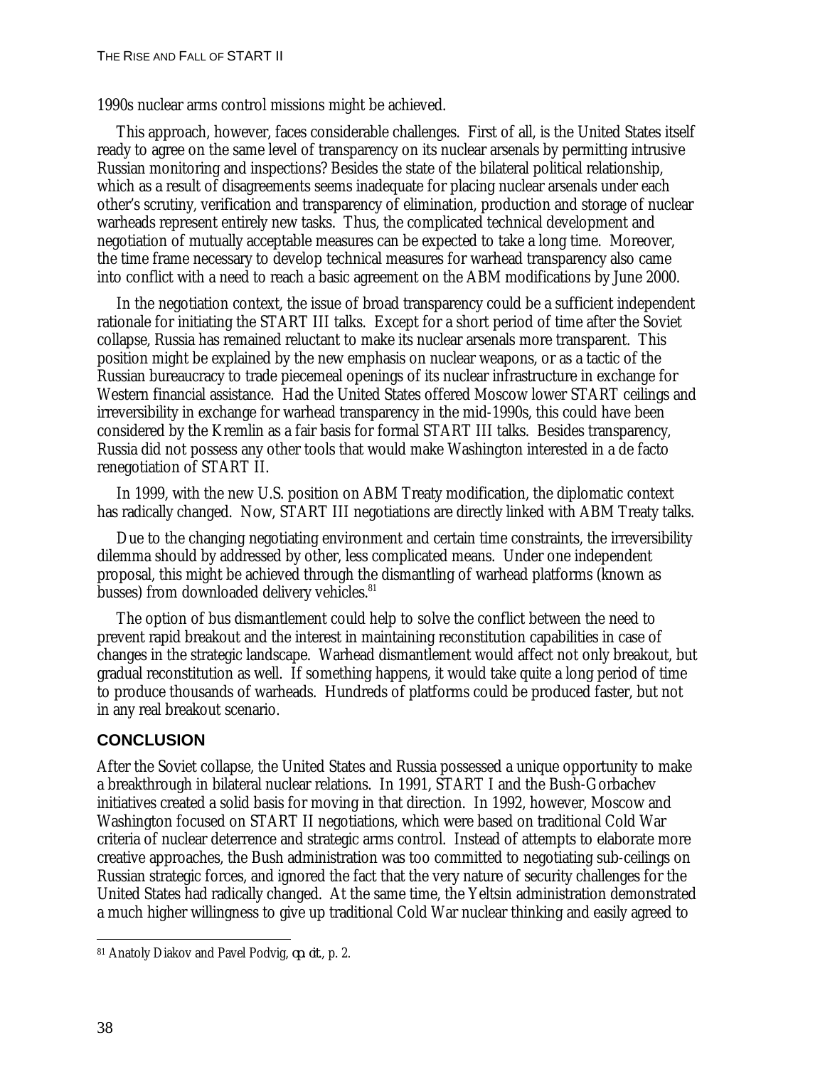1990s nuclear arms control missions might be achieved.

This approach, however, faces considerable challenges. First of all, is the United States itself ready to agree on the same level of transparency on its nuclear arsenals by permitting intrusive Russian monitoring and inspections? Besides the state of the bilateral political relationship, which as a result of disagreements seems inadequate for placing nuclear arsenals under each other's scrutiny, verification and transparency of elimination, production and storage of nuclear warheads represent entirely new tasks. Thus, the complicated technical development and negotiation of mutually acceptable measures can be expected to take a long time. Moreover, the time frame necessary to develop technical measures for warhead transparency also came into conflict with a need to reach a basic agreement on the ABM modifications by June 2000.

In the negotiation context, the issue of broad transparency could be a sufficient independent rationale for initiating the START III talks. Except for a short period of time after the Soviet collapse, Russia has remained reluctant to make its nuclear arsenals more transparent. This position might be explained by the new emphasis on nuclear weapons, or as a tactic of the Russian bureaucracy to trade piecemeal openings of its nuclear infrastructure in exchange for Western financial assistance. Had the United States offered Moscow lower START ceilings and irreversibility in exchange for warhead transparency in the mid-1990s, this could have been considered by the Kremlin as a fair basis for formal START III talks. Besides transparency, Russia did not possess any other tools that would make Washington interested in a de facto renegotiation of START II.

In 1999, with the new U.S. position on ABM Treaty modification, the diplomatic context has radically changed. Now, START III negotiations are directly linked with ABM Treaty talks.

Due to the changing negotiating environment and certain time constraints, the irreversibility dilemma should by addressed by other, less complicated means. Under one independent proposal, this might be achieved through the dismantling of warhead platforms (known as busses) from downloaded delivery vehicles.[81]

The option of bus dismantlement could help to solve the conflict between the need to prevent rapid breakout and the interest in maintaining reconstitution capabilities in case of changes in the strategic landscape. Warhead dismantlement would affect not only breakout, but gradual reconstitution as well. If something happens, it would take quite a long period of time to produce thousands of warheads. Hundreds of platforms could be produced faster, but not in any real breakout scenario.

## CONCLUSION

After the Soviet collapse, the United States and Russia possessed a unique opportunity to make a breakthrough in bilateral nuclear relations. In 1991, START I and the Bush-Gorbachev initiatives created a solid basis for moving in that direction. In 1992, however, Moscow and Washington focused on START II negotiations, which were based on traditional Cold War criteria of nuclear deterrence and strategic arms control. Instead of attempts to elaborate more creative approaches, the Bush administration was too committed to negotiating sub-ceilings on Russian strategic forces, and ignored the fact that the very nature of security challenges for the United States had radically changed. At the same time, the Yeltsin administration demonstrated a much higher willingness to give up traditional Cold War nuclear thinking and easily agreed to

[81] Anatoly Diakov and Pavel Podvig, *op. cit.*, p. 2.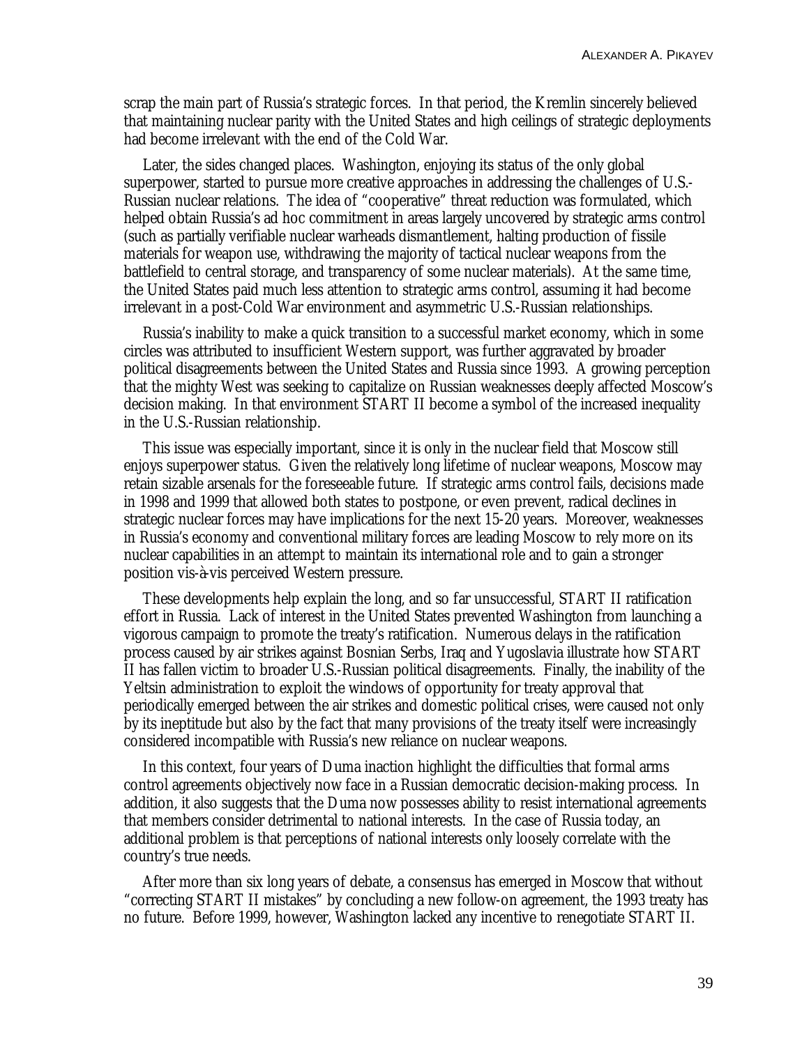scrap the main part of Russia's strategic forces. In that period, the Kremlin sincerely believed that maintaining nuclear parity with the United States and high ceilings of strategic deployments had become irrelevant with the end of the Cold War.

Later, the sides changed places. Washington, enjoying its status of the only global superpower, started to pursue more creative approaches in addressing the challenges of U.S.-Russian nuclear relations. The idea of "cooperative" threat reduction was formulated, which helped obtain Russia's ad hoc commitment in areas largely uncovered by strategic arms control (such as partially verifiable nuclear warheads dismantlement, halting production of fissile materials for weapon use, withdrawing the majority of tactical nuclear weapons from the battlefield to central storage, and transparency of some nuclear materials). At the same time, the United States paid much less attention to strategic arms control, assuming it had become irrelevant in a post-Cold War environment and asymmetric U.S.-Russian relationships.

Russia's inability to make a quick transition to a successful market economy, which in some circles was attributed to insufficient Western support, was further aggravated by broader political disagreements between the United States and Russia since 1993. A growing perception that the mighty West was seeking to capitalize on Russian weaknesses deeply affected Moscow's decision making. In that environment START II become a symbol of the increased inequality in the U.S.-Russian relationship.

This issue was especially important, since it is only in the nuclear field that Moscow still enjoys superpower status. Given the relatively long lifetime of nuclear weapons, Moscow may retain sizable arsenals for the foreseeable future. If strategic arms control fails, decisions made in 1998 and 1999 that allowed both states to postpone, or even prevent, radical declines in strategic nuclear forces may have implications for the next 15-20 years. Moreover, weaknesses in Russia's economy and conventional military forces are leading Moscow to rely more on its nuclear capabilities in an attempt to maintain its international role and to gain a stronger position vis-à-vis perceived Western pressure.

These developments help explain the long, and so far unsuccessful, START II ratification effort in Russia. Lack of interest in the United States prevented Washington from launching a vigorous campaign to promote the treaty's ratification. Numerous delays in the ratification process caused by air strikes against Bosnian Serbs, Iraq and Yugoslavia illustrate how START II has fallen victim to broader U.S.-Russian political disagreements. Finally, the inability of the Yeltsin administration to exploit the windows of opportunity for treaty approval that periodically emerged between the air strikes and domestic political crises, were caused not only by its ineptitude but also by the fact that many provisions of the treaty itself were increasingly considered incompatible with Russia's new reliance on nuclear weapons.

In this context, four years of Duma inaction highlight the difficulties that formal arms control agreements objectively now face in a Russian democratic decision-making process. In addition, it also suggests that the Duma now possesses ability to resist international agreements that members consider detrimental to national interests. In the case of Russia today, an additional problem is that perceptions of national interests only loosely correlate with the country's true needs.

After more than six long years of debate, a consensus has emerged in Moscow that without "correcting START II mistakes" by concluding a new follow-on agreement, the 1993 treaty has no future. Before 1999, however, Washington lacked any incentive to renegotiate START II.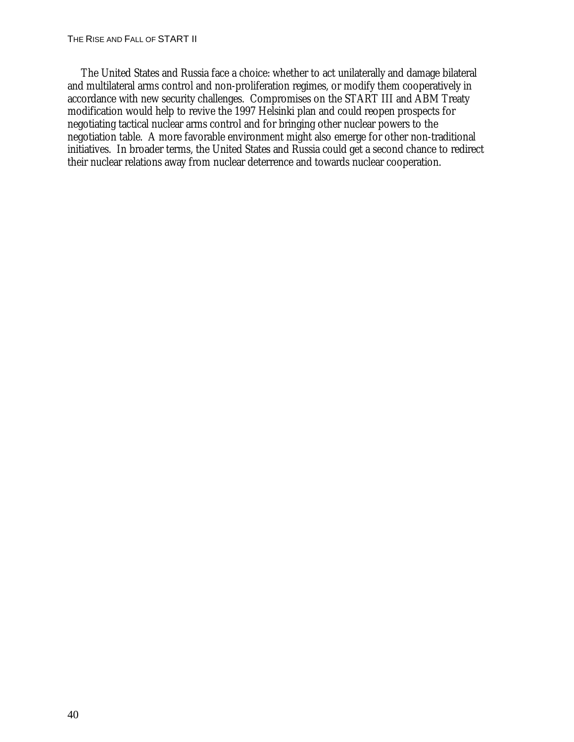The United States and Russia face a choice: whether to act unilaterally and damage bilateral and multilateral arms control and non-proliferation regimes, or modify them cooperatively in accordance with new security challenges. Compromises on the START III and ABM Treaty modification would help to revive the 1997 Helsinki plan and could reopen prospects for negotiating tactical nuclear arms control and for bringing other nuclear powers to the negotiation table. A more favorable environment might also emerge for other non-traditional initiatives. In broader terms, the United States and Russia could get a second chance to redirect their nuclear relations away from nuclear deterrence and towards nuclear cooperation.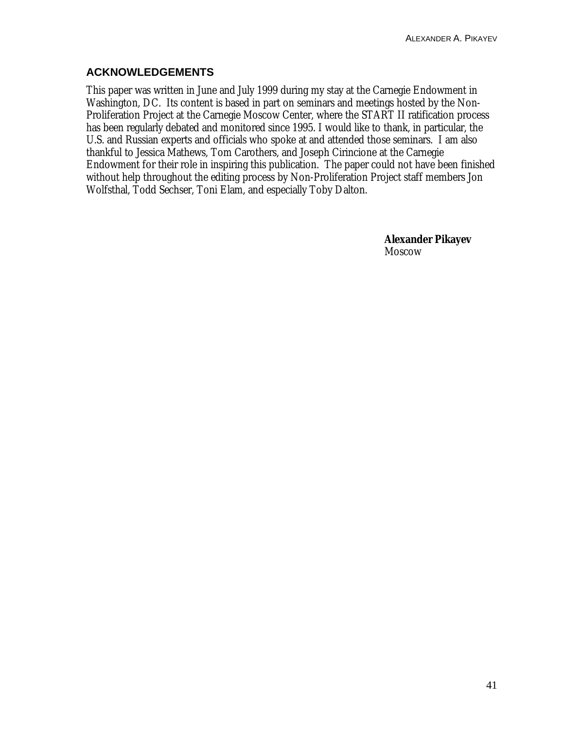## ACKNOWLEDGEMENTS

This paper was written in June and July 1999 during my stay at the Carnegie Endowment in Washington, DC. Its content is based in part on seminars and meetings hosted by the Non-Proliferation Project at the Carnegie Moscow Center, where the START II ratification process has been regularly debated and monitored since 1995. I would like to thank, in particular, the U.S. and Russian experts and officials who spoke at and attended those seminars. I am also thankful to Jessica Mathews, Tom Carothers, and Joseph Cirincione at the Carnegie Endowment for their role in inspiring this publication. The paper could not have been finished without help throughout the editing process by Non-Proliferation Project staff members Jon Wolfsthal, Todd Sechser, Toni Elam, and especially Toby Dalton.

**Alexander Pikayev**
Moscow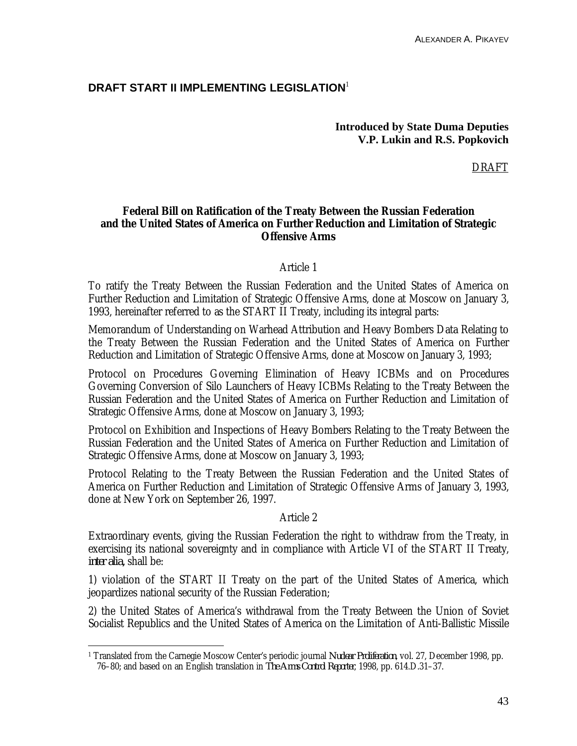## DRAFT START II IMPLEMENTING LEGISLATION[1]

**Introduced by State Duma Deputies**
**V.P. Lukin and R.S. Popkovich**

DRAFT

### Federal Bill on Ratification of the Treaty Between the Russian Federation and the United States of America on Further Reduction and Limitation of Strategic Offensive Arms

Article 1

To ratify the Treaty Between the Russian Federation and the United States of America on Further Reduction and Limitation of Strategic Offensive Arms, done at Moscow on January 3, 1993, hereinafter referred to as the START II Treaty, including its integral parts:

Memorandum of Understanding on Warhead Attribution and Heavy Bombers Data Relating to the Treaty Between the Russian Federation and the United States of America on Further Reduction and Limitation of Strategic Offensive Arms, done at Moscow on January 3, 1993;

Protocol on Procedures Governing Elimination of Heavy ICBMs and on Procedures Governing Conversion of Silo Launchers of Heavy ICBMs Relating to the Treaty Between the Russian Federation and the United States of America on Further Reduction and Limitation of Strategic Offensive Arms, done at Moscow on January 3, 1993;

Protocol on Exhibition and Inspections of Heavy Bombers Relating to the Treaty Between the Russian Federation and the United States of America on Further Reduction and Limitation of Strategic Offensive Arms, done at Moscow on January 3, 1993;

Protocol Relating to the Treaty Between the Russian Federation and the United States of America on Further Reduction and Limitation of Strategic Offensive Arms of January 3, 1993, done at New York on September 26, 1997.

Article 2

Extraordinary events, giving the Russian Federation the right to withdraw from the Treaty, in exercising its national sovereignty and in compliance with Article VI of the START II Treaty, *inter alia*, shall be:

1) violation of the START II Treaty on the part of the United States of America, which jeopardizes national security of the Russian Federation;

2) the United States of America's withdrawal from the Treaty Between the Union of Soviet Socialist Republics and the United States of America on the Limitation of Anti-Ballistic Missile

[1] Translated from the Carnegie Moscow Center's periodic journal *Nuclear Proliferation*, vol. 27, December 1998, pp. 76–80; and based on an English translation in *The Arms Control Reporter*, 1998, pp. 614.D.31–37.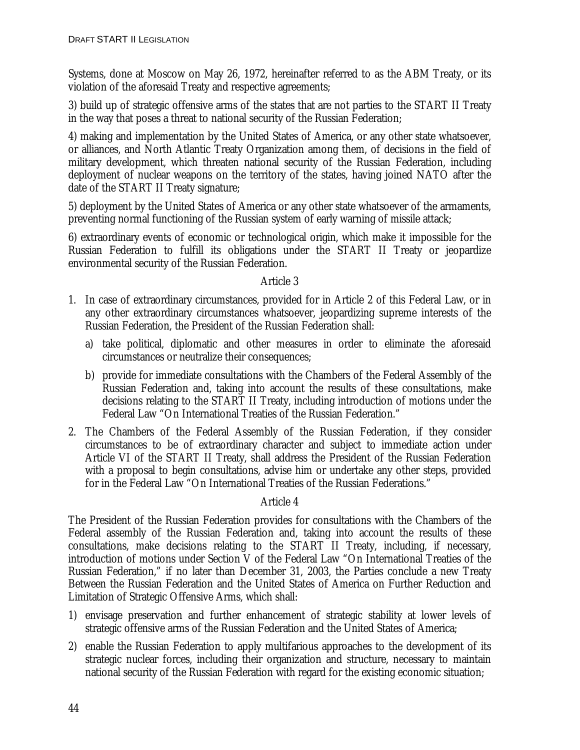Systems, done at Moscow on May 26, 1972, hereinafter referred to as the ABM Treaty, or its violation of the aforesaid Treaty and respective agreements;

3) build up of strategic offensive arms of the states that are not parties to the START II Treaty in the way that poses a threat to national security of the Russian Federation;

4) making and implementation by the United States of America, or any other state whatsoever, or alliances, and North Atlantic Treaty Organization among them, of decisions in the field of military development, which threaten national security of the Russian Federation, including deployment of nuclear weapons on the territory of the states, having joined NATO after the date of the START II Treaty signature;

5) deployment by the United States of America or any other state whatsoever of the armaments, preventing normal functioning of the Russian system of early warning of missile attack;

6) extraordinary events of economic or technological origin, which make it impossible for the Russian Federation to fulfill its obligations under the START II Treaty or jeopardize environmental security of the Russian Federation.

Article 3

1. In case of extraordinary circumstances, provided for in Article 2 of this Federal Law, or in any other extraordinary circumstances whatsoever, jeopardizing supreme interests of the Russian Federation, the President of the Russian Federation shall:
   a) take political, diplomatic and other measures in order to eliminate the aforesaid circumstances or neutralize their consequences;
   b) provide for immediate consultations with the Chambers of the Federal Assembly of the Russian Federation and, taking into account the results of these consultations, make decisions relating to the START II Treaty, including introduction of motions under the Federal Law "On International Treaties of the Russian Federation."
2. The Chambers of the Federal Assembly of the Russian Federation, if they consider circumstances to be of extraordinary character and subject to immediate action under Article VI of the START II Treaty, shall address the President of the Russian Federation with a proposal to begin consultations, advise him or undertake any other steps, provided for in the Federal Law "On International Treaties of the Russian Federations."

Article 4

The President of the Russian Federation provides for consultations with the Chambers of the Federal assembly of the Russian Federation and, taking into account the results of these consultations, make decisions relating to the START II Treaty, including, if necessary, introduction of motions under Section V of the Federal Law "On International Treaties of the Russian Federation," if no later than December 31, 2003, the Parties conclude a new Treaty Between the Russian Federation and the United States of America on Further Reduction and Limitation of Strategic Offensive Arms, which shall:

1) envisage preservation and further enhancement of strategic stability at lower levels of strategic offensive arms of the Russian Federation and the United States of America;
2) enable the Russian Federation to apply multifarious approaches to the development of its strategic nuclear forces, including their organization and structure, necessary to maintain national security of the Russian Federation with regard for the existing economic situation;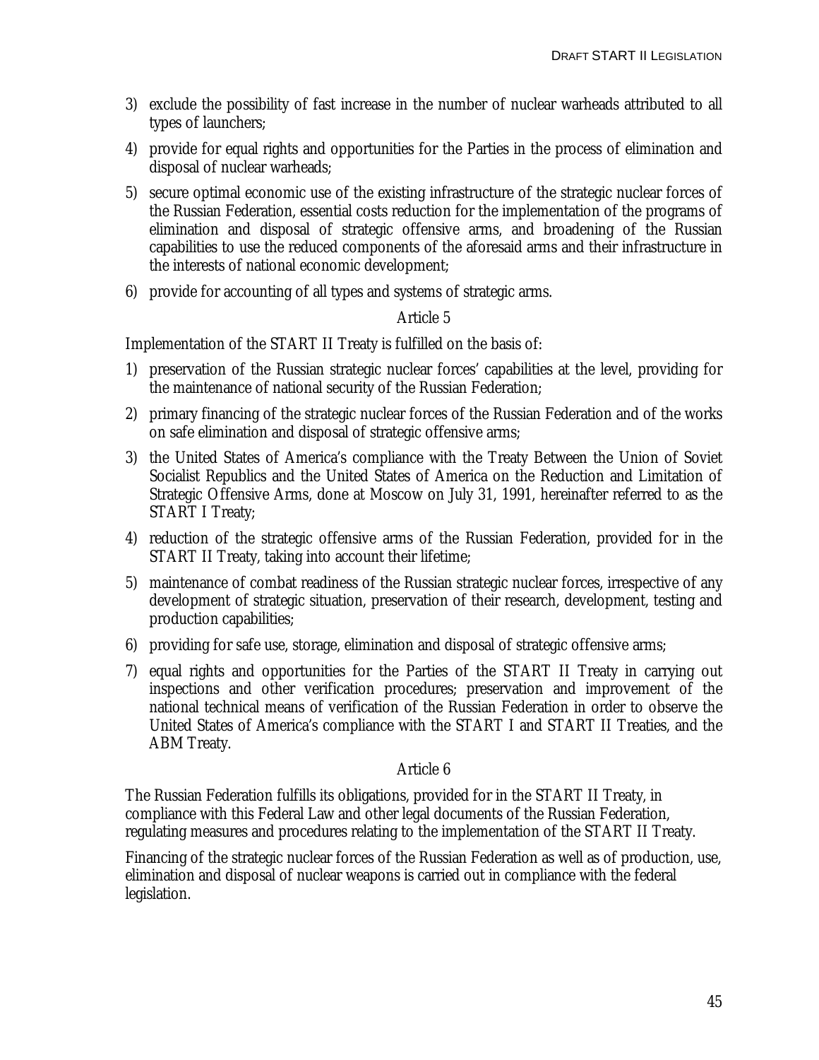3) exclude the possibility of fast increase in the number of nuclear warheads attributed to all types of launchers;

4) provide for equal rights and opportunities for the Parties in the process of elimination and disposal of nuclear warheads;

5) secure optimal economic use of the existing infrastructure of the strategic nuclear forces of the Russian Federation, essential costs reduction for the implementation of the programs of elimination and disposal of strategic offensive arms, and broadening of the Russian capabilities to use the reduced components of the aforesaid arms and their infrastructure in the interests of national economic development;

6) provide for accounting of all types and systems of strategic arms.

### Article 5

Implementation of the START II Treaty is fulfilled on the basis of:

1) preservation of the Russian strategic nuclear forces' capabilities at the level, providing for the maintenance of national security of the Russian Federation;

2) primary financing of the strategic nuclear forces of the Russian Federation and of the works on safe elimination and disposal of strategic offensive arms;

3) the United States of America's compliance with the Treaty Between the Union of Soviet Socialist Republics and the United States of America on the Reduction and Limitation of Strategic Offensive Arms, done at Moscow on July 31, 1991, hereinafter referred to as the START I Treaty;

4) reduction of the strategic offensive arms of the Russian Federation, provided for in the START II Treaty, taking into account their lifetime;

5) maintenance of combat readiness of the Russian strategic nuclear forces, irrespective of any development of strategic situation, preservation of their research, development, testing and production capabilities;

6) providing for safe use, storage, elimination and disposal of strategic offensive arms;

7) equal rights and opportunities for the Parties of the START II Treaty in carrying out inspections and other verification procedures; preservation and improvement of the national technical means of verification of the Russian Federation in order to observe the United States of America's compliance with the START I and START II Treaties, and the ABM Treaty.

### Article 6

The Russian Federation fulfills its obligations, provided for in the START II Treaty, in compliance with this Federal Law and other legal documents of the Russian Federation, regulating measures and procedures relating to the implementation of the START II Treaty.

Financing of the strategic nuclear forces of the Russian Federation as well as of production, use, elimination and disposal of nuclear weapons is carried out in compliance with the federal legislation.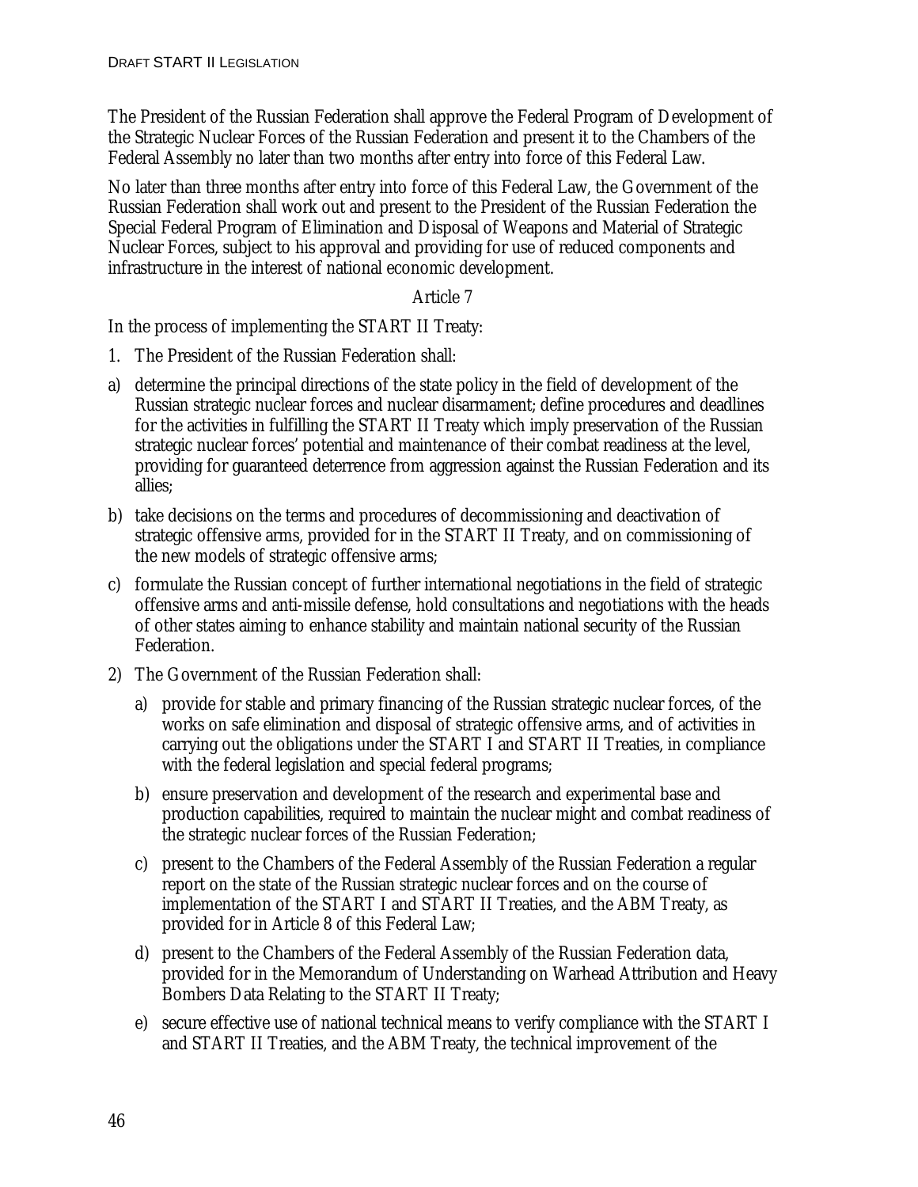The President of the Russian Federation shall approve the Federal Program of Development of the Strategic Nuclear Forces of the Russian Federation and present it to the Chambers of the Federal Assembly no later than two months after entry into force of this Federal Law.

No later than three months after entry into force of this Federal Law, the Government of the Russian Federation shall work out and present to the President of the Russian Federation the Special Federal Program of Elimination and Disposal of Weapons and Material of Strategic Nuclear Forces, subject to his approval and providing for use of reduced components and infrastructure in the interest of national economic development.

Article 7

In the process of implementing the START II Treaty:

1. The President of the Russian Federation shall:

a) determine the principal directions of the state policy in the field of development of the Russian strategic nuclear forces and nuclear disarmament; define procedures and deadlines for the activities in fulfilling the START II Treaty which imply preservation of the Russian strategic nuclear forces' potential and maintenance of their combat readiness at the level, providing for guaranteed deterrence from aggression against the Russian Federation and its allies;

b) take decisions on the terms and procedures of decommissioning and deactivation of strategic offensive arms, provided for in the START II Treaty, and on commissioning of the new models of strategic offensive arms;

c) formulate the Russian concept of further international negotiations in the field of strategic offensive arms and anti-missile defense, hold consultations and negotiations with the heads of other states aiming to enhance stability and maintain national security of the Russian Federation.

2) The Government of the Russian Federation shall:

   a) provide for stable and primary financing of the Russian strategic nuclear forces, of the works on safe elimination and disposal of strategic offensive arms, and of activities in carrying out the obligations under the START I and START II Treaties, in compliance with the federal legislation and special federal programs;

   b) ensure preservation and development of the research and experimental base and production capabilities, required to maintain the nuclear might and combat readiness of the strategic nuclear forces of the Russian Federation;

   c) present to the Chambers of the Federal Assembly of the Russian Federation a regular report on the state of the Russian strategic nuclear forces and on the course of implementation of the START I and START II Treaties, and the ABM Treaty, as provided for in Article 8 of this Federal Law;

   d) present to the Chambers of the Federal Assembly of the Russian Federation data, provided for in the Memorandum of Understanding on Warhead Attribution and Heavy Bombers Data Relating to the START II Treaty;

   e) secure effective use of national technical means to verify compliance with the START I and START II Treaties, and the ABM Treaty, the technical improvement of the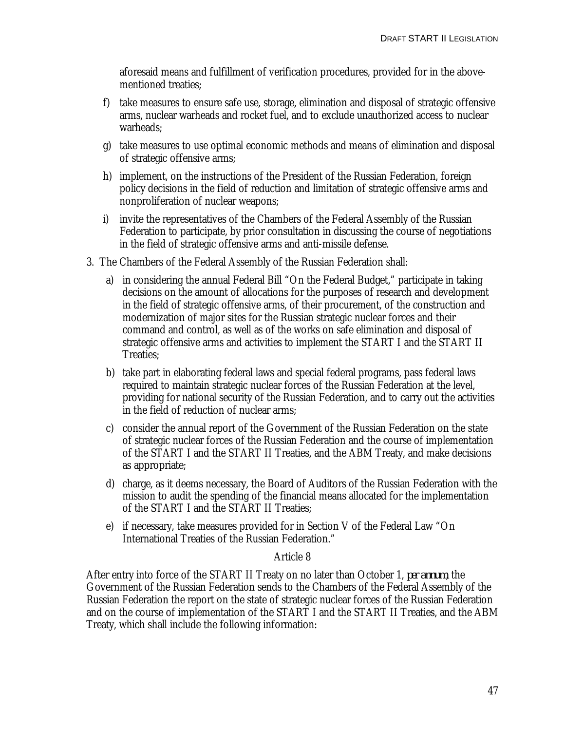aforesaid means and fulfillment of verification procedures, provided for in the above-mentioned treaties;

f) take measures to ensure safe use, storage, elimination and disposal of strategic offensive arms, nuclear warheads and rocket fuel, and to exclude unauthorized access to nuclear warheads;

g) take measures to use optimal economic methods and means of elimination and disposal of strategic offensive arms;

h) implement, on the instructions of the President of the Russian Federation, foreign policy decisions in the field of reduction and limitation of strategic offensive arms and nonproliferation of nuclear weapons;

i) invite the representatives of the Chambers of the Federal Assembly of the Russian Federation to participate, by prior consultation in discussing the course of negotiations in the field of strategic offensive arms and anti-missile defense.

3. The Chambers of the Federal Assembly of the Russian Federation shall:

a) in considering the annual Federal Bill "On the Federal Budget," participate in taking decisions on the amount of allocations for the purposes of research and development in the field of strategic offensive arms, of their procurement, of the construction and modernization of major sites for the Russian strategic nuclear forces and their command and control, as well as of the works on safe elimination and disposal of strategic offensive arms and activities to implement the START I and the START II Treaties;

b) take part in elaborating federal laws and special federal programs, pass federal laws required to maintain strategic nuclear forces of the Russian Federation at the level, providing for national security of the Russian Federation, and to carry out the activities in the field of reduction of nuclear arms;

c) consider the annual report of the Government of the Russian Federation on the state of strategic nuclear forces of the Russian Federation and the course of implementation of the START I and the START II Treaties, and the ABM Treaty, and make decisions as appropriate;

d) charge, as it deems necessary, the Board of Auditors of the Russian Federation with the mission to audit the spending of the financial means allocated for the implementation of the START I and the START II Treaties;

e) if necessary, take measures provided for in Section V of the Federal Law "On International Treaties of the Russian Federation."

Article 8

After entry into force of the START II Treaty on no later than October 1, *per annum*, the Government of the Russian Federation sends to the Chambers of the Federal Assembly of the Russian Federation the report on the state of strategic nuclear forces of the Russian Federation and on the course of implementation of the START I and the START II Treaties, and the ABM Treaty, which shall include the following information: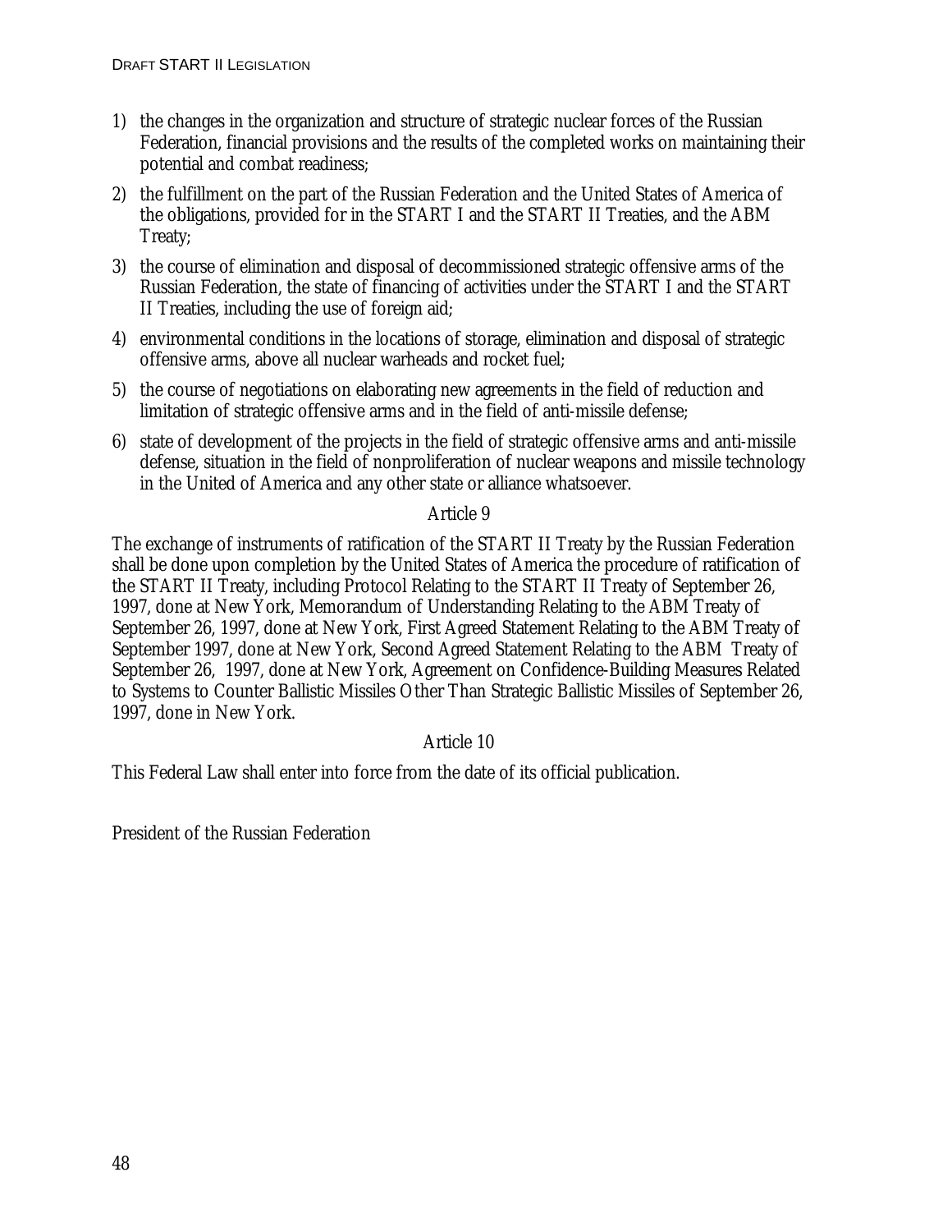1) the changes in the organization and structure of strategic nuclear forces of the Russian Federation, financial provisions and the results of the completed works on maintaining their potential and combat readiness;
2) the fulfillment on the part of the Russian Federation and the United States of America of the obligations, provided for in the START I and the START II Treaties, and the ABM Treaty;
3) the course of elimination and disposal of decommissioned strategic offensive arms of the Russian Federation, the state of financing of activities under the START I and the START II Treaties, including the use of foreign aid;
4) environmental conditions in the locations of storage, elimination and disposal of strategic offensive arms, above all nuclear warheads and rocket fuel;
5) the course of negotiations on elaborating new agreements in the field of reduction and limitation of strategic offensive arms and in the field of anti-missile defense;
6) state of development of the projects in the field of strategic offensive arms and anti-missile defense, situation in the field of nonproliferation of nuclear weapons and missile technology in the United of America and any other state or alliance whatsoever.

Article 9

The exchange of instruments of ratification of the START II Treaty by the Russian Federation shall be done upon completion by the United States of America the procedure of ratification of the START II Treaty, including Protocol Relating to the START II Treaty of September 26, 1997, done at New York, Memorandum of Understanding Relating to the ABM Treaty of September 26, 1997, done at New York, First Agreed Statement Relating to the ABM Treaty of September 1997, done at New York, Second Agreed Statement Relating to the ABM Treaty of September 26, 1997, done at New York, Agreement on Confidence-Building Measures Related to Systems to Counter Ballistic Missiles Other Than Strategic Ballistic Missiles of September 26, 1997, done in New York.

Article 10

This Federal Law shall enter into force from the date of its official publication.

President of the Russian Federation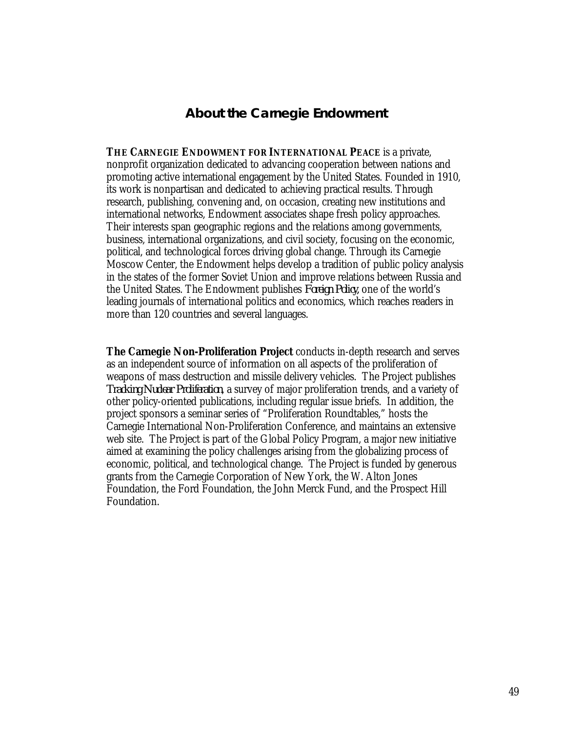## About the Carnegie Endowment

**THE CARNEGIE ENDOWMENT FOR INTERNATIONAL PEACE** is a private, nonprofit organization dedicated to advancing cooperation between nations and promoting active international engagement by the United States. Founded in 1910, its work is nonpartisan and dedicated to achieving practical results. Through research, publishing, convening and, on occasion, creating new institutions and international networks, Endowment associates shape fresh policy approaches. Their interests span geographic regions and the relations among governments, business, international organizations, and civil society, focusing on the economic, political, and technological forces driving global change. Through its Carnegie Moscow Center, the Endowment helps develop a tradition of public policy analysis in the states of the former Soviet Union and improve relations between Russia and the United States. The Endowment publishes *Foreign Policy*, one of the world's leading journals of international politics and economics, which reaches readers in more than 120 countries and several languages.

**The Carnegie Non-Proliferation Project** conducts in-depth research and serves as an independent source of information on all aspects of the proliferation of weapons of mass destruction and missile delivery vehicles. The Project publishes *Tracking Nuclear Proliferation*, a survey of major proliferation trends, and a variety of other policy-oriented publications, including regular issue briefs. In addition, the project sponsors a seminar series of "Proliferation Roundtables," hosts the Carnegie International Non-Proliferation Conference, and maintains an extensive web site. The Project is part of the Global Policy Program, a major new initiative aimed at examining the policy challenges arising from the globalizing process of economic, political, and technological change. The Project is funded by generous grants from the Carnegie Corporation of New York, the W. Alton Jones Foundation, the Ford Foundation, the John Merck Fund, and the Prospect Hill Foundation.